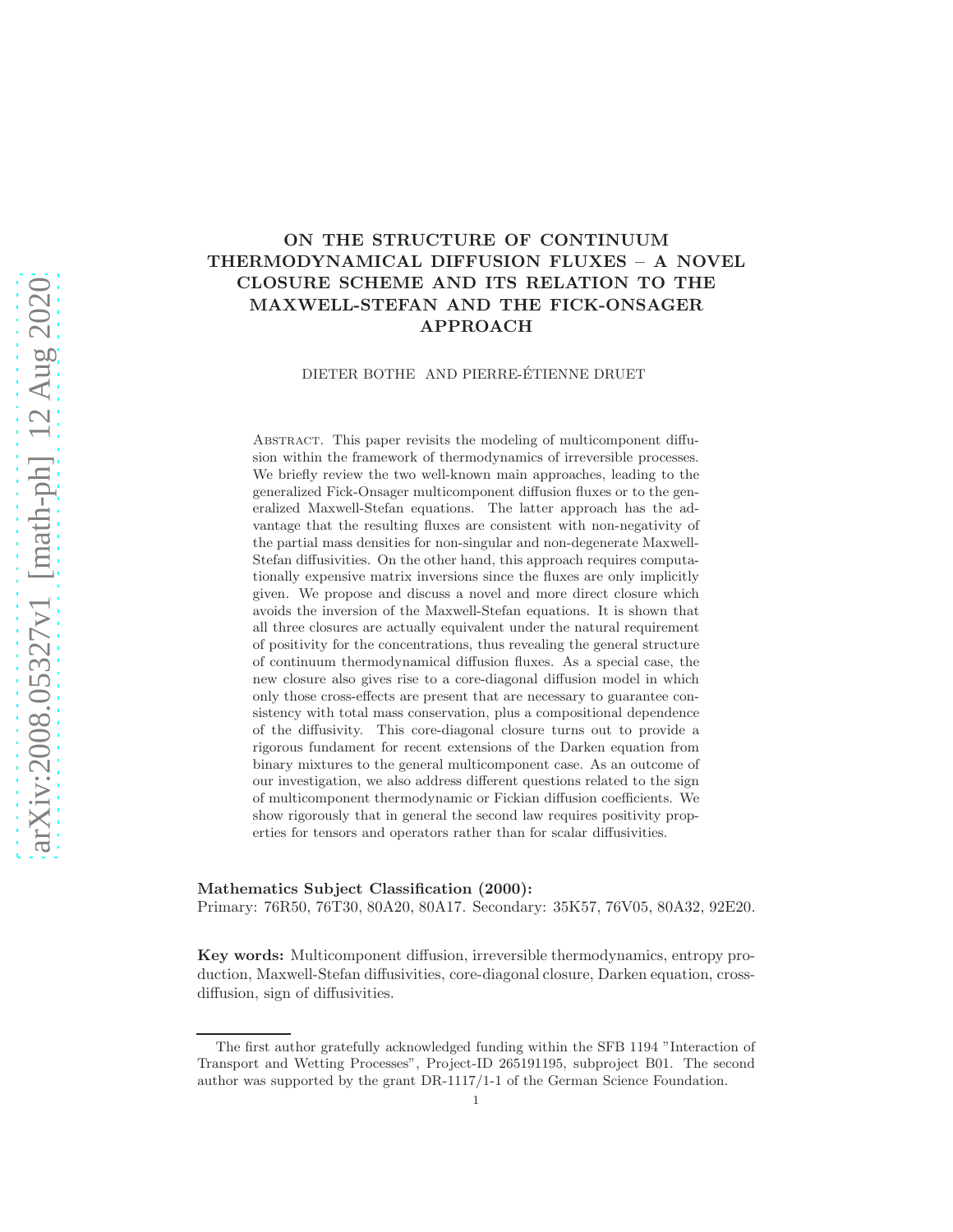# ON THE STRUCTURE OF CONTINUUM THERMODYNAMICAL DIFFUSION FLUXES – A NOVEL CLOSURE SCHEME AND ITS RELATION TO THE MAXWELL-STEFAN AND THE FICK-ONSAGER APPROACH

DIETER BOTHE AND PIERRE-ÉTIENNE DRUET

Abstract. This paper revisits the modeling of multicomponent diffusion within the framework of thermodynamics of irreversible processes. We briefly review the two well-known main approaches, leading to the generalized Fick-Onsager multicomponent diffusion fluxes or to the generalized Maxwell-Stefan equations. The latter approach has the advantage that the resulting fluxes are consistent with non-negativity of the partial mass densities for non-singular and non-degenerate Maxwell-Stefan diffusivities. On the other hand, this approach requires computationally expensive matrix inversions since the fluxes are only implicitly given. We propose and discuss a novel and more direct closure which avoids the inversion of the Maxwell-Stefan equations. It is shown that all three closures are actually equivalent under the natural requirement of positivity for the concentrations, thus revealing the general structure of continuum thermodynamical diffusion fluxes. As a special case, the new closure also gives rise to a core-diagonal diffusion model in which only those cross-effects are present that are necessary to guarantee consistency with total mass conservation, plus a compositional dependence of the diffusivity. This core-diagonal closure turns out to provide a rigorous fundament for recent extensions of the Darken equation from binary mixtures to the general multicomponent case. As an outcome of our investigation, we also address different questions related to the sign of multicomponent thermodynamic or Fickian diffusion coefficients. We show rigorously that in general the second law requires positivity properties for tensors and operators rather than for scalar diffusivities.

**Mathematics Subject Classification (2000):**
Primary: 76R50, 76T30, 80A20, 80A17. Secondary: 35K57, 76V05, 80A32, 92E20.

**Key words:** Multicomponent diffusion, irreversible thermodynamics, entropy production, Maxwell-Stefan diffusivities, core-diagonal closure, Darken equation, cross-diffusion, sign of diffusivities.

---

The first author gratefully acknowledged funding within the SFB 1194 "Interaction of Transport and Wetting Processes", Project-ID 265191195, subproject B01. The second author was supported by the grant DR-1117/1-1 of the German Science Foundation.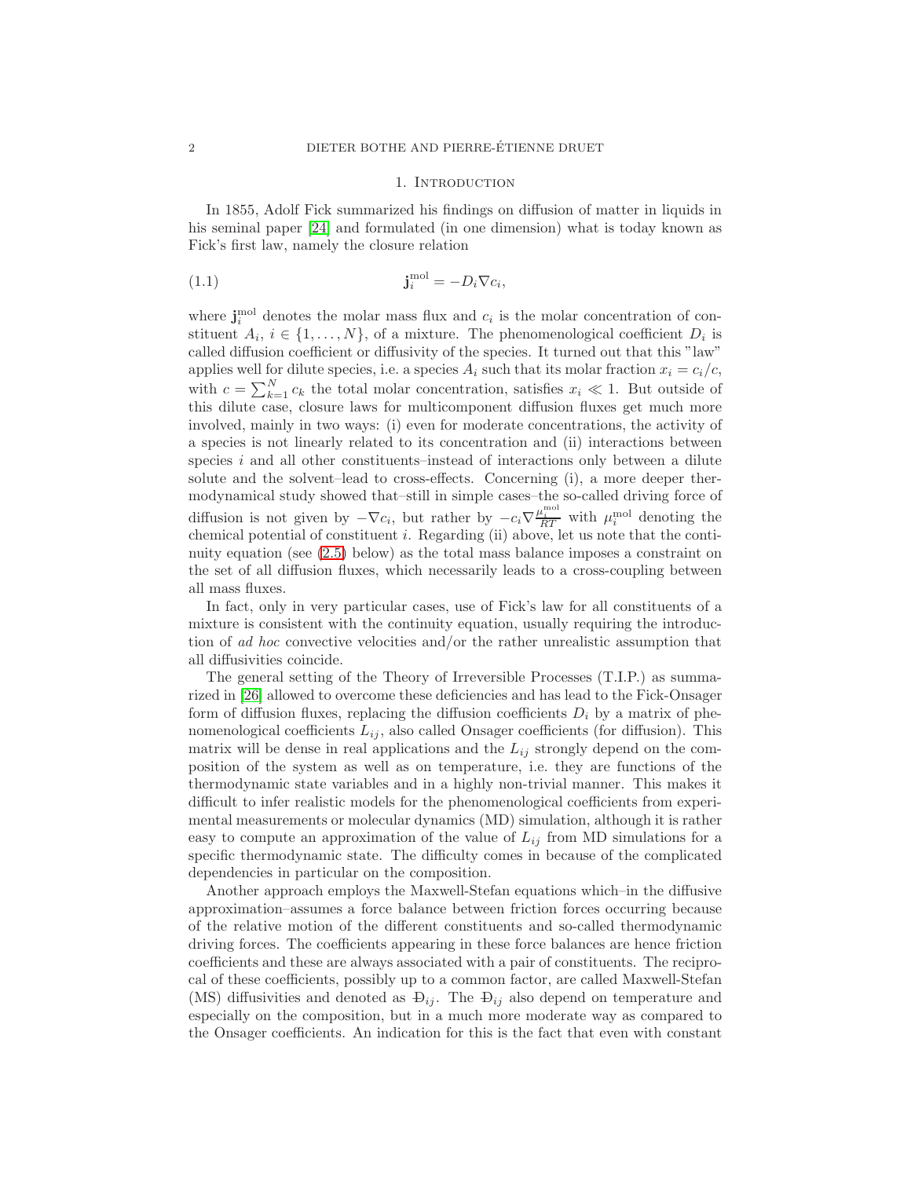# 1. Introduction

In 1855, Adolf Fick summarized his findings on diffusion of matter in liquids in his seminal paper [24] and formulated (in one dimension) what is today known as Fick's first law, namely the closure relation

$$\mathbf{j}_i^{\mathrm{mol}} = -D_i \nabla c_i, \tag{1.1}$$

where $\mathbf{j}_i^{\mathrm{mol}}$ denotes the molar mass flux and $c_i$ is the molar concentration of constituent $A_i$, $i \in \{1, \ldots, N\}$, of a mixture. The phenomenological coefficient $D_i$ is called diffusion coefficient or diffusivity of the species. It turned out that this "law" applies well for dilute species, i.e. a species $A_i$ such that its molar fraction $x_i = c_i/c$, with $c = \sum_{k=1}^{N} c_k$ the total molar concentration, satisfies $x_i \ll 1$. But outside of this dilute case, closure laws for multicomponent diffusion fluxes get much more involved, mainly in two ways: (i) even for moderate concentrations, the activity of a species is not linearly related to its concentration and (ii) interactions between species $i$ and all other constituents–instead of interactions only between a dilute solute and the solvent–lead to cross-effects. Concerning (i), a more deeper thermodynamical study showed that–still in simple cases–the so-called driving force of diffusion is not given by $-\nabla c_i$, but rather by $-c_i \nabla \frac{\mu_i^{\mathrm{mol}}}{RT}$ with $\mu_i^{\mathrm{mol}}$ denoting the chemical potential of constituent $i$. Regarding (ii) above, let us note that the continuity equation (see (2.5) below) as the total mass balance imposes a constraint on the set of all diffusion fluxes, which necessarily leads to a cross-coupling between all mass fluxes.

In fact, only in very particular cases, use of Fick's law for all constituents of a mixture is consistent with the continuity equation, usually requiring the introduction of *ad hoc* convective velocities and/or the rather unrealistic assumption that all diffusivities coincide.

The general setting of the Theory of Irreversible Processes (T.I.P.) as summarized in [26] allowed to overcome these deficiencies and has lead to the Fick-Onsager form of diffusion fluxes, replacing the diffusion coefficients $D_i$ by a matrix of phenomenological coefficients $L_{ij}$, also called Onsager coefficients (for diffusion). This matrix will be dense in real applications and the $L_{ij}$ strongly depend on the composition of the system as well as on temperature, i.e. they are functions of the thermodynamic state variables and in a highly non-trivial manner. This makes it difficult to infer realistic models for the phenomenological coefficients from experimental measurements or molecular dynamics (MD) simulation, although it is rather easy to compute an approximation of the value of $L_{ij}$ from MD simulations for a specific thermodynamic state. The difficulty comes in because of the complicated dependencies in particular on the composition.

Another approach employs the Maxwell-Stefan equations which–in the diffusive approximation–assumes a force balance between friction forces occurring because of the relative motion of the different constituents and so-called thermodynamic driving forces. The coefficients appearing in these force balances are hence friction coefficients and these are always associated with a pair of constituents. The reciprocal of these coefficients, possibly up to a common factor, are called Maxwell-Stefan (MS) diffusivities and denoted as $Đ_{ij}$. The $Đ_{ij}$ also depend on temperature and especially on the composition, but in a much more moderate way as compared to the Onsager coefficients. An indication for this is the fact that even with constant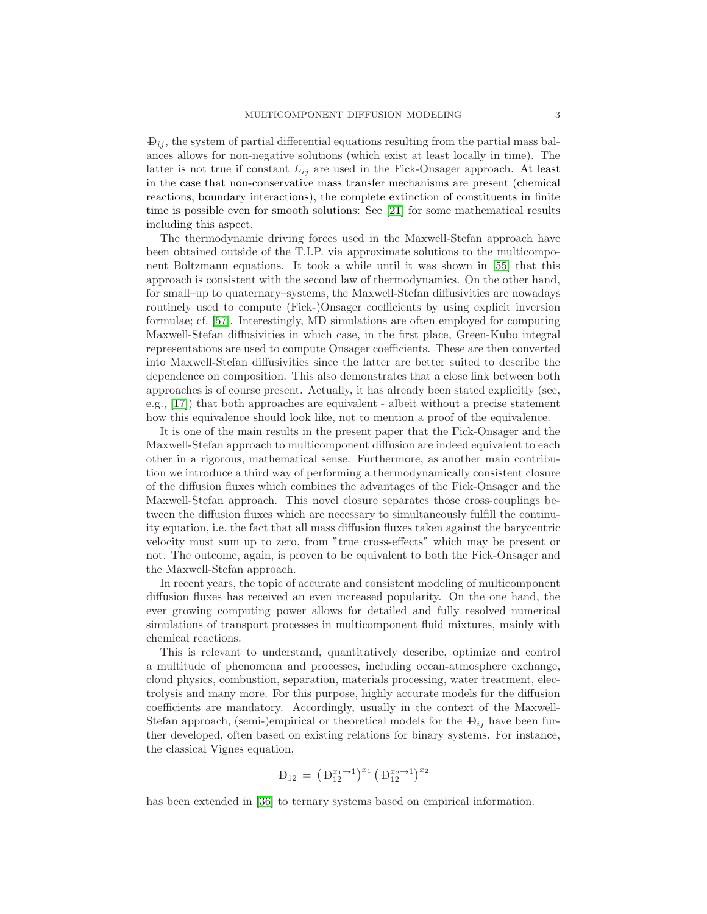$Đ_{ij}$, the system of partial differential equations resulting from the partial mass balances allows for non-negative solutions (which exist at least locally in time). The latter is not true if constant $L_{ij}$ are used in the Fick-Onsager approach. At least in the case that non-conservative mass transfer mechanisms are present (chemical reactions, boundary interactions), the complete extinction of constituents in finite time is possible even for smooth solutions: See [21] for some mathematical results including this aspect.

The thermodynamic driving forces used in the Maxwell-Stefan approach have been obtained outside of the T.I.P. via approximate solutions to the multicomponent Boltzmann equations. It took a while until it was shown in [55] that this approach is consistent with the second law of thermodynamics. On the other hand, for small–up to quaternary–systems, the Maxwell-Stefan diffusivities are nowadays routinely used to compute (Fick-)Onsager coefficients by using explicit inversion formulae; cf. [57]. Interestingly, MD simulations are often employed for computing Maxwell-Stefan diffusivities in which case, in the first place, Green-Kubo integral representations are used to compute Onsager coefficients. These are then converted into Maxwell-Stefan diffusivities since the latter are better suited to describe the dependence on composition. This also demonstrates that a close link between both approaches is of course present. Actually, it has already been stated explicitly (see, e.g., [17]) that both approaches are equivalent - albeit without a precise statement how this equivalence should look like, not to mention a proof of the equivalence.

It is one of the main results in the present paper that the Fick-Onsager and the Maxwell-Stefan approach to multicomponent diffusion are indeed equivalent to each other in a rigorous, mathematical sense. Furthermore, as another main contribution we introduce a third way of performing a thermodynamically consistent closure of the diffusion fluxes which combines the advantages of the Fick-Onsager and the Maxwell-Stefan approach. This novel closure separates those cross-couplings between the diffusion fluxes which are necessary to simultaneously fulfill the continuity equation, i.e. the fact that all mass diffusion fluxes taken against the barycentric velocity must sum up to zero, from "true cross-effects" which may be present or not. The outcome, again, is proven to be equivalent to both the Fick-Onsager and the Maxwell-Stefan approach.

In recent years, the topic of accurate and consistent modeling of multicomponent diffusion fluxes has received an even increased popularity. On the one hand, the ever growing computing power allows for detailed and fully resolved numerical simulations of transport processes in multicomponent fluid mixtures, mainly with chemical reactions.

This is relevant to understand, quantitatively describe, optimize and control a multitude of phenomena and processes, including ocean-atmosphere exchange, cloud physics, combustion, separation, materials processing, water treatment, electrolysis and many more. For this purpose, highly accurate models for the diffusion coefficients are mandatory. Accordingly, usually in the context of the Maxwell-Stefan approach, (semi-)empirical or theoretical models for the $Đ_{ij}$ have been further developed, often based on existing relations for binary systems. For instance, the classical Vignes equation,

$$Đ_{12} = \left(Đ_{12}^{x_1 \to 1}\right)^{x_1} \left(Đ_{12}^{x_2 \to 1}\right)^{x_2}$$

has been extended in [36] to ternary systems based on empirical information.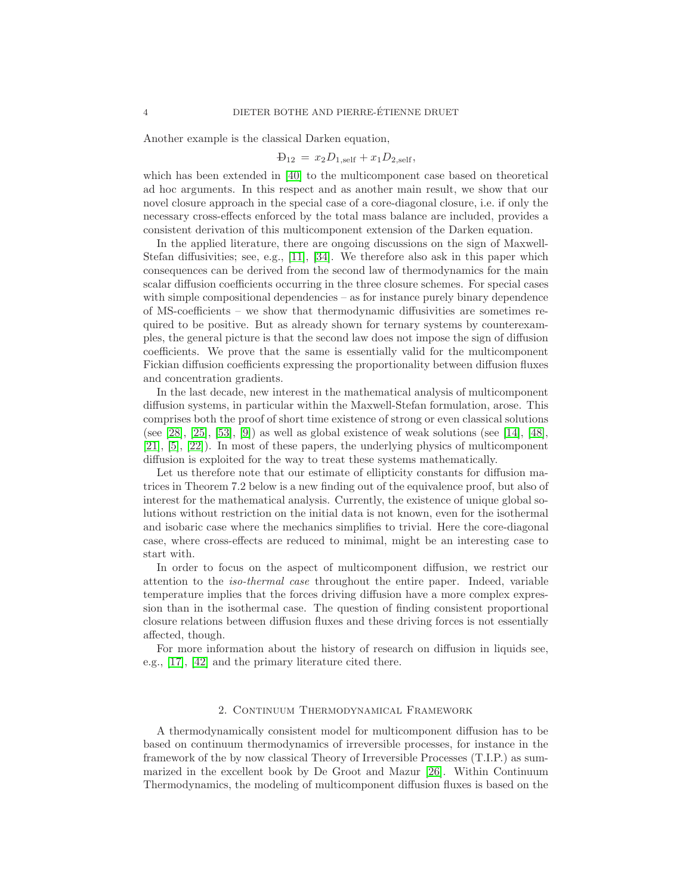Another example is the classical Darken equation,

$$Đ_{12} = x_2 D_{1,\text{self}} + x_1 D_{2,\text{self}},$$

which has been extended in [40] to the multicomponent case based on theoretical ad hoc arguments. In this respect and as another main result, we show that our novel closure approach in the special case of a core-diagonal closure, i.e. if only the necessary cross-effects enforced by the total mass balance are included, provides a consistent derivation of this multicomponent extension of the Darken equation.

In the applied literature, there are ongoing discussions on the sign of Maxwell-Stefan diffusivities; see, e.g., [11], [34]. We therefore also ask in this paper which consequences can be derived from the second law of thermodynamics for the main scalar diffusion coefficients occurring in the three closure schemes. For special cases with simple compositional dependencies – as for instance purely binary dependence of MS-coefficients – we show that thermodynamic diffusivities are sometimes required to be positive. But as already shown for ternary systems by counterexamples, the general picture is that the second law does not impose the sign of diffusion coefficients. We prove that the same is essentially valid for the multicomponent Fickian diffusion coefficients expressing the proportionality between diffusion fluxes and concentration gradients.

In the last decade, new interest in the mathematical analysis of multicomponent diffusion systems, in particular within the Maxwell-Stefan formulation, arose. This comprises both the proof of short time existence of strong or even classical solutions (see [28], [25], [53], [9]) as well as global existence of weak solutions (see [14], [48], [21], [5], [22]). In most of these papers, the underlying physics of multicomponent diffusion is exploited for the way to treat these systems mathematically.

Let us therefore note that our estimate of ellipticity constants for diffusion matrices in Theorem 7.2 below is a new finding out of the equivalence proof, but also of interest for the mathematical analysis. Currently, the existence of unique global solutions without restriction on the initial data is not known, even for the isothermal and isobaric case where the mechanics simplifies to trivial. Here the core-diagonal case, where cross-effects are reduced to minimal, might be an interesting case to start with.

In order to focus on the aspect of multicomponent diffusion, we restrict our attention to the *iso-thermal case* throughout the entire paper. Indeed, variable temperature implies that the forces driving diffusion have a more complex expression than in the isothermal case. The question of finding consistent proportional closure relations between diffusion fluxes and these driving forces is not essentially affected, though.

For more information about the history of research on diffusion in liquids see, e.g., [17], [42] and the primary literature cited there.

## 2. Continuum Thermodynamical Framework

A thermodynamically consistent model for multicomponent diffusion has to be based on continuum thermodynamics of irreversible processes, for instance in the framework of the by now classical Theory of Irreversible Processes (T.I.P.) as summarized in the excellent book by De Groot and Mazur [26]. Within Continuum Thermodynamics, the modeling of multicomponent diffusion fluxes is based on the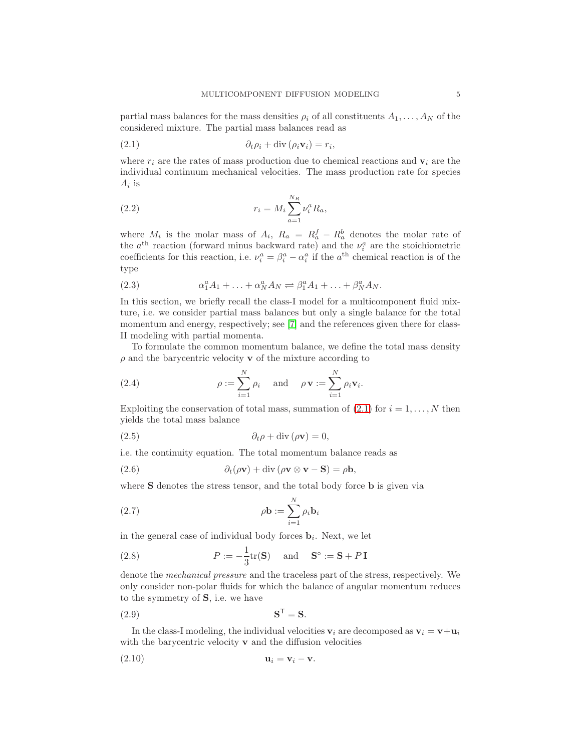partial mass balances for the mass densities $\rho_i$ of all constituents $A_1, \ldots, A_N$ of the considered mixture. The partial mass balances read as

$$\partial_t \rho_i + \operatorname{div}(\rho_i \mathbf{v}_i) = r_i, \tag{2.1}$$

where $r_i$ are the rates of mass production due to chemical reactions and $\mathbf{v}_i$ are the individual continuum mechanical velocities. The mass production rate for species $A_i$ is

$$r_i = M_i \sum_{a=1}^{N_R} \nu_i^a R_a, \tag{2.2}$$

where $M_i$ is the molar mass of $A_i$, $R_a = R_a^f - R_a^b$ denotes the molar rate of the $a^{\text{th}}$ reaction (forward minus backward rate) and the $\nu_i^a$ are the stoichiometric coefficients for this reaction, i.e. $\nu_i^a = \beta_i^a - \alpha_i^a$ if the $a^{\text{th}}$ chemical reaction is of the type

$$\alpha_1^a A_1 + \ldots + \alpha_N^a A_N \rightleftharpoons \beta_1^a A_1 + \ldots + \beta_N^a A_N. \tag{2.3}$$

In this section, we briefly recall the class-I model for a multicomponent fluid mixture, i.e. we consider partial mass balances but only a single balance for the total momentum and energy, respectively; see [7] and the references given there for class-II modeling with partial momenta.

To formulate the common momentum balance, we define the total mass density $\rho$ and the barycentric velocity $\mathbf{v}$ of the mixture according to

$$\rho := \sum_{i=1}^N \rho_i \quad \text{and} \quad \rho\, \mathbf{v} := \sum_{i=1}^N \rho_i \mathbf{v}_i. \tag{2.4}$$

Exploiting the conservation of total mass, summation of (2.1) for $i = 1, \ldots, N$ then yields the total mass balance

$$\partial_t \rho + \operatorname{div}(\rho \mathbf{v}) = 0, \tag{2.5}$$

i.e. the continuity equation. The total momentum balance reads as

$$\partial_t (\rho \mathbf{v}) + \operatorname{div}(\rho \mathbf{v} \otimes \mathbf{v} - \mathbf{S}) = \rho \mathbf{b}, \tag{2.6}$$

where $\mathbf{S}$ denotes the stress tensor, and the total body force $\mathbf{b}$ is given via

$$\rho \mathbf{b} := \sum_{i=1}^N \rho_i \mathbf{b}_i \tag{2.7}$$

in the general case of individual body forces $\mathbf{b}_i$. Next, we let

$$P := -\frac{1}{3}\operatorname{tr}(\mathbf{S}) \quad \text{and} \quad \mathbf{S}^\circ := \mathbf{S} + P\,\mathbf{I} \tag{2.8}$$

denote the *mechanical pressure* and the traceless part of the stress, respectively. We only consider non-polar fluids for which the balance of angular momentum reduces to the symmetry of $\mathbf{S}$, i.e. we have

$$\mathbf{S}^{\mathsf{T}} = \mathbf{S}. \tag{2.9}$$

In the class-I modeling, the individual velocities $\mathbf{v}_i$ are decomposed as $\mathbf{v}_i = \mathbf{v} + \mathbf{u}_i$ with the barycentric velocity $\mathbf{v}$ and the diffusion velocities

$$\mathbf{u}_i = \mathbf{v}_i - \mathbf{v}. \tag{2.10}$$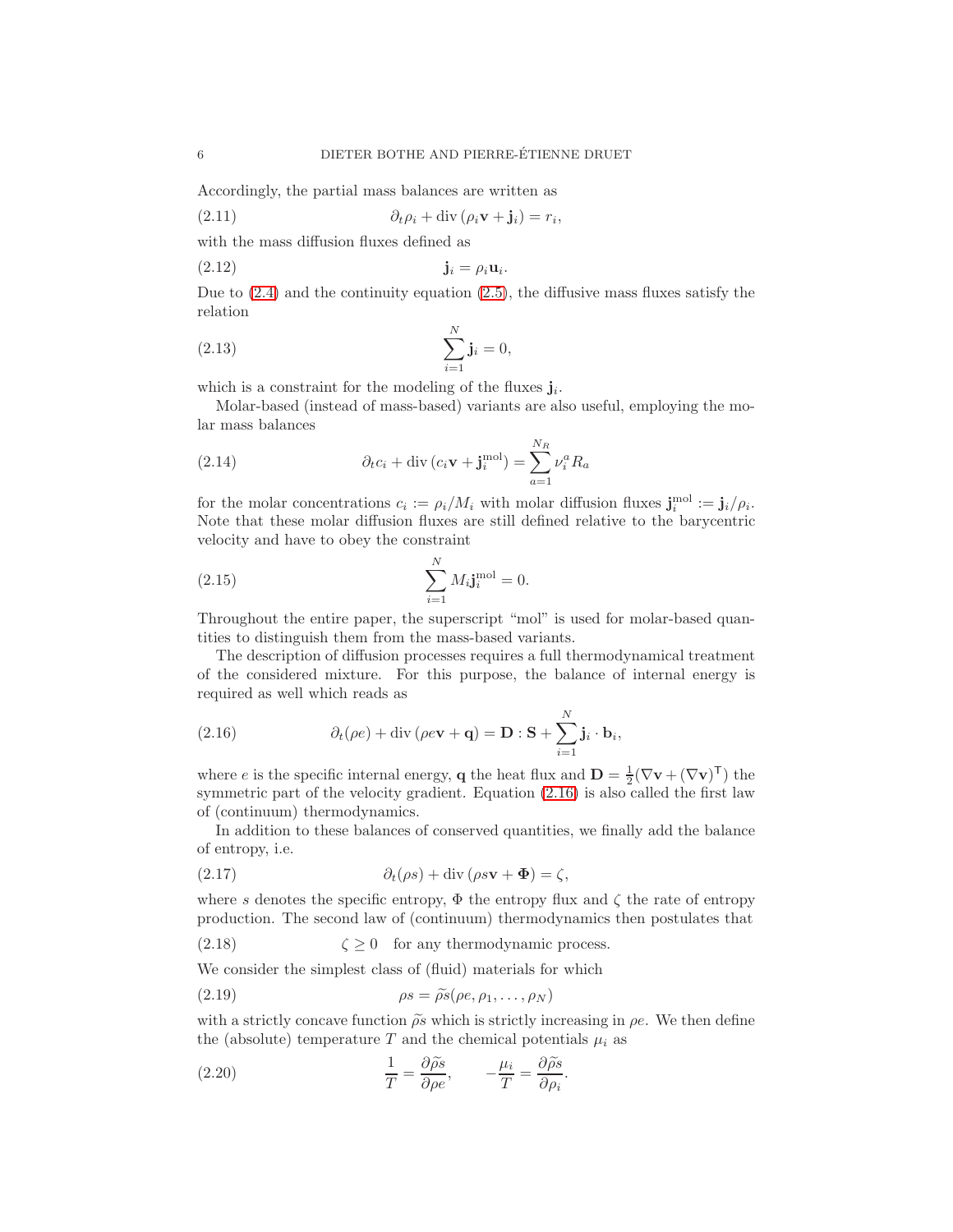Accordingly, the partial mass balances are written as

$$\partial_t \rho_i + \operatorname{div}(\rho_i \mathbf{v} + \mathbf{j}_i) = r_i, \tag{2.11}$$

with the mass diffusion fluxes defined as

$$\mathbf{j}_i = \rho_i \mathbf{u}_i. \tag{2.12}$$

Due to (2.4) and the continuity equation (2.5), the diffusive mass fluxes satisfy the relation

$$\sum_{i=1}^{N} \mathbf{j}_i = 0, \tag{2.13}$$

which is a constraint for the modeling of the fluxes $\mathbf{j}_i$.

Molar-based (instead of mass-based) variants are also useful, employing the molar mass balances

$$\partial_t c_i + \operatorname{div}(c_i \mathbf{v} + \mathbf{j}_i^{\mathrm{mol}}) = \sum_{a=1}^{N_R} \nu_i^a R_a \tag{2.14}$$

for the molar concentrations $c_i := \rho_i / M_i$ with molar diffusion fluxes $\mathbf{j}_i^{\mathrm{mol}} := \mathbf{j}_i / \rho_i$. Note that these molar diffusion fluxes are still defined relative to the barycentric velocity and have to obey the constraint

$$\sum_{i=1}^{N} M_i \mathbf{j}_i^{\mathrm{mol}} = 0. \tag{2.15}$$

Throughout the entire paper, the superscript "mol" is used for molar-based quantities to distinguish them from the mass-based variants.

The description of diffusion processes requires a full thermodynamical treatment of the considered mixture. For this purpose, the balance of internal energy is required as well which reads as

$$\partial_t(\rho e) + \operatorname{div}(\rho e \mathbf{v} + \mathbf{q}) = \mathbf{D} : \mathbf{S} + \sum_{i=1}^{N} \mathbf{j}_i \cdot \mathbf{b}_i, \tag{2.16}$$

where $e$ is the specific internal energy, $\mathbf{q}$ the heat flux and $\mathbf{D} = \frac{1}{2}(\nabla \mathbf{v} + (\nabla \mathbf{v})^{\mathsf{T}})$ the symmetric part of the velocity gradient. Equation (2.16) is also called the first law of (continuum) thermodynamics.

In addition to these balances of conserved quantities, we finally add the balance of entropy, i.e.

$$\partial_t(\rho s) + \operatorname{div}(\rho s \mathbf{v} + \mathbf{\Phi}) = \zeta, \tag{2.17}$$

where $s$ denotes the specific entropy, $\Phi$ the entropy flux and $\zeta$ the rate of entropy production. The second law of (continuum) thermodynamics then postulates that

$$\zeta \geq 0 \quad \text{for any thermodynamic process.} \tag{2.18}$$

We consider the simplest class of (fluid) materials for which

$$\rho s = \widetilde{\rho s}(\rho e, \rho_1, \ldots, \rho_N) \tag{2.19}$$

with a strictly concave function $\widetilde{\rho s}$ which is strictly increasing in $\rho e$. We then define the (absolute) temperature $T$ and the chemical potentials $\mu_i$ as

$$\frac{1}{T} = \frac{\partial \widetilde{\rho s}}{\partial \rho e}, \qquad -\frac{\mu_i}{T} = \frac{\partial \widetilde{\rho s}}{\partial \rho_i}. \tag{2.20}$$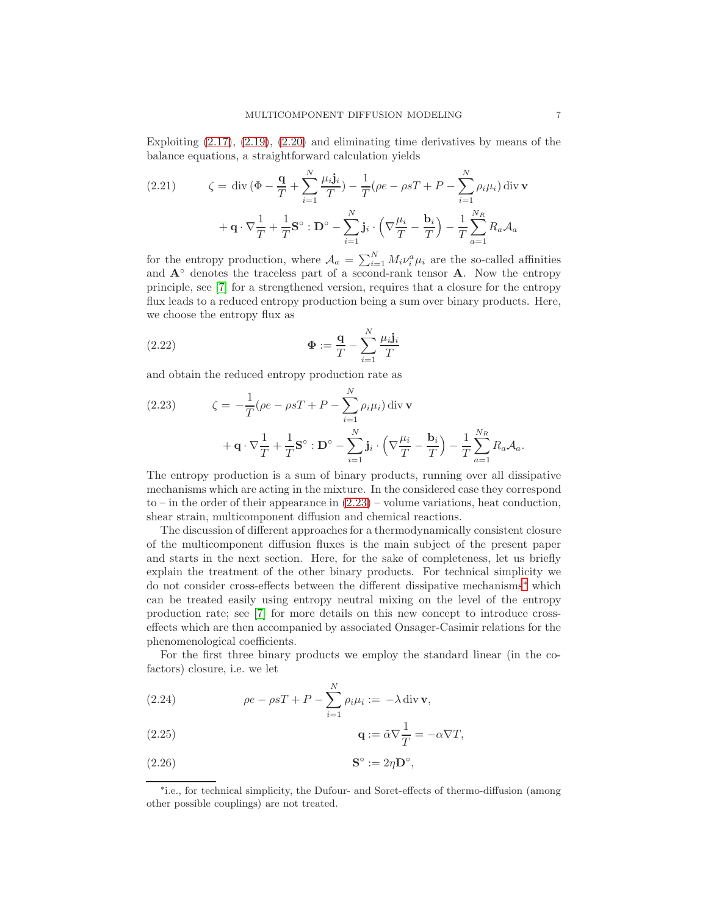Exploiting (2.17), (2.19), (2.20) and eliminating time derivatives by means of the balance equations, a straightforward calculation yields

$$
\begin{aligned}
\zeta = \; & \operatorname{div}\Big(\Phi - \frac{\mathbf{q}}{T} + \sum_{i=1}^{N} \frac{\mu_i \mathbf{j}_i}{T}\Big) - \frac{1}{T}\big(\rho e - \rho s T + P - \sum_{i=1}^{N} \rho_i \mu_i\big) \operatorname{div} \mathbf{v} \\
& + \mathbf{q} \cdot \nabla \frac{1}{T} + \frac{1}{T} \mathbf{S}^{\circ} : \mathbf{D}^{\circ} - \sum_{i=1}^{N} \mathbf{j}_i \cdot \Big(\nabla \frac{\mu_i}{T} - \frac{\mathbf{b}_i}{T}\Big) - \frac{1}{T} \sum_{a=1}^{N_R} R_a \mathcal{A}_a
\end{aligned}
\tag{2.21}
$$

for the entropy production, where $\mathcal{A}_a = \sum_{i=1}^{N} M_i \nu_i^a \mu_i$ are the so-called affinities and $\mathbf{A}^{\circ}$ denotes the traceless part of a second-rank tensor $\mathbf{A}$. Now the entropy principle, see [7] for a strengthened version, requires that a closure for the entropy flux leads to a reduced entropy production being a sum over binary products. Here, we choose the entropy flux as

$$
\mathbf{\Phi} := \frac{\mathbf{q}}{T} - \sum_{i=1}^{N} \frac{\mu_i \mathbf{j}_i}{T}
\tag{2.22}
$$

and obtain the reduced entropy production rate as

$$
\begin{aligned}
\zeta = \; & -\frac{1}{T}\big(\rho e - \rho s T + P - \sum_{i=1}^{N} \rho_i \mu_i\big) \operatorname{div} \mathbf{v} \\
& + \mathbf{q} \cdot \nabla \frac{1}{T} + \frac{1}{T} \mathbf{S}^{\circ} : \mathbf{D}^{\circ} - \sum_{i=1}^{N} \mathbf{j}_i \cdot \Big(\nabla \frac{\mu_i}{T} - \frac{\mathbf{b}_i}{T}\Big) - \frac{1}{T} \sum_{a=1}^{N_R} R_a \mathcal{A}_a.
\end{aligned}
\tag{2.23}
$$

The entropy production is a sum of binary products, running over all dissipative mechanisms which are acting in the mixture. In the considered case they correspond to – in the order of their appearance in (2.23) – volume variations, heat conduction, shear strain, multicomponent diffusion and chemical reactions.

The discussion of different approaches for a thermodynamically consistent closure of the multicomponent diffusion fluxes is the main subject of the present paper and starts in the next section. Here, for the sake of completeness, let us briefly explain the treatment of the other binary products. For technical simplicity we do not consider cross-effects between the different dissipative mechanisms* which can be treated easily using entropy neutral mixing on the level of the entropy production rate; see [7] for more details on this new concept to introduce cross-effects which are then accompanied by associated Onsager-Casimir relations for the phenomenological coefficients.

For the first three binary products we employ the standard linear (in the co-factors) closure, i.e. we let

$$
\rho e - \rho s T + P - \sum_{i=1}^{N} \rho_i \mu_i := -\lambda \operatorname{div} \mathbf{v},
\tag{2.24}
$$

$$
\mathbf{q} := \tilde{\alpha} \nabla \frac{1}{T} = -\alpha \nabla T,
\tag{2.25}
$$

$$
\mathbf{S}^{\circ} := 2\eta \mathbf{D}^{\circ},
\tag{2.26}
$$

*i.e., for technical simplicity, the Dufour- and Soret-effects of thermo-diffusion (among other possible couplings) are not treated.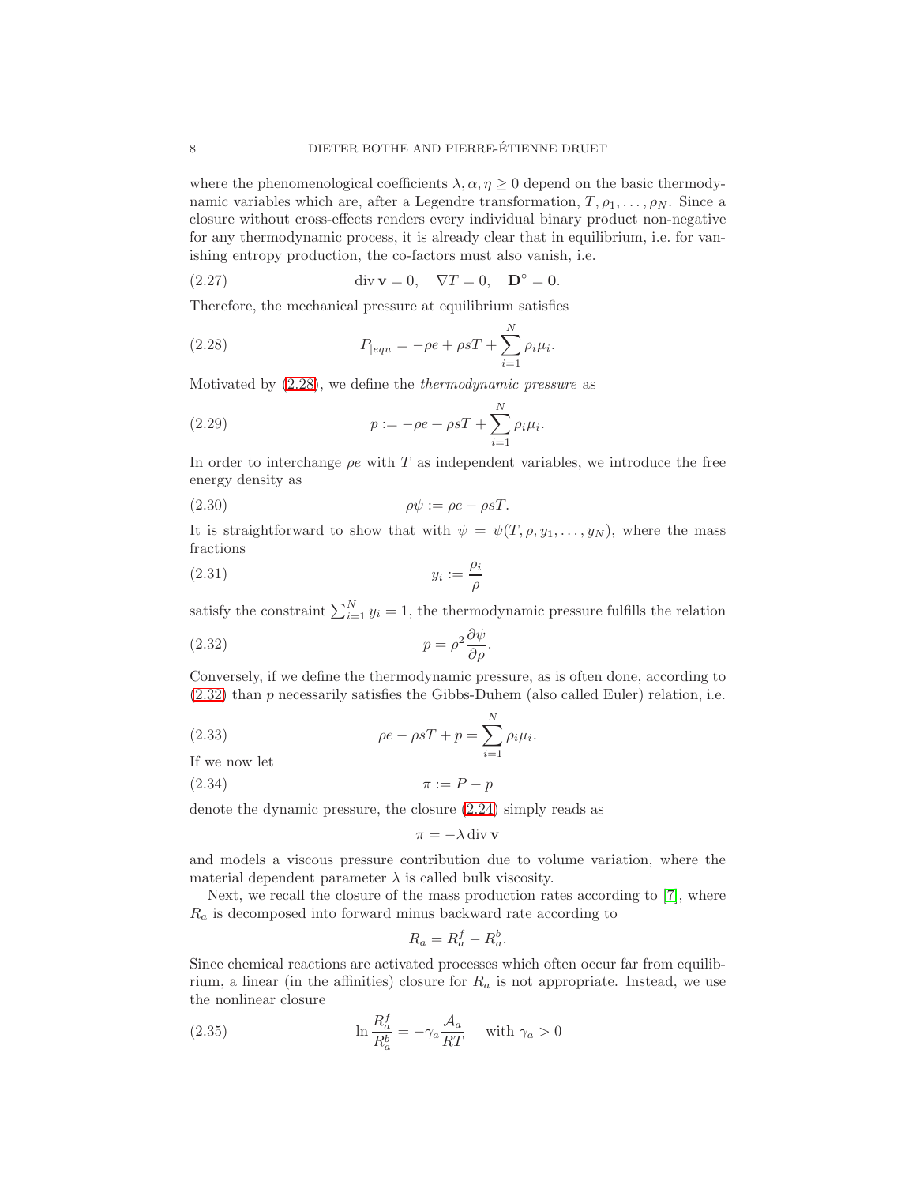where the phenomenological coefficients $\lambda, \alpha, \eta \geq 0$ depend on the basic thermodynamic variables which are, after a Legendre transformation, $T, \rho_1, \ldots, \rho_N$. Since a closure without cross-effects renders every individual binary product non-negative for any thermodynamic process, it is already clear that in equilibrium, i.e. for vanishing entropy production, the co-factors must also vanish, i.e.

$$\operatorname{div} \mathbf{v} = 0, \quad \nabla T = 0, \quad \mathbf{D}^\circ = \mathbf{0}. \tag{2.27}$$

Therefore, the mechanical pressure at equilibrium satisfies

$$P_{|equ} = -\rho e + \rho s T + \sum_{i=1}^{N} \rho_i \mu_i. \tag{2.28}$$

Motivated by (2.28), we define the *thermodynamic pressure* as

$$p := -\rho e + \rho s T + \sum_{i=1}^{N} \rho_i \mu_i. \tag{2.29}$$

In order to interchange $\rho e$ with $T$ as independent variables, we introduce the free energy density as

$$\rho \psi := \rho e - \rho s T. \tag{2.30}$$

It is straightforward to show that with $\psi = \psi(T, \rho, y_1, \ldots, y_N)$, where the mass fractions

$$y_i := \frac{\rho_i}{\rho} \tag{2.31}$$

satisfy the constraint $\sum_{i=1}^N y_i = 1$, the thermodynamic pressure fulfills the relation

$$p = \rho^2 \frac{\partial \psi}{\partial \rho}. \tag{2.32}$$

Conversely, if we define the thermodynamic pressure, as is often done, according to (2.32) than $p$ necessarily satisfies the Gibbs-Duhem (also called Euler) relation, i.e.

$$\rho e - \rho s T + p = \sum_{i=1}^{N} \rho_i \mu_i. \tag{2.33}$$

If we now let

$$\pi := P - p \tag{2.34}$$

denote the dynamic pressure, the closure (2.24) simply reads as

$$\pi = -\lambda \operatorname{div} \mathbf{v}$$

and models a viscous pressure contribution due to volume variation, where the material dependent parameter $\lambda$ is called bulk viscosity.

Next, we recall the closure of the mass production rates according to [7], where $R_a$ is decomposed into forward minus backward rate according to

$$R_a = R_a^f - R_a^b.$$

Since chemical reactions are activated processes which often occur far from equilibrium, a linear (in the affinities) closure for $R_a$ is not appropriate. Instead, we use the nonlinear closure

$$\ln \frac{R_a^f}{R_a^b} = -\gamma_a \frac{\mathcal{A}_a}{RT} \quad \text{with } \gamma_a > 0 \tag{2.35}$$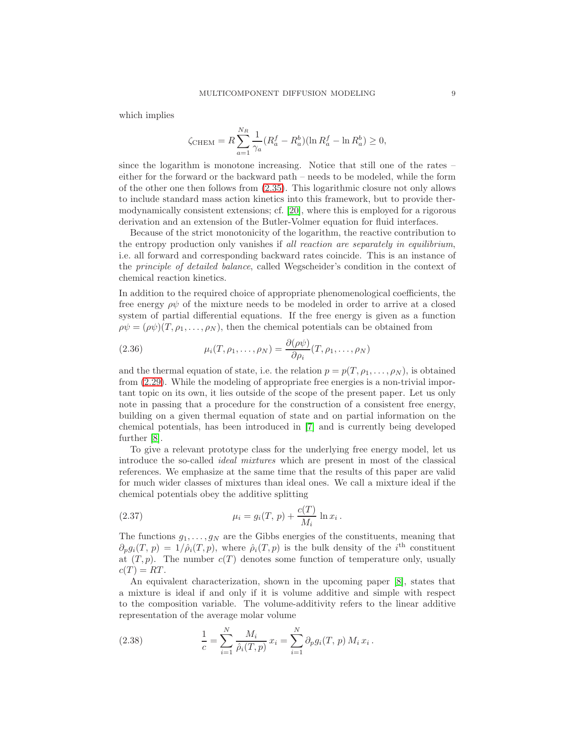which implies

$$\zeta_{\text{CHEM}} = R \sum_{a=1}^{N_R} \frac{1}{\gamma_a} (R_a^f - R_a^b)(\ln R_a^f - \ln R_a^b) \geq 0,$$

since the logarithm is monotone increasing. Notice that still one of the rates – either for the forward or the backward path – needs to be modeled, while the form of the other one then follows from (2.35). This logarithmic closure not only allows to include standard mass action kinetics into this framework, but to provide thermodynamically consistent extensions; cf. [20], where this is employed for a rigorous derivation and an extension of the Butler-Volmer equation for fluid interfaces.

Because of the strict monotonicity of the logarithm, the reactive contribution to the entropy production only vanishes if *all reaction are separately in equilibrium*, i.e. all forward and corresponding backward rates coincide. This is an instance of the *principle of detailed balance*, called Wegscheider's condition in the context of chemical reaction kinetics.

In addition to the required choice of appropriate phenomenological coefficients, the free energy $\rho\psi$ of the mixture needs to be modeled in order to arrive at a closed system of partial differential equations. If the free energy is given as a function $\rho\psi = (\rho\psi)(T, \rho_1, \ldots, \rho_N)$, then the chemical potentials can be obtained from

$$\mu_i(T, \rho_1, \ldots, \rho_N) = \frac{\partial(\rho\psi)}{\partial \rho_i}(T, \rho_1, \ldots, \rho_N) \tag{2.36}$$

and the thermal equation of state, i.e. the relation $p = p(T, \rho_1, \ldots, \rho_N)$, is obtained from (2.29). While the modeling of appropriate free energies is a non-trivial important topic on its own, it lies outside of the scope of the present paper. Let us only note in passing that a procedure for the construction of a consistent free energy, building on a given thermal equation of state and on partial information on the chemical potentials, has been introduced in [7] and is currently being developed further [8].

To give a relevant prototype class for the underlying free energy model, let us introduce the so-called *ideal mixtures* which are present in most of the classical references. We emphasize at the same time that the results of this paper are valid for much wider classes of mixtures than ideal ones. We call a mixture ideal if the chemical potentials obey the additive splitting

$$\mu_i = g_i(T,\, p) + \frac{c(T)}{M_i} \ln x_i\,. \tag{2.37}$$

The functions $g_1, \ldots, g_N$ are the Gibbs energies of the constituents, meaning that $\partial_p g_i(T,\, p) = 1/\hat{\rho}_i(T, p)$, where $\hat{\rho}_i(T, p)$ is the bulk density of the $i^{\text{th}}$ constituent at $(T, p)$. The number $c(T)$ denotes some function of temperature only, usually $c(T) = RT$.

An equivalent characterization, shown in the upcoming paper [8], states that a mixture is ideal if and only if it is volume additive and simple with respect to the composition variable. The volume-additivity refers to the linear additive representation of the average molar volume

$$\frac{1}{c} = \sum_{i=1}^{N} \frac{M_i}{\hat{\rho}_i(T, p)}\, x_i = \sum_{i=1}^{N} \partial_p g_i(T,\, p)\, M_i\, x_i\,. \tag{2.38}$$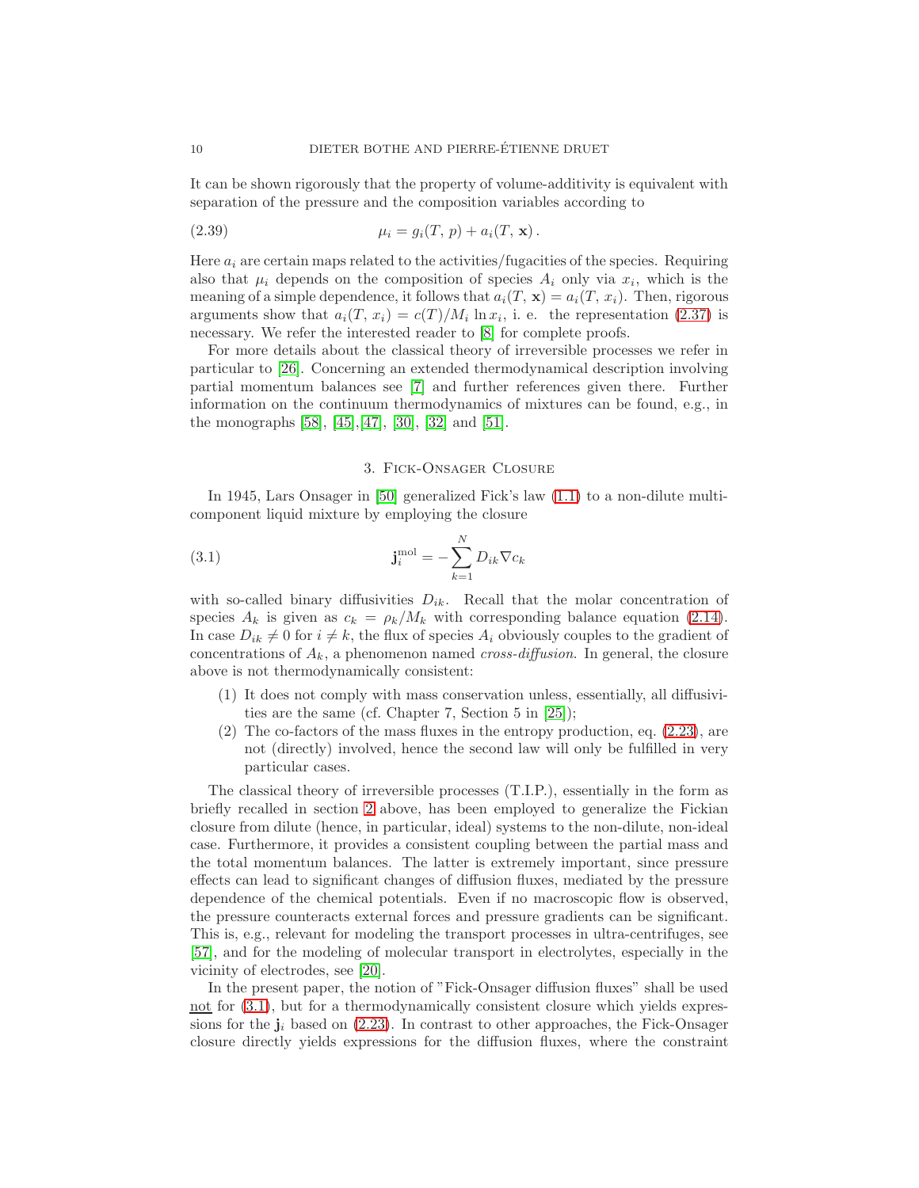It can be shown rigorously that the property of volume-additivity is equivalent with separation of the pressure and the composition variables according to

$$\mu_i = g_i(T,\, p) + a_i(T,\, \mathbf{x})\,. \tag{2.39}$$

Here $a_i$ are certain maps related to the activities/fugacities of the species. Requiring also that $\mu_i$ depends on the composition of species $A_i$ only via $x_i$, which is the meaning of a simple dependence, it follows that $a_i(T,\, \mathbf{x}) = a_i(T,\, x_i)$. Then, rigorous arguments show that $a_i(T,\, x_i) = c(T)/M_i \ln x_i$, i. e. the representation (2.37) is necessary. We refer the interested reader to [8] for complete proofs.

For more details about the classical theory of irreversible processes we refer in particular to [26]. Concerning an extended thermodynamical description involving partial momentum balances see [7] and further references given there. Further information on the continuum thermodynamics of mixtures can be found, e.g., in the monographs [58], [45],[47], [30], [32] and [51].

## 3. Fick-Onsager Closure

In 1945, Lars Onsager in [50] generalized Fick's law (1.1) to a non-dilute multi-component liquid mixture by employing the closure

$$\mathbf{j}_i^{\mathrm{mol}} = -\sum_{k=1}^{N} D_{ik} \nabla c_k \tag{3.1}$$

with so-called binary diffusivities $D_{ik}$. Recall that the molar concentration of species $A_k$ is given as $c_k = \rho_k / M_k$ with corresponding balance equation (2.14). In case $D_{ik} \neq 0$ for $i \neq k$, the flux of species $A_i$ obviously couples to the gradient of concentrations of $A_k$, a phenomenon named *cross-diffusion*. In general, the closure above is not thermodynamically consistent:

1. It does not comply with mass conservation unless, essentially, all diffusivities are the same (cf. Chapter 7, Section 5 in [25]);
2. The co-factors of the mass fluxes in the entropy production, eq. (2.23), are not (directly) involved, hence the second law will only be fulfilled in very particular cases.

The classical theory of irreversible processes (T.I.P.), essentially in the form as briefly recalled in section 2 above, has been employed to generalize the Fickian closure from dilute (hence, in particular, ideal) systems to the non-dilute, non-ideal case. Furthermore, it provides a consistent coupling between the partial mass and the total momentum balances. The latter is extremely important, since pressure effects can lead to significant changes of diffusion fluxes, mediated by the pressure dependence of the chemical potentials. Even if no macroscopic flow is observed, the pressure counteracts external forces and pressure gradients can be significant. This is, e.g., relevant for modeling the transport processes in ultra-centrifuges, see [57], and for the modeling of molecular transport in electrolytes, especially in the vicinity of electrodes, see [20].

In the present paper, the notion of "Fick-Onsager diffusion fluxes" shall be used not for (3.1), but for a thermodynamically consistent closure which yields expressions for the $\mathbf{j}_i$ based on (2.23). In contrast to other approaches, the Fick-Onsager closure directly yields expressions for the diffusion fluxes, where the constraint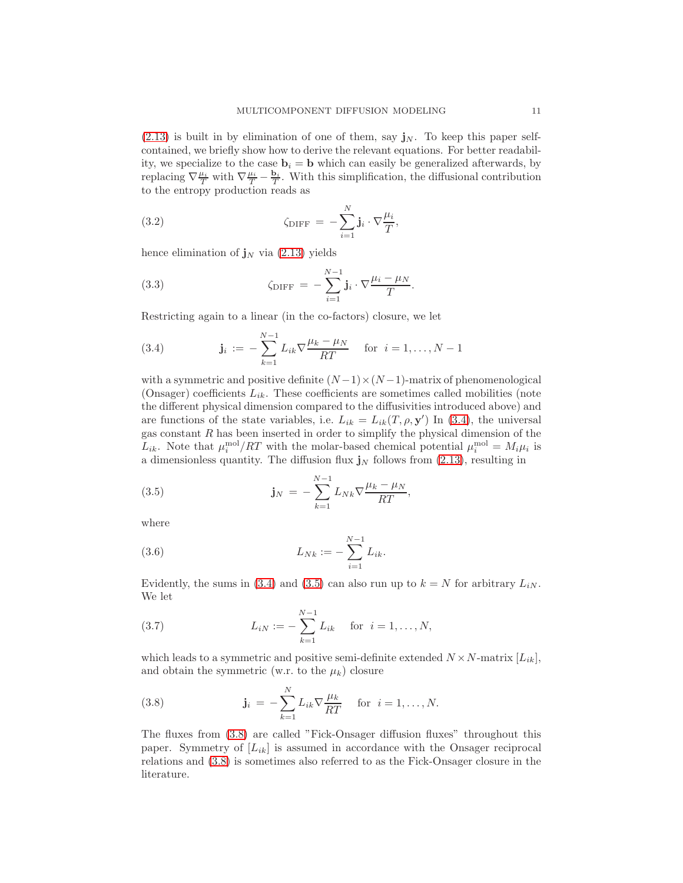(2.13) is built in by elimination of one of them, say $\mathbf{j}_N$. To keep this paper self-contained, we briefly show how to derive the relevant equations. For better readability, we specialize to the case $\mathbf{b}_i = \mathbf{b}$ which can easily be generalized afterwards, by replacing $\nabla \frac{\mu_i}{T}$ with $\nabla \frac{\mu_i}{T} - \frac{\mathbf{b}_i}{T}$. With this simplification, the diffusional contribution to the entropy production reads as

$$\zeta_{\text{DIFF}} \, = \, - \sum_{i=1}^{N} \mathbf{j}_i \cdot \nabla \frac{\mu_i}{T}, \tag{3.2}$$

hence elimination of $\mathbf{j}_N$ via (2.13) yields

$$\zeta_{\text{DIFF}} \, = \, - \sum_{i=1}^{N-1} \mathbf{j}_i \cdot \nabla \frac{\mu_i - \mu_N}{T}. \tag{3.3}$$

Restricting again to a linear (in the co-factors) closure, we let

$$\mathbf{j}_i \, := \, - \sum_{k=1}^{N-1} L_{ik} \nabla \frac{\mu_k - \mu_N}{RT} \quad \text{for} \;\; i = 1, \ldots, N-1 \tag{3.4}$$

with a symmetric and positive definite $(N-1) \times (N-1)$-matrix of phenomenological (Onsager) coefficients $L_{ik}$. These coefficients are sometimes called mobilities (note the different physical dimension compared to the diffusivities introduced above) and are functions of the state variables, i.e. $L_{ik} = L_{ik}(T, \rho, \mathbf{y}')$ In (3.4), the universal gas constant $R$ has been inserted in order to simplify the physical dimension of the $L_{ik}$. Note that $\mu_i^{\text{mol}}/RT$ with the molar-based chemical potential $\mu_i^{\text{mol}} = M_i \mu_i$ is a dimensionless quantity. The diffusion flux $\mathbf{j}_N$ follows from (2.13), resulting in

$$\mathbf{j}_N \, = \, - \sum_{k=1}^{N-1} L_{Nk} \nabla \frac{\mu_k - \mu_N}{RT}, \tag{3.5}$$

where

$$L_{Nk} := - \sum_{i=1}^{N-1} L_{ik}. \tag{3.6}$$

Evidently, the sums in (3.4) and (3.5) can also run up to $k = N$ for arbitrary $L_{iN}$. We let

$$L_{iN} := - \sum_{k=1}^{N-1} L_{ik} \quad \text{for} \;\; i = 1, \ldots, N, \tag{3.7}$$

which leads to a symmetric and positive semi-definite extended $N \times N$-matrix $[L_{ik}]$, and obtain the symmetric (w.r.t. to the $\mu_k$) closure

$$\mathbf{j}_i \, = \, - \sum_{k=1}^{N} L_{ik} \nabla \frac{\mu_k}{RT} \quad \text{for} \;\; i = 1, \ldots, N. \tag{3.8}$$

The fluxes from (3.8) are called "Fick-Onsager diffusion fluxes" throughout this paper. Symmetry of $[L_{ik}]$ is assumed in accordance with the Onsager reciprocal relations and (3.8) is sometimes also referred to as the Fick-Onsager closure in the literature.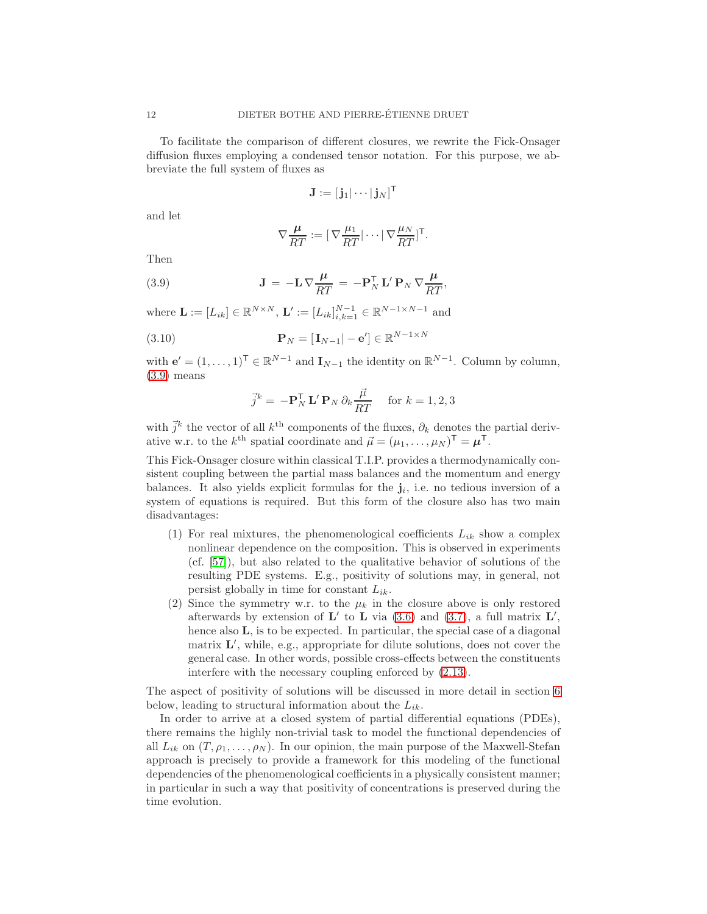To facilitate the comparison of different closures, we rewrite the Fick-Onsager diffusion fluxes employing a condensed tensor notation. For this purpose, we abbreviate the full system of fluxes as

$$\mathbf{J} := [\mathbf{j}_1 | \cdots | \mathbf{j}_N]^\mathsf{T}$$

and let

$$\nabla \frac{\boldsymbol{\mu}}{RT} := [\, \nabla \frac{\mu_1}{RT} | \cdots | \, \nabla \frac{\mu_N}{RT}]^\mathsf{T}.$$

Then

$$\mathbf{J} \, = \, -\mathbf{L} \, \nabla \frac{\boldsymbol{\mu}}{RT} \, = \, -\mathbf{P}_N^\mathsf{T} \, \mathbf{L}' \, \mathbf{P}_N \, \nabla \frac{\boldsymbol{\mu}}{RT}, \tag{3.9}$$

where $\mathbf{L} := [L_{ik}] \in \mathbb{R}^{N \times N}$, $\mathbf{L}' := [L_{ik}]_{i,k=1}^{N-1} \in \mathbb{R}^{N-1 \times N-1}$ and

$$\mathbf{P}_N = [\, \mathbf{I}_{N-1} | - \mathbf{e}'] \in \mathbb{R}^{N-1 \times N} \tag{3.10}$$

with $\mathbf{e}' = (1, \ldots, 1)^\mathsf{T} \in \mathbb{R}^{N-1}$ and $\mathbf{I}_{N-1}$ the identity on $\mathbb{R}^{N-1}$. Column by column, (3.9) means

$$\vec{j}^{k} \, = \, -\mathbf{P}_N^\mathsf{T} \, \mathbf{L}' \, \mathbf{P}_N \, \partial_k \frac{\vec{\mu}}{RT} \quad \text{ for } k = 1, 2, 3$$

with $\vec{j}^{k}$ the vector of all $k^{\text{th}}$ components of the fluxes, $\partial_k$ denotes the partial derivative w.r.t. the $k^{\text{th}}$ spatial coordinate and $\vec{\mu} = (\mu_1, \ldots, \mu_N)^\mathsf{T} = \boldsymbol{\mu}^\mathsf{T}$.

This Fick-Onsager closure within classical T.I.P. provides a thermodynamically consistent coupling between the partial mass balances and the momentum and energy balances. It also yields explicit formulas for the $\mathbf{j}_i$, i.e. no tedious inversion of a system of equations is required. But this form of the closure also has two main disadvantages:

1. For real mixtures, the phenomenological coefficients $L_{ik}$ show a complex nonlinear dependence on the composition. This is observed in experiments (cf. [57]), but also related to the qualitative behavior of solutions of the resulting PDE systems. E.g., positivity of solutions may, in general, not persist globally in time for constant $L_{ik}$.
2. Since the symmetry w.r.t. to the $\mu_k$ in the closure above is only restored afterwards by extension of $\mathbf{L}'$ to $\mathbf{L}$ via (3.6) and (3.7), a full matrix $\mathbf{L}'$, hence also $\mathbf{L}$, is to be expected. In particular, the special case of a diagonal matrix $\mathbf{L}'$, while, e.g., appropriate for dilute solutions, does not cover the general case. In other words, possible cross-effects between the constituents interfere with the necessary coupling enforced by (2.13).

The aspect of positivity of solutions will be discussed in more detail in section 6 below, leading to structural information about the $L_{ik}$.

In order to arrive at a closed system of partial differential equations (PDEs), there remains the highly non-trivial task to model the functional dependencies of all $L_{ik}$ on $(T, \rho_1, \ldots, \rho_N)$. In our opinion, the main purpose of the Maxwell-Stefan approach is precisely to provide a framework for this modeling of the functional dependencies of the phenomenological coefficients in a physically consistent manner; in particular in such a way that positivity of concentrations is preserved during the time evolution.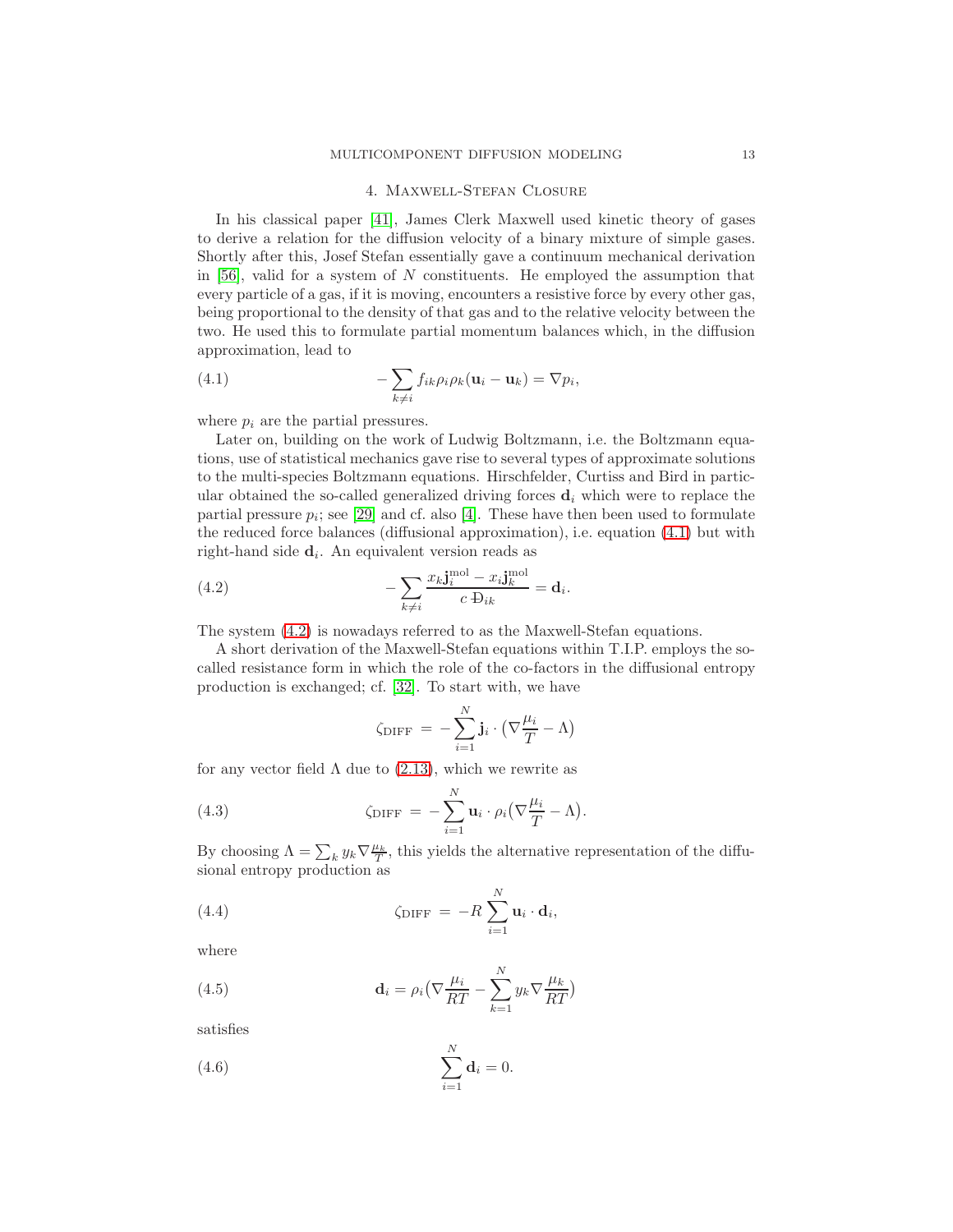## 4. Maxwell-Stefan Closure

In his classical paper [41], James Clerk Maxwell used kinetic theory of gases to derive a relation for the diffusion velocity of a binary mixture of simple gases. Shortly after this, Josef Stefan essentially gave a continuum mechanical derivation in [56], valid for a system of $N$ constituents. He employed the assumption that every particle of a gas, if it is moving, encounters a resistive force by every other gas, being proportional to the density of that gas and to the relative velocity between the two. He used this to formulate partial momentum balances which, in the diffusion approximation, lead to

$$
-\sum_{k\neq i} f_{ik}\rho_i\rho_k(\mathbf{u}_i-\mathbf{u}_k)=\nabla p_i, \tag{4.1}
$$

where $p_i$ are the partial pressures.

Later on, building on the work of Ludwig Boltzmann, i.e. the Boltzmann equations, use of statistical mechanics gave rise to several types of approximate solutions to the multi-species Boltzmann equations. Hirschfelder, Curtiss and Bird in particular obtained the so-called generalized driving forces $\mathbf{d}_i$ which were to replace the partial pressure $p_i$; see [29] and cf. also [4]. These have then been used to formulate the reduced force balances (diffusional approximation), i.e. equation (4.1) but with right-hand side $\mathbf{d}_i$. An equivalent version reads as

$$
-\sum_{k\neq i}\frac{x_k\mathbf{j}_i^{\rm mol}-x_i\mathbf{j}_k^{\rm mol}}{c\,Đ_{ik}}=\mathbf{d}_i. \tag{4.2}
$$

The system (4.2) is nowadays referred to as the Maxwell-Stefan equations.

A short derivation of the Maxwell-Stefan equations within T.I.P. employs the so-called resistance form in which the role of the co-factors in the diffusional entropy production is exchanged; cf. [32]. To start with, we have

$$
\zeta_{\rm DIFF}\,=\,-\sum_{i=1}^N \mathbf{j}_i\cdot\big(\nabla\frac{\mu_i}{T}-\Lambda\big)
$$

for any vector field $\Lambda$ due to (2.13), which we rewrite as

$$
\zeta_{\rm DIFF}\,=\,-\sum_{i=1}^N \mathbf{u}_i\cdot\rho_i\big(\nabla\frac{\mu_i}{T}-\Lambda\big). \tag{4.3}
$$

By choosing $\Lambda=\sum_k y_k\nabla\frac{\mu_k}{T}$, this yields the alternative representation of the diffusional entropy production as

$$
\zeta_{\rm DIFF}\,=\,-R\sum_{i=1}^N \mathbf{u}_i\cdot\mathbf{d}_i, \tag{4.4}
$$

where

$$
\mathbf{d}_i=\rho_i\big(\nabla\frac{\mu_i}{RT}-\sum_{k=1}^N y_k\nabla\frac{\mu_k}{RT}\big) \tag{4.5}
$$

satisfies

$$
\sum_{i=1}^N \mathbf{d}_i=0. \tag{4.6}
$$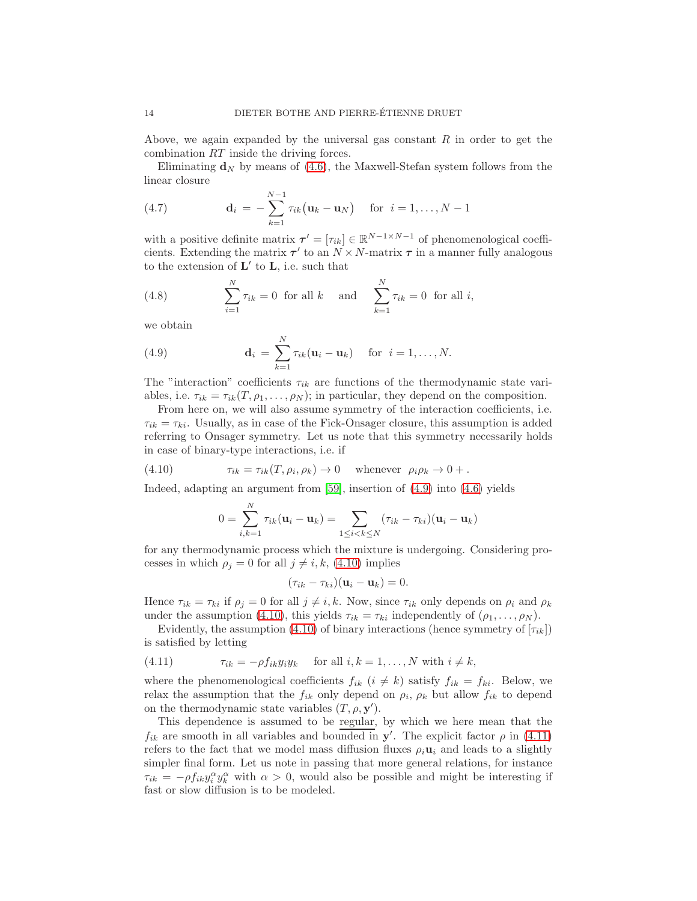Above, we again expanded by the universal gas constant $R$ in order to get the combination $RT$ inside the driving forces.

Eliminating $\mathbf{d}_N$ by means of (4.6), the Maxwell-Stefan system follows from the linear closure

$$\mathbf{d}_i \,=\, -\sum_{k=1}^{N-1} \tau_{ik}\big(\mathbf{u}_k - \mathbf{u}_N\big) \quad \text{for } \; i = 1, \ldots, N-1 \tag{4.7}$$

with a positive definite matrix $\boldsymbol{\tau}' = [\tau_{ik}] \in \mathbb{R}^{N-1\times N-1}$ of phenomenological coefficients. Extending the matrix $\boldsymbol{\tau}'$ to an $N \times N$-matrix $\boldsymbol{\tau}$ in a manner fully analogous to the extension of $\mathbf{L}'$ to $\mathbf{L}$, i.e. such that

$$\sum_{i=1}^{N} \tau_{ik} = 0 \;\text{ for all } k \quad \text{ and } \quad \sum_{k=1}^{N} \tau_{ik} = 0 \;\text{ for all } i, \tag{4.8}$$

we obtain

$$\mathbf{d}_i \,=\, \sum_{k=1}^{N} \tau_{ik}(\mathbf{u}_i - \mathbf{u}_k) \quad \text{ for } \; i = 1, \ldots, N. \tag{4.9}$$

The "interaction" coefficients $\tau_{ik}$ are functions of the thermodynamic state variables, i.e. $\tau_{ik} = \tau_{ik}(T, \rho_1, \ldots, \rho_N)$; in particular, they depend on the composition.

From here on, we will also assume symmetry of the interaction coefficients, i.e. $\tau_{ik} = \tau_{ki}$. Usually, as in case of the Fick-Onsager closure, this assumption is added referring to Onsager symmetry. Let us note that this symmetry necessarily holds in case of binary-type interactions, i.e. if

$$\tau_{ik} = \tau_{ik}(T, \rho_i, \rho_k) \to 0 \quad \text{ whenever } \; \rho_i\rho_k \to 0+. \tag{4.10}$$

Indeed, adapting an argument from [59], insertion of (4.9) into (4.6) yields

$$0 = \sum_{i,k=1}^{N} \tau_{ik}(\mathbf{u}_i - \mathbf{u}_k) = \sum_{1\leq i<k\leq N} (\tau_{ik} - \tau_{ki})(\mathbf{u}_i - \mathbf{u}_k)$$

for any thermodynamic process which the mixture is undergoing. Considering processes in which $\rho_j = 0$ for all $j \neq i, k$, (4.10) implies

$$(\tau_{ik} - \tau_{ki})(\mathbf{u}_i - \mathbf{u}_k) = 0.$$

Hence $\tau_{ik} = \tau_{ki}$ if $\rho_j = 0$ for all $j \neq i, k$. Now, since $\tau_{ik}$ only depends on $\rho_i$ and $\rho_k$ under the assumption (4.10), this yields $\tau_{ik} = \tau_{ki}$ independently of $(\rho_1, \ldots, \rho_N)$.

Evidently, the assumption (4.10) of binary interactions (hence symmetry of $[\tau_{ik}]$) is satisfied by letting

$$\tau_{ik} = -\rho f_{ik} y_i y_k \quad \text{ for all } i, k = 1, \ldots, N \text{ with } i \neq k, \tag{4.11}$$

where the phenomenological coefficients $f_{ik}$ $(i \neq k)$ satisfy $f_{ik} = f_{ki}$. Below, we relax the assumption that the $f_{ik}$ only depend on $\rho_i$, $\rho_k$ but allow $f_{ik}$ to depend on the thermodynamic state variables $(T, \rho, \mathbf{y}')$.

This dependence is assumed to be <u>regular</u>, by which we here mean that the $f_{ik}$ are smooth in all variables and bounded in $\mathbf{y}'$. The explicit factor $\rho$ in (4.11) refers to the fact that we model mass diffusion fluxes $\rho_i\mathbf{u}_i$ and leads to a slightly simpler final form. Let us note in passing that more general relations, for instance $\tau_{ik} = -\rho f_{ik} y_i^\alpha y_k^\alpha$ with $\alpha > 0$, would also be possible and might be interesting if fast or slow diffusion is to be modeled.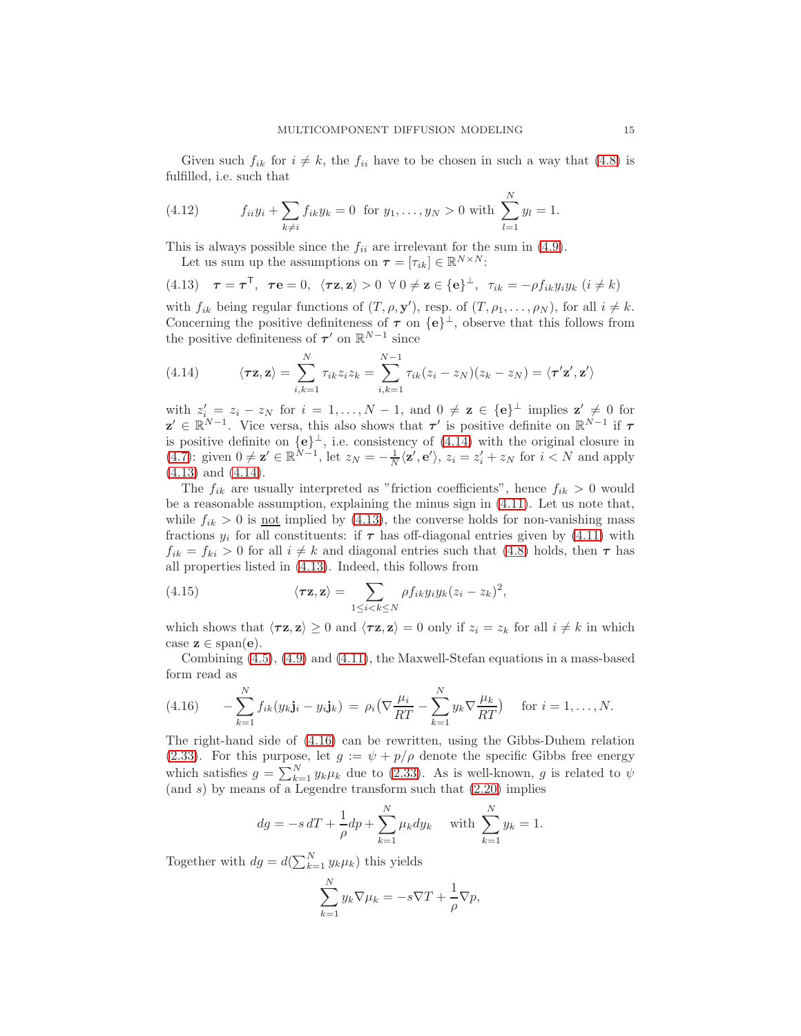Given such $f_{ik}$ for $i \neq k$, the $f_{ii}$ have to be chosen in such a way that (4.8) is fulfilled, i.e. such that

$$f_{ii} y_i + \sum_{k \neq i} f_{ik} y_k = 0 \quad \text{for } y_1, \ldots, y_N > 0 \text{ with } \sum_{l=1}^{N} y_l = 1. \tag{4.12}$$

This is always possible since the $f_{ii}$ are irrelevant for the sum in (4.9).

Let us sum up the assumptions on $\boldsymbol{\tau} = [\tau_{ik}] \in \mathbb{R}^{N \times N}$:

$$\boldsymbol{\tau} = \boldsymbol{\tau}^{\mathsf{T}}, \;\; \boldsymbol{\tau}\mathbf{e} = 0, \;\; \langle \boldsymbol{\tau}\mathbf{z}, \mathbf{z} \rangle > 0 \;\; \forall\, 0 \neq \mathbf{z} \in \{\mathbf{e}\}^{\perp}, \;\; \tau_{ik} = -\rho f_{ik} y_i y_k \;\, (i \neq k) \tag{4.13}$$

with $f_{ik}$ being regular functions of $(T, \rho, \mathbf{y}')$, resp. of $(T, \rho_1, \ldots, \rho_N)$, for all $i \neq k$. Concerning the positive definiteness of $\boldsymbol{\tau}$ on $\{\mathbf{e}\}^{\perp}$, observe that this follows from the positive definiteness of $\boldsymbol{\tau}'$ on $\mathbb{R}^{N-1}$ since

$$\langle \boldsymbol{\tau}\mathbf{z}, \mathbf{z} \rangle = \sum_{i,k=1}^{N} \tau_{ik} z_i z_k = \sum_{i,k=1}^{N-1} \tau_{ik} (z_i - z_N)(z_k - z_N) = \langle \boldsymbol{\tau}'\mathbf{z}', \mathbf{z}' \rangle \tag{4.14}$$

with $z_i' = z_i - z_N$ for $i = 1, \ldots, N-1$, and $0 \neq \mathbf{z} \in \{\mathbf{e}\}^{\perp}$ implies $\mathbf{z}' \neq 0$ for $\mathbf{z}' \in \mathbb{R}^{N-1}$. Vice versa, this also shows that $\boldsymbol{\tau}'$ is positive definite on $\mathbb{R}^{N-1}$ if $\boldsymbol{\tau}$ is positive definite on $\{\mathbf{e}\}^{\perp}$, i.e. consistency of (4.14) with the original closure in (4.7): given $0 \neq \mathbf{z}' \in \mathbb{R}^{N-1}$, let $z_N = -\frac{1}{N}\langle \mathbf{z}', \mathbf{e}' \rangle$, $z_i = z_i' + z_N$ for $i < N$ and apply (4.13) and (4.14).

The $f_{ik}$ are usually interpreted as "friction coefficients", hence $f_{ik} > 0$ would be a reasonable assumption, explaining the minus sign in (4.11). Let us note that, while $f_{ik} > 0$ is not implied by (4.13), the converse holds for non-vanishing mass fractions $y_i$ for all constituents: if $\boldsymbol{\tau}$ has off-diagonal entries given by (4.11) with $f_{ik} = f_{ki} > 0$ for all $i \neq k$ and diagonal entries such that (4.8) holds, then $\boldsymbol{\tau}$ has all properties listed in (4.13). Indeed, this follows from

$$\langle \boldsymbol{\tau}\mathbf{z}, \mathbf{z} \rangle = \sum_{1 \leq i < k \leq N} \rho f_{ik} y_i y_k (z_i - z_k)^2, \tag{4.15}$$

which shows that $\langle \boldsymbol{\tau}\mathbf{z}, \mathbf{z} \rangle \geq 0$ and $\langle \boldsymbol{\tau}\mathbf{z}, \mathbf{z} \rangle = 0$ only if $z_i = z_k$ for all $i \neq k$ in which case $\mathbf{z} \in \operatorname{span}(\mathbf{e})$.

Combining (4.5), (4.9) and (4.11), the Maxwell-Stefan equations in a mass-based form read as

$$-\sum_{k=1}^{N} f_{ik} (y_k \mathbf{j}_i - y_i \mathbf{j}_k) \;=\; \rho_i \big( \nabla \frac{\mu_i}{RT} - \sum_{k=1}^{N} y_k \nabla \frac{\mu_k}{RT} \big) \quad \text{ for } i = 1, \ldots, N. \tag{4.16}$$

The right-hand side of (4.16) can be rewritten, using the Gibbs-Duhem relation (2.33). For this purpose, let $g := \psi + p/\rho$ denote the specific Gibbs free energy which satisfies $g = \sum_{k=1}^{N} y_k \mu_k$ due to (2.33). As is well-known, $g$ is related to $\psi$ (and $s$) by means of a Legendre transform such that (2.20) implies

$$dg = -s\, dT + \frac{1}{\rho} dp + \sum_{k=1}^{N} \mu_k dy_k \quad \text{ with } \sum_{k=1}^{N} y_k = 1.$$

Together with $dg = d(\sum_{k=1}^{N} y_k \mu_k)$ this yields

$$\sum_{k=1}^{N} y_k \nabla \mu_k = -s \nabla T + \frac{1}{\rho} \nabla p,$$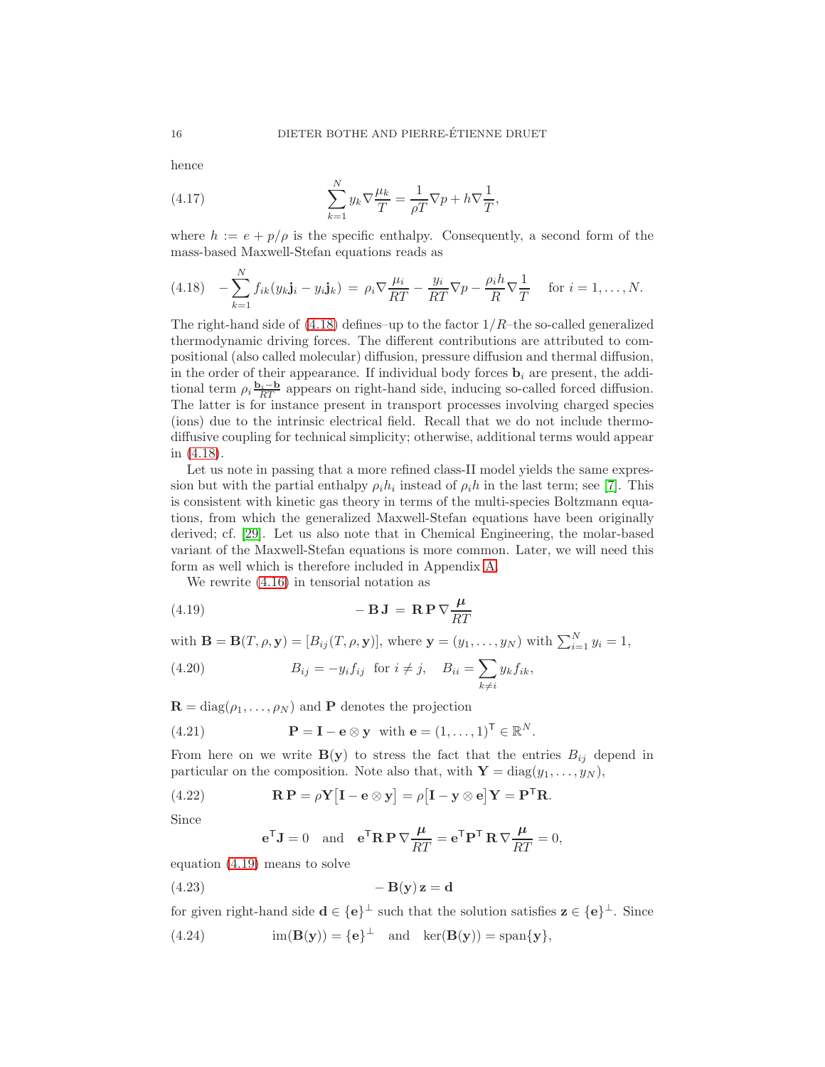hence

$$\sum_{k=1}^{N} y_k \nabla \frac{\mu_k}{T} = \frac{1}{\rho T}\nabla p + h \nabla \frac{1}{T}, \tag{4.17}$$

where $h := e + p/\rho$ is the specific enthalpy. Consequently, a second form of the mass-based Maxwell-Stefan equations reads as

$$-\sum_{k=1}^{N} f_{ik}(y_k \mathbf{j}_i - y_i \mathbf{j}_k) \,=\, \rho_i \nabla \frac{\mu_i}{RT} - \frac{y_i}{RT}\nabla p - \frac{\rho_i h}{R}\nabla \frac{1}{T} \quad \text{for } i = 1, \ldots, N. \tag{4.18}$$

The right-hand side of (4.18) defines–up to the factor $1/R$–the so-called generalized thermodynamic driving forces. The different contributions are attributed to compositional (also called molecular) diffusion, pressure diffusion and thermal diffusion, in the order of their appearance. If individual body forces $\mathbf{b}_i$ are present, the additional term $\rho_i \frac{\mathbf{b}_i - \mathbf{b}}{RT}$ appears on right-hand side, inducing so-called forced diffusion. The latter is for instance present in transport processes involving charged species (ions) due to the intrinsic electrical field. Recall that we do not include thermo-diffusive coupling for technical simplicity; otherwise, additional terms would appear in (4.18).

Let us note in passing that a more refined class-II model yields the same expression but with the partial enthalpy $\rho_i h_i$ instead of $\rho_i h$ in the last term; see [7]. This is consistent with kinetic gas theory in terms of the multi-species Boltzmann equations, from which the generalized Maxwell-Stefan equations have been originally derived; cf. [29]. Let us also note that in Chemical Engineering, the molar-based variant of the Maxwell-Stefan equations is more common. Later, we will need this form as well which is therefore included in Appendix A.

We rewrite (4.16) in tensorial notation as

$$-\,\mathbf{B}\,\mathbf{J} \,=\, \mathbf{R}\,\mathbf{P}\,\nabla \frac{\boldsymbol{\mu}}{RT} \tag{4.19}$$

with $\mathbf{B} = \mathbf{B}(T, \rho, \mathbf{y}) = [B_{ij}(T, \rho, \mathbf{y})]$, where $\mathbf{y} = (y_1, \ldots, y_N)$ with $\sum_{i=1}^{N} y_i = 1$,

$$B_{ij} = -y_i f_{ij} \;\text{ for } i \neq j, \quad B_{ii} = \sum_{k \neq i} y_k f_{ik}, \tag{4.20}$$

$\mathbf{R} = \mathrm{diag}(\rho_1, \ldots, \rho_N)$ and $\mathbf{P}$ denotes the projection

$$\mathbf{P} = \mathbf{I} - \mathbf{e} \otimes \mathbf{y} \;\text{ with } \mathbf{e} = (1, \ldots, 1)^{\mathsf{T}} \in \mathbb{R}^N. \tag{4.21}$$

From here on we write $\mathbf{B}(\mathbf{y})$ to stress the fact that the entries $B_{ij}$ depend in particular on the composition. Note also that, with $\mathbf{Y} = \mathrm{diag}(y_1, \ldots, y_N)$,

$$\mathbf{R}\,\mathbf{P} = \rho \mathbf{Y}\big[\mathbf{I} - \mathbf{e} \otimes \mathbf{y}\big] = \rho\big[\mathbf{I} - \mathbf{y} \otimes \mathbf{e}\big]\mathbf{Y} = \mathbf{P}^{\mathsf{T}}\mathbf{R}. \tag{4.22}$$

Since

$$\mathbf{e}^{\mathsf{T}}\mathbf{J} = 0 \quad \text{and} \quad \mathbf{e}^{\mathsf{T}}\mathbf{R}\,\mathbf{P}\,\nabla \frac{\boldsymbol{\mu}}{RT} = \mathbf{e}^{\mathsf{T}}\mathbf{P}^{\mathsf{T}}\,\mathbf{R}\,\nabla \frac{\boldsymbol{\mu}}{RT} = 0,$$

equation (4.19) means to solve

$$-\,\mathbf{B}(\mathbf{y})\,\mathbf{z} = \mathbf{d} \tag{4.23}$$

for given right-hand side $\mathbf{d} \in \{\mathbf{e}\}^{\perp}$ such that the solution satisfies $\mathbf{z} \in \{\mathbf{e}\}^{\perp}$. Since

$$\mathrm{im}(\mathbf{B}(\mathbf{y})) = \{\mathbf{e}\}^{\perp} \quad \text{and} \quad \ker(\mathbf{B}(\mathbf{y})) = \mathrm{span}\{\mathbf{y}\}, \tag{4.24}$$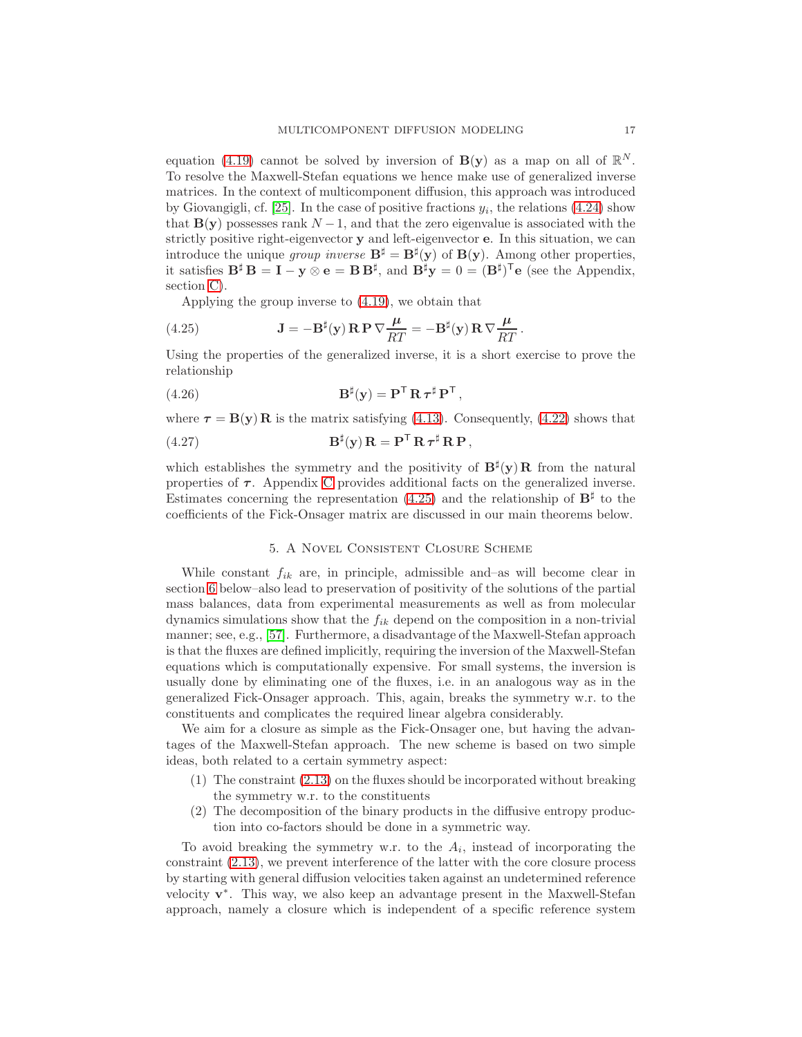equation (4.19) cannot be solved by inversion of $\mathbf{B}(\mathbf{y})$ as a map on all of $\mathbb{R}^N$. To resolve the Maxwell-Stefan equations we hence make use of generalized inverse matrices. In the context of multicomponent diffusion, this approach was introduced by Giovangigli, cf. [25]. In the case of positive fractions $y_i$, the relations (4.24) show that $\mathbf{B}(\mathbf{y})$ possesses rank $N-1$, and that the zero eigenvalue is associated with the strictly positive right-eigenvector $\mathbf{y}$ and left-eigenvector $\mathbf{e}$. In this situation, we can introduce the unique *group inverse* $\mathbf{B}^\sharp = \mathbf{B}^\sharp(\mathbf{y})$ of $\mathbf{B}(\mathbf{y})$. Among other properties, it satisfies $\mathbf{B}^\sharp \mathbf{B} = \mathbf{I} - \mathbf{y} \otimes \mathbf{e} = \mathbf{B}\,\mathbf{B}^\sharp$, and $\mathbf{B}^\sharp \mathbf{y} = 0 = (\mathbf{B}^\sharp)^\mathsf{T} \mathbf{e}$ (see the Appendix, section C).

Applying the group inverse to (4.19), we obtain that

$$\mathbf{J} = -\mathbf{B}^\sharp(\mathbf{y})\,\mathbf{R}\,\mathbf{P}\,\nabla \frac{\boldsymbol{\mu}}{RT} = -\mathbf{B}^\sharp(\mathbf{y})\,\mathbf{R}\,\nabla \frac{\boldsymbol{\mu}}{RT}\,. \tag{4.25}$$

Using the properties of the generalized inverse, it is a short exercise to prove the relationship

$$\mathbf{B}^\sharp(\mathbf{y}) = \mathbf{P}^\mathsf{T}\,\mathbf{R}\,\boldsymbol{\tau}^\sharp\,\mathbf{P}^\mathsf{T}\,, \tag{4.26}$$

where $\boldsymbol{\tau} = \mathbf{B}(\mathbf{y})\,\mathbf{R}$ is the matrix satisfying (4.13). Consequently, (4.22) shows that

$$\mathbf{B}^\sharp(\mathbf{y})\,\mathbf{R} = \mathbf{P}^\mathsf{T}\,\mathbf{R}\,\boldsymbol{\tau}^\sharp\,\mathbf{R}\,\mathbf{P}\,, \tag{4.27}$$

which establishes the symmetry and the positivity of $\mathbf{B}^\sharp(\mathbf{y})\,\mathbf{R}$ from the natural properties of $\boldsymbol{\tau}$. Appendix C provides additional facts on the generalized inverse. Estimates concerning the representation (4.25) and the relationship of $\mathbf{B}^\sharp$ to the coefficients of the Fick-Onsager matrix are discussed in our main theorems below.

## 5. A Novel Consistent Closure Scheme

While constant $f_{ik}$ are, in principle, admissible and–as will become clear in section 6 below–also lead to preservation of positivity of the solutions of the partial mass balances, data from experimental measurements as well as from molecular dynamics simulations show that the $f_{ik}$ depend on the composition in a non-trivial manner; see, e.g., [57]. Furthermore, a disadvantage of the Maxwell-Stefan approach is that the fluxes are defined implicitly, requiring the inversion of the Maxwell-Stefan equations which is computationally expensive. For small systems, the inversion is usually done by eliminating one of the fluxes, i.e. in an analogous way as in the generalized Fick-Onsager approach. This, again, breaks the symmetry w.r.t. to the constituents and complicates the required linear algebra considerably.

We aim for a closure as simple as the Fick-Onsager one, but having the advantages of the Maxwell-Stefan approach. The new scheme is based on two simple ideas, both related to a certain symmetry aspect:

1. The constraint (2.13) on the fluxes should be incorporated without breaking the symmetry w.r.t. to the constituents
2. The decomposition of the binary products in the diffusive entropy production into co-factors should be done in a symmetric way.

To avoid breaking the symmetry w.r.t. to the $A_i$, instead of incorporating the constraint (2.13), we prevent interference of the latter with the core closure process by starting with general diffusion velocities taken against an undetermined reference velocity $\mathbf{v}^*$. This way, we also keep an advantage present in the Maxwell-Stefan approach, namely a closure which is independent of a specific reference system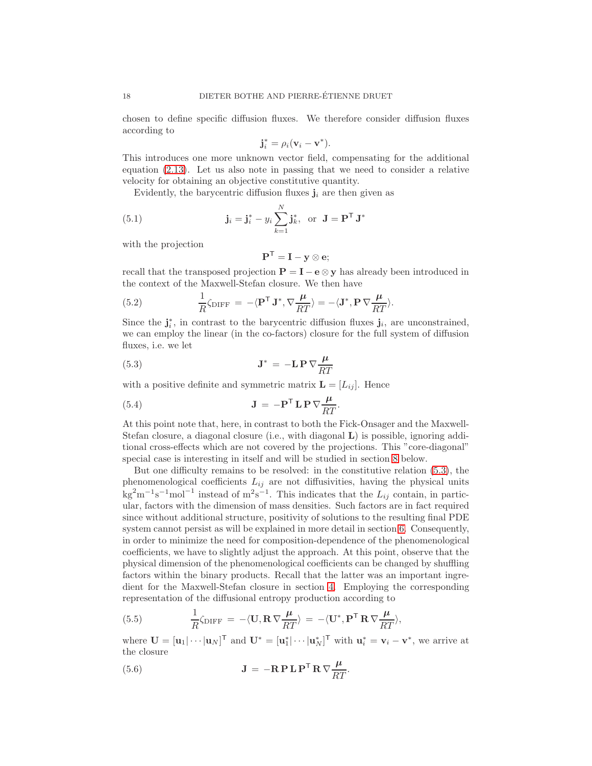chosen to define specific diffusion fluxes. We therefore consider diffusion fluxes according to

$$\mathbf{j}_i^* = \rho_i(\mathbf{v}_i - \mathbf{v}^*).$$

This introduces one more unknown vector field, compensating for the additional equation (2.13). Let us also note in passing that we need to consider a relative velocity for obtaining an objective constitutive quantity.

Evidently, the barycentric diffusion fluxes $\mathbf{j}_i$ are then given as

$$\mathbf{j}_i = \mathbf{j}_i^* - y_i \sum_{k=1}^{N} \mathbf{j}_k^*, \quad \text{or} \quad \mathbf{J} = \mathbf{P}^\mathsf{T}\, \mathbf{J}^* \tag{5.1}$$

with the projection

$$\mathbf{P}^\mathsf{T} = \mathbf{I} - \mathbf{y} \otimes \mathbf{e};$$

recall that the transposed projection $\mathbf{P} = \mathbf{I} - \mathbf{e} \otimes \mathbf{y}$ has already been introduced in the context of the Maxwell-Stefan closure. We then have

$$\frac{1}{R}\zeta_{\text{DIFF}} \;=\; -\langle \mathbf{P}^\mathsf{T}\, \mathbf{J}^*, \nabla \frac{\boldsymbol{\mu}}{RT} \rangle = -\langle \mathbf{J}^*, \mathbf{P}\, \nabla \frac{\boldsymbol{\mu}}{RT} \rangle. \tag{5.2}$$

Since the $\mathbf{j}_i^*$, in contrast to the barycentric diffusion fluxes $\mathbf{j}_i$, are unconstrained, we can employ the linear (in the co-factors) closure for the full system of diffusion fluxes, i.e. we let

$$\mathbf{J}^* \;=\; -\mathbf{L}\,\mathbf{P}\,\nabla \frac{\boldsymbol{\mu}}{RT} \tag{5.3}$$

with a positive definite and symmetric matrix $\mathbf{L} = [L_{ij}]$. Hence

$$\mathbf{J} \;=\; -\mathbf{P}^\mathsf{T}\,\mathbf{L}\,\mathbf{P}\,\nabla \frac{\boldsymbol{\mu}}{RT}. \tag{5.4}$$

At this point note that, here, in contrast to both the Fick-Onsager and the Maxwell-Stefan closure, a diagonal closure (i.e., with diagonal $\mathbf{L}$) is possible, ignoring additional cross-effects which are not covered by the projections. This "core-diagonal" special case is interesting in itself and will be studied in section 8 below.

But one difficulty remains to be resolved: in the constitutive relation (5.3), the phenomenological coefficients $L_{ij}$ are not diffusivities, having the physical units $\text{kg}^2\text{m}^{-1}\text{s}^{-1}\text{mol}^{-1}$ instead of $\text{m}^2\text{s}^{-1}$. This indicates that the $L_{ij}$ contain, in particular, factors with the dimension of mass densities. Such factors are in fact required since without additional structure, positivity of solutions to the resulting final PDE system cannot persist as will be explained in more detail in section 6. Consequently, in order to minimize the need for composition-dependence of the phenomenological coefficients, we have to slightly adjust the approach. At this point, observe that the physical dimension of the phenomenological coefficients can be changed by shuffling factors within the binary products. Recall that the latter was an important ingredient for the Maxwell-Stefan closure in section 4. Employing the corresponding representation of the diffusional entropy production according to

$$\frac{1}{R}\zeta_{\text{DIFF}} \;=\; -\langle \mathbf{U}, \mathbf{R}\,\nabla \frac{\boldsymbol{\mu}}{RT} \rangle \;=\; -\langle \mathbf{U}^*, \mathbf{P}^\mathsf{T}\,\mathbf{R}\,\nabla \frac{\boldsymbol{\mu}}{RT} \rangle, \tag{5.5}$$

where $\mathbf{U} = [\mathbf{u}_1|\cdots|\mathbf{u}_N]^\mathsf{T}$ and $\mathbf{U}^* = [\mathbf{u}_1^*|\cdots|\mathbf{u}_N^*]^\mathsf{T}$ with $\mathbf{u}_i^* = \mathbf{v}_i - \mathbf{v}^*$, we arrive at the closure

$$\mathbf{J} \;=\; -\mathbf{R}\,\mathbf{P}\,\mathbf{L}\,\mathbf{P}^\mathsf{T}\,\mathbf{R}\,\nabla \frac{\boldsymbol{\mu}}{RT}. \tag{5.6}$$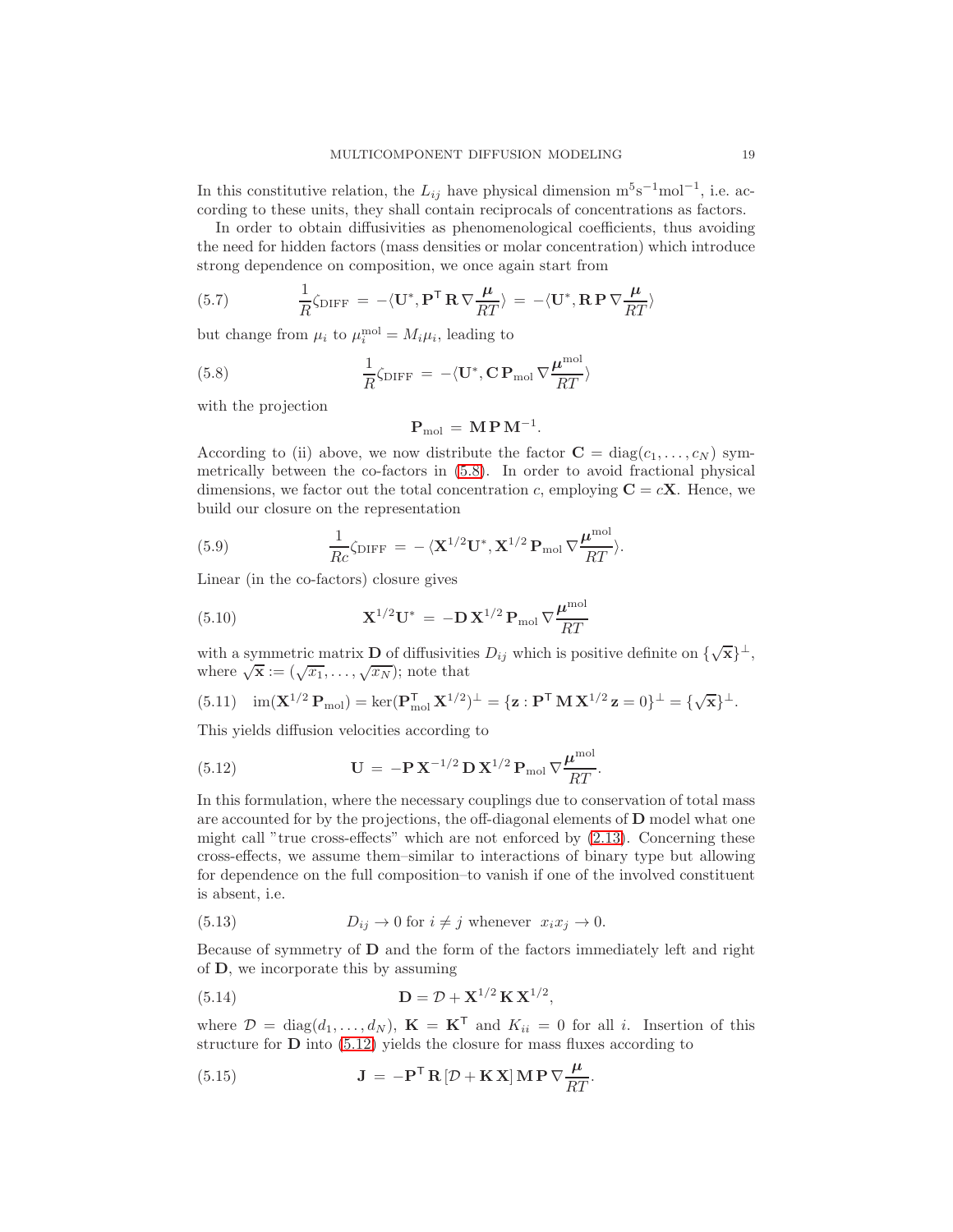In this constitutive relation, the $L_{ij}$ have physical dimension $\mathrm{m}^5\mathrm{s}^{-1}\mathrm{mol}^{-1}$, i.e. according to these units, they shall contain reciprocals of concentrations as factors.

In order to obtain diffusivities as phenomenological coefficients, thus avoiding the need for hidden factors (mass densities or molar concentration) which introduce strong dependence on composition, we once again start from

$$\frac{1}{R}\zeta_{\mathrm{DIFF}} \,=\, -\langle \mathbf{U}^{*}, \mathbf{P}^{\mathsf{T}}\,\mathbf{R}\,\nabla\frac{\boldsymbol{\mu}}{RT}\rangle \,=\, -\langle \mathbf{U}^{*}, \mathbf{R}\,\mathbf{P}\,\nabla\frac{\boldsymbol{\mu}}{RT}\rangle \tag{5.7}$$

but change from $\mu_i$ to $\mu_i^{\mathrm{mol}} = M_i\mu_i$, leading to

$$\frac{1}{R}\zeta_{\mathrm{DIFF}} \,=\, -\langle \mathbf{U}^{*}, \mathbf{C}\,\mathbf{P}_{\mathrm{mol}}\,\nabla\frac{\boldsymbol{\mu}^{\mathrm{mol}}}{RT}\rangle \tag{5.8}$$

with the projection

$$\mathbf{P}_{\mathrm{mol}} \,=\, \mathbf{M}\,\mathbf{P}\,\mathbf{M}^{-1}.$$

According to (ii) above, we now distribute the factor $\mathbf{C} = \mathrm{diag}(c_1, \ldots, c_N)$ symmetrically between the co-factors in (5.8). In order to avoid fractional physical dimensions, we factor out the total concentration $c$, employing $\mathbf{C} = c\mathbf{X}$. Hence, we build our closure on the representation

$$\frac{1}{Rc}\zeta_{\mathrm{DIFF}} \,=\, -\,\langle \mathbf{X}^{1/2}\mathbf{U}^{*}, \mathbf{X}^{1/2}\,\mathbf{P}_{\mathrm{mol}}\,\nabla\frac{\boldsymbol{\mu}^{\mathrm{mol}}}{RT}\rangle. \tag{5.9}$$

Linear (in the co-factors) closure gives

$$\mathbf{X}^{1/2}\mathbf{U}^{*} \,=\, -\mathbf{D}\,\mathbf{X}^{1/2}\,\mathbf{P}_{\mathrm{mol}}\,\nabla\frac{\boldsymbol{\mu}^{\mathrm{mol}}}{RT} \tag{5.10}$$

with a symmetric matrix $\mathbf{D}$ of diffusivities $D_{ij}$ which is positive definite on $\{\sqrt{\mathbf{x}}\}^{\perp}$, where $\sqrt{\mathbf{x}} := (\sqrt{x_1}, \ldots, \sqrt{x_N})$; note that

$$\mathrm{im}(\mathbf{X}^{1/2}\,\mathbf{P}_{\mathrm{mol}}) = \ker(\mathbf{P}_{\mathrm{mol}}^{\mathsf{T}}\,\mathbf{X}^{1/2})^{\perp} = \{\mathbf{z} : \mathbf{P}^{\mathsf{T}}\,\mathbf{M}\,\mathbf{X}^{1/2}\,\mathbf{z} = 0\}^{\perp} = \{\sqrt{\mathbf{x}}\}^{\perp}. \tag{5.11}$$

This yields diffusion velocities according to

$$\mathbf{U} \,=\, -\mathbf{P}\,\mathbf{X}^{-1/2}\,\mathbf{D}\,\mathbf{X}^{1/2}\,\mathbf{P}_{\mathrm{mol}}\,\nabla\frac{\boldsymbol{\mu}^{\mathrm{mol}}}{RT}. \tag{5.12}$$

In this formulation, where the necessary couplings due to conservation of total mass are accounted for by the projections, the off-diagonal elements of $\mathbf{D}$ model what one might call "true cross-effects" which are not enforced by (2.13). Concerning these cross-effects, we assume them–similar to interactions of binary type but allowing for dependence on the full composition–to vanish if one of the involved constituent is absent, i.e.

$$D_{ij} \to 0 \text{ for } i \neq j \text{ whenever } \; x_i x_j \to 0. \tag{5.13}$$

Because of symmetry of $\mathbf{D}$ and the form of the factors immediately left and right of $\mathbf{D}$, we incorporate this by assuming

$$\mathbf{D} = \mathcal{D} + \mathbf{X}^{1/2}\,\mathbf{K}\,\mathbf{X}^{1/2}, \tag{5.14}$$

where $\mathcal{D} = \mathrm{diag}(d_1, \ldots, d_N)$, $\mathbf{K} = \mathbf{K}^{\mathsf{T}}$ and $K_{ii} = 0$ for all $i$. Insertion of this structure for $\mathbf{D}$ into (5.12) yields the closure for mass fluxes according to

$$\mathbf{J} \,=\, -\mathbf{P}^{\mathsf{T}}\,\mathbf{R}\,[\mathcal{D} + \mathbf{K}\,\mathbf{X}]\,\mathbf{M}\,\mathbf{P}\,\nabla\frac{\boldsymbol{\mu}}{RT}. \tag{5.15}$$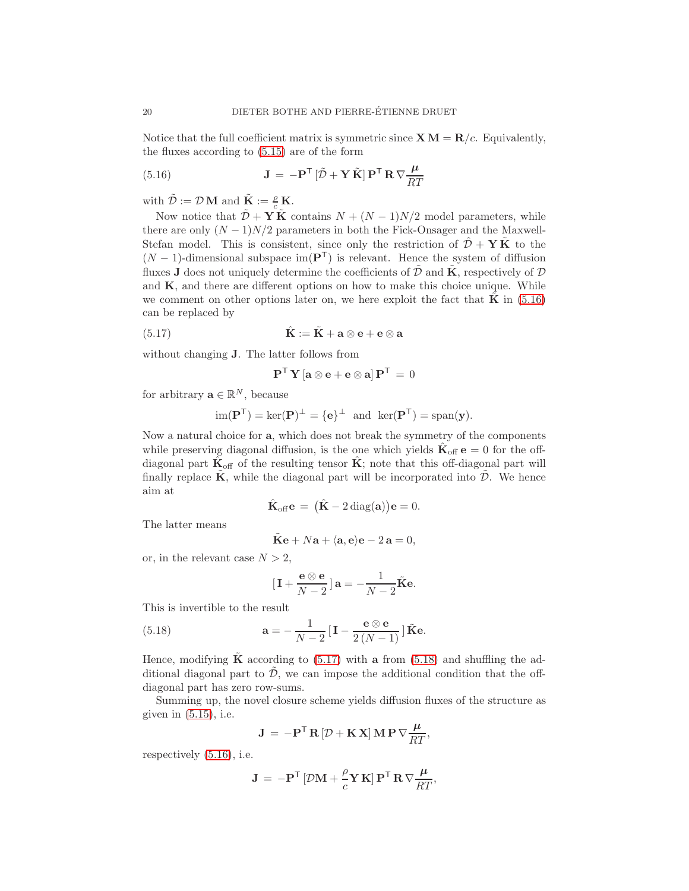Notice that the full coefficient matrix is symmetric since $\mathbf{X}\,\mathbf{M} = \mathbf{R}/c$. Equivalently, the fluxes according to (5.15) are of the form

$$
\mathbf{J} \,=\, -\mathbf{P}^{\mathsf{T}}\,[\tilde{\mathcal{D}} + \mathbf{Y}\,\tilde{\mathbf{K}}]\,\mathbf{P}^{\mathsf{T}}\,\mathbf{R}\,\nabla \frac{\boldsymbol{\mu}}{RT} \tag{5.16}
$$

with $\tilde{\mathcal{D}} := \mathcal{D}\,\mathbf{M}$ and $\tilde{\mathbf{K}} := \frac{\rho}{c}\,\mathbf{K}$.

Now notice that $\tilde{\mathcal{D}} + \mathbf{Y}\,\tilde{\mathbf{K}}$ contains $N + (N-1)N/2$ model parameters, while there are only $(N-1)N/2$ parameters in both the Fick-Onsager and the Maxwell-Stefan model. This is consistent, since only the restriction of $\hat{\mathcal{D}} + \mathbf{Y}\,\tilde{\mathbf{K}}$ to the $(N-1)$-dimensional subspace $\mathrm{im}(\mathbf{P}^{\mathsf{T}})$ is relevant. Hence the system of diffusion fluxes $\mathbf{J}$ does not uniquely determine the coefficients of $\tilde{\mathcal{D}}$ and $\tilde{\mathbf{K}}$, respectively of $\mathcal{D}$ and $\mathbf{K}$, and there are different options on how to make this choice unique. While we comment on other options later on, we here exploit the fact that $\tilde{\mathbf{K}}$ in (5.16) can be replaced by

$$
\hat{\mathbf{K}} := \tilde{\mathbf{K}} + \mathbf{a}\otimes\mathbf{e} + \mathbf{e}\otimes\mathbf{a} \tag{5.17}
$$

without changing $\mathbf{J}$. The latter follows from

$$
\mathbf{P}^{\mathsf{T}}\,\mathbf{Y}\,[\mathbf{a}\otimes\mathbf{e} + \mathbf{e}\otimes\mathbf{a}]\,\mathbf{P}^{\mathsf{T}} \,=\, 0
$$

for arbitrary $\mathbf{a}\in\mathbb{R}^N$, because

$$
\mathrm{im}(\mathbf{P}^{\mathsf{T}}) = \ker(\mathbf{P})^{\perp} = \{\mathbf{e}\}^{\perp} \;\text{ and }\; \ker(\mathbf{P}^{\mathsf{T}}) = \mathrm{span}(\mathbf{y}).
$$

Now a natural choice for $\mathbf{a}$, which does not break the symmetry of the components while preserving diagonal diffusion, is the one which yields $\hat{\mathbf{K}}_{\mathrm{off}}\,\mathbf{e} = 0$ for the off-diagonal part $\hat{\mathbf{K}}_{\mathrm{off}}$ of the resulting tensor $\hat{\mathbf{K}}$; note that this off-diagonal part will finally replace $\tilde{\mathbf{K}}$, while the diagonal part will be incorporated into $\tilde{\mathcal{D}}$. We hence aim at

$$
\hat{\mathbf{K}}_{\mathrm{off}}\mathbf{e} \,=\, \big(\hat{\mathbf{K}} - 2\,\mathrm{diag}(\mathbf{a})\big)\mathbf{e} = 0.
$$

The latter means

$$
\tilde{\mathbf{K}}\mathbf{e} + N\mathbf{a} + \langle \mathbf{a}, \mathbf{e}\rangle\mathbf{e} - 2\,\mathbf{a} = 0,
$$

or, in the relevant case $N > 2$,

$$
[\,\mathbf{I} + \frac{\mathbf{e}\otimes\mathbf{e}}{N-2}\,]\,\mathbf{a} = -\frac{1}{N-2}\tilde{\mathbf{K}}\mathbf{e}.
$$

This is invertible to the result

$$
\mathbf{a} = -\,\frac{1}{N-2}\,[\,\mathbf{I} - \frac{\mathbf{e}\otimes\mathbf{e}}{2\,(N-1)}\,]\,\tilde{\mathbf{K}}\mathbf{e}. \tag{5.18}
$$

Hence, modifying $\tilde{\mathbf{K}}$ according to (5.17) with $\mathbf{a}$ from (5.18) and shuffling the additional diagonal part to $\tilde{\mathcal{D}}$, we can impose the additional condition that the off-diagonal part has zero row-sums.

Summing up, the novel closure scheme yields diffusion fluxes of the structure as given in (5.15), i.e.

$$
\mathbf{J} \,=\, -\mathbf{P}^{\mathsf{T}}\,\mathbf{R}\,[\mathcal{D} + \mathbf{K}\,\mathbf{X}]\,\mathbf{M}\,\mathbf{P}\,\nabla\frac{\boldsymbol{\mu}}{RT},
$$

respectively (5.16), i.e.

$$
\mathbf{J} \,=\, -\mathbf{P}^{\mathsf{T}}\,[\mathcal{D}\mathbf{M} + \frac{\rho}{c}\mathbf{Y}\,\mathbf{K}]\,\mathbf{P}^{\mathsf{T}}\,\mathbf{R}\,\nabla\frac{\boldsymbol{\mu}}{RT},
$$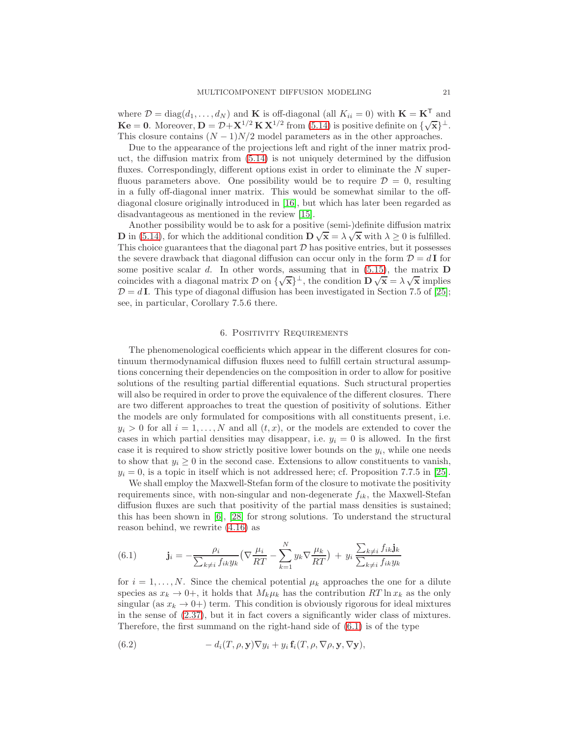where $\mathcal{D} = \mathrm{diag}(d_1, \ldots, d_N)$ and $\mathbf{K}$ is off-diagonal (all $K_{ii} = 0$) with $\mathbf{K} = \mathbf{K}^\mathsf{T}$ and $\mathbf{K}\mathbf{e} = \mathbf{0}$. Moreover, $\mathbf{D} = \mathcal{D} + \mathbf{X}^{1/2}\,\mathbf{K}\,\mathbf{X}^{1/2}$ from (5.14) is positive definite on $\{\sqrt{\mathbf{x}}\}^\perp$. This closure contains $(N-1)N/2$ model parameters as in the other approaches.

Due to the appearance of the projections left and right of the inner matrix product, the diffusion matrix from (5.14) is not uniquely determined by the diffusion fluxes. Correspondingly, different options exist in order to eliminate the $N$ superfluous parameters above. One possibility would be to require $\mathcal{D} = 0$, resulting in a fully off-diagonal inner matrix. This would be somewhat similar to the off-diagonal closure originally introduced in [16], but which has later been regarded as disadvantageous as mentioned in the review [15].

Another possibility would be to ask for a positive (semi-)definite diffusion matrix $\mathbf{D}$ in (5.14), for which the additional condition $\mathbf{D}\sqrt{\mathbf{x}} = \lambda\sqrt{\mathbf{x}}$ with $\lambda \geq 0$ is fulfilled. This choice guarantees that the diagonal part $\mathcal{D}$ has positive entries, but it possesses the severe drawback that diagonal diffusion can occur only in the form $\mathcal{D} = d\,\mathbf{I}$ for some positive scalar $d$. In other words, assuming that in (5.15), the matrix $\mathbf{D}$ coincides with a diagonal matrix $\mathcal{D}$ on $\{\sqrt{\mathbf{x}}\}^\perp$, the condition $\mathbf{D}\sqrt{\mathbf{x}} = \lambda\sqrt{\mathbf{x}}$ implies $\mathcal{D} = d\,\mathbf{I}$. This type of diagonal diffusion has been investigated in Section 7.5 of [25]; see, in particular, Corollary 7.5.6 there.

## 6. Positivity Requirements

The phenomenological coefficients which appear in the different closures for continuum thermodynamical diffusion fluxes need to fulfill certain structural assumptions concerning their dependencies on the composition in order to allow for positive solutions of the resulting partial differential equations. Such structural properties will also be required in order to prove the equivalence of the different closures. There are two different approaches to treat the question of positivity of solutions. Either the models are only formulated for compositions with all constituents present, i.e. $y_i > 0$ for all $i = 1, \ldots, N$ and all $(t, x)$, or the models are extended to cover the cases in which partial densities may disappear, i.e. $y_i = 0$ is allowed. In the first case it is required to show strictly positive lower bounds on the $y_i$, while one needs to show that $y_i \geq 0$ in the second case. Extensions to allow constituents to vanish, $y_i = 0$, is a topic in itself which is not addressed here; cf. Proposition 7.7.5 in [25].

We shall employ the Maxwell-Stefan form of the closure to motivate the positivity requirements since, with non-singular and non-degenerate $f_{ik}$, the Maxwell-Stefan diffusion fluxes are such that positivity of the partial mass densities is sustained; this has been shown in [6], [28] for strong solutions. To understand the structural reason behind, we rewrite (4.16) as

$$
\mathbf{j}_i = -\frac{\rho_i}{\sum_{k\neq i} f_{ik} y_k}\Big(\nabla\frac{\mu_i}{RT} - \sum_{k=1}^{N} y_k \nabla\frac{\mu_k}{RT}\Big) + y_i\,\frac{\sum_{k\neq i} f_{ik}\mathbf{j}_k}{\sum_{k\neq i} f_{ik} y_k} \tag{6.1}
$$

for $i = 1, \ldots, N$. Since the chemical potential $\mu_k$ approaches the one for a dilute species as $x_k \to 0+$, it holds that $M_k \mu_k$ has the contribution $RT\ln x_k$ as the only singular (as $x_k \to 0+$) term. This condition is obviously rigorous for ideal mixtures in the sense of (2.37), but it in fact covers a significantly wider class of mixtures. Therefore, the first summand on the right-hand side of (6.1) is of the type

$$
-\,d_i(T, \rho, \mathbf{y})\nabla y_i + y_i\,\mathbf{f}_i(T, \rho, \nabla\rho, \mathbf{y}, \nabla\mathbf{y}), \tag{6.2}
$$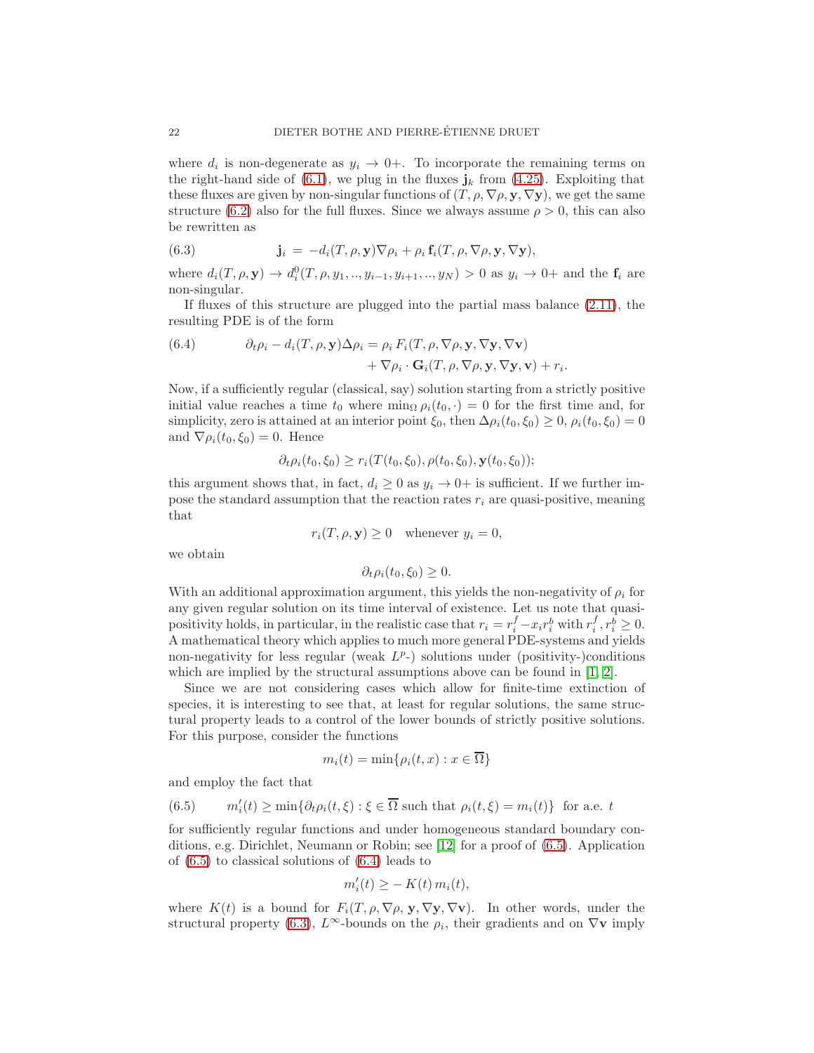where $d_i$ is non-degenerate as $y_i \to 0+$. To incorporate the remaining terms on the right-hand side of (6.1), we plug in the fluxes $\mathbf{j}_k$ from (4.25). Exploiting that these fluxes are given by non-singular functions of $(T, \rho, \nabla\rho, \mathbf{y}, \nabla\mathbf{y})$, we get the same structure (6.2) also for the full fluxes. Since we always assume $\rho > 0$, this can also be rewritten as

$$\mathbf{j}_i = -d_i(T, \rho, \mathbf{y})\nabla\rho_i + \rho_i\,\mathbf{f}_i(T, \rho, \nabla\rho, \mathbf{y}, \nabla\mathbf{y}), \tag{6.3}$$

where $d_i(T, \rho, \mathbf{y}) \to d_i^0(T, \rho, y_1, .., y_{i-1}, y_{i+1}, .., y_N) > 0$ as $y_i \to 0+$ and the $\mathbf{f}_i$ are non-singular.

If fluxes of this structure are plugged into the partial mass balance (2.11), the resulting PDE is of the form

$$\begin{aligned}\partial_t\rho_i - d_i(T, \rho, \mathbf{y})\Delta\rho_i = \rho_i\, F_i(T, \rho, \nabla\rho, \mathbf{y}, \nabla\mathbf{y}, \nabla\mathbf{v})\\ + \nabla\rho_i \cdot \mathbf{G}_i(T, \rho, \nabla\rho, \mathbf{y}, \nabla\mathbf{y}, \mathbf{v}) + r_i.\end{aligned} \tag{6.4}$$

Now, if a sufficiently regular (classical, say) solution starting from a strictly positive initial value reaches a time $t_0$ where $\min_\Omega \rho_i(t_0, \cdot) = 0$ for the first time and, for simplicity, zero is attained at an interior point $\xi_0$, then $\Delta\rho_i(t_0, \xi_0) \geq 0$, $\rho_i(t_0, \xi_0) = 0$ and $\nabla\rho_i(t_0, \xi_0) = 0$. Hence

$$\partial_t\rho_i(t_0, \xi_0) \geq r_i(T(t_0, \xi_0), \rho(t_0, \xi_0), \mathbf{y}(t_0, \xi_0));$$

this argument shows that, in fact, $d_i \geq 0$ as $y_i \to 0+$ is sufficient. If we further impose the standard assumption that the reaction rates $r_i$ are quasi-positive, meaning that

$$r_i(T, \rho, \mathbf{y}) \geq 0 \quad \text{whenever } y_i = 0,$$

we obtain

$$\partial_t\rho_i(t_0, \xi_0) \geq 0.$$

With an additional approximation argument, this yields the non-negativity of $\rho_i$ for any given regular solution on its time interval of existence. Let us note that quasi-positivity holds, in particular, in the realistic case that $r_i = r_i^f - x_i r_i^b$ with $r_i^f, r_i^b \geq 0$. A mathematical theory which applies to much more general PDE-systems and yields non-negativity for less regular (weak $L^p$-) solutions under (positivity-)conditions which are implied by the structural assumptions above can be found in [1, 2].

Since we are not considering cases which allow for finite-time extinction of species, it is interesting to see that, at least for regular solutions, the same structural property leads to a control of the lower bounds of strictly positive solutions. For this purpose, consider the functions

$$m_i(t) = \min\{\rho_i(t, x) : x \in \overline{\Omega}\}$$

and employ the fact that

$$m_i'(t) \geq \min\{\partial_t\rho_i(t, \xi) : \xi \in \overline{\Omega} \text{ such that } \rho_i(t, \xi) = m_i(t)\} \;\text{ for a.e. } t \tag{6.5}$$

for sufficiently regular functions and under homogeneous standard boundary conditions, e.g. Dirichlet, Neumann or Robin; see [12] for a proof of (6.5). Application of (6.5) to classical solutions of (6.4) leads to

$$m_i'(t) \geq -K(t)\, m_i(t),$$

where $K(t)$ is a bound for $F_i(T, \rho, \nabla\rho, \mathbf{y}, \nabla\mathbf{y}, \nabla\mathbf{v})$. In other words, under the structural property (6.3), $L^\infty$-bounds on the $\rho_i$, their gradients and on $\nabla\mathbf{v}$ imply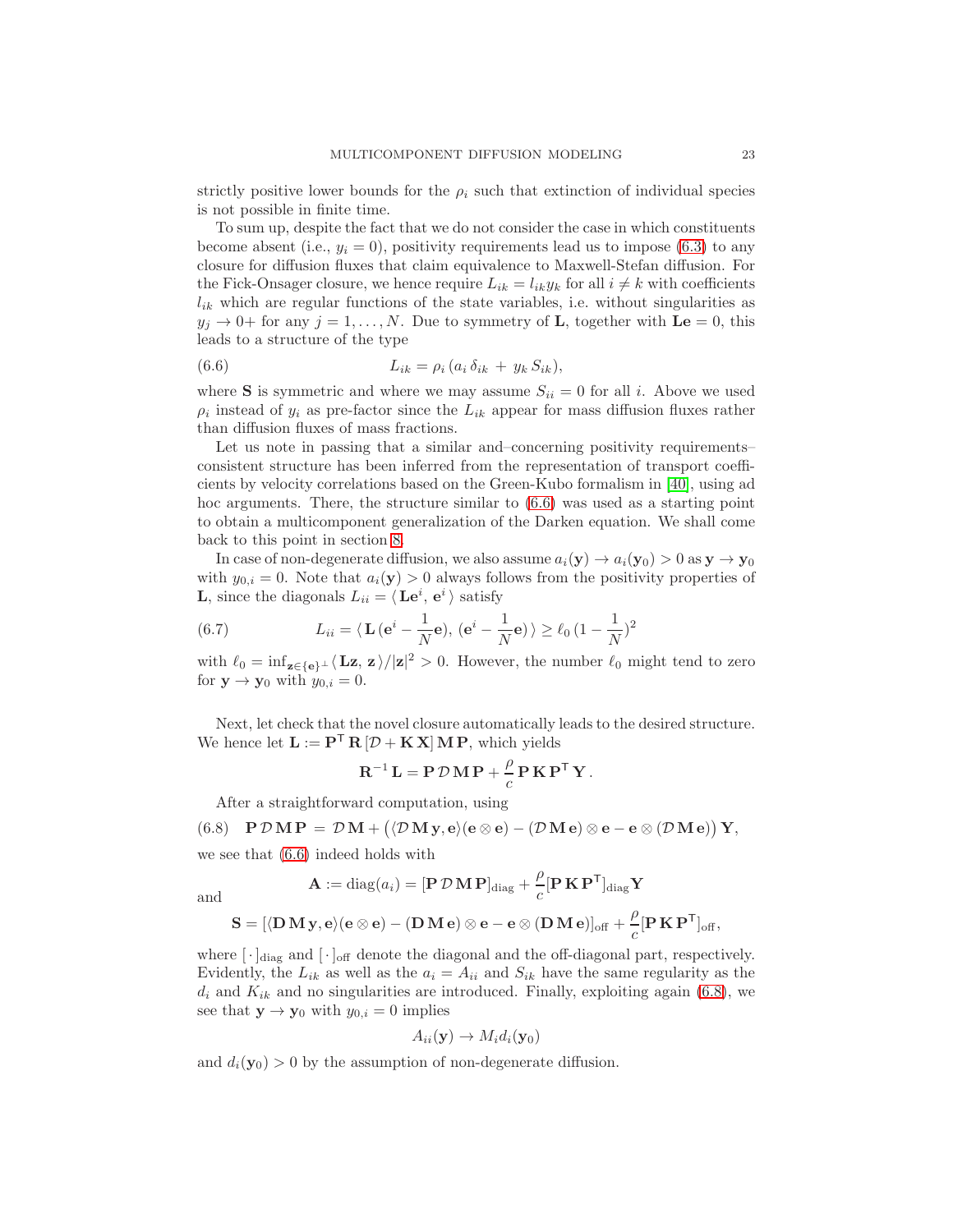strictly positive lower bounds for the $\rho_i$ such that extinction of individual species is not possible in finite time.

To sum up, despite the fact that we do not consider the case in which constituents become absent (i.e., $y_i = 0$), positivity requirements lead us to impose (6.3) to any closure for diffusion fluxes that claim equivalence to Maxwell-Stefan diffusion. For the Fick-Onsager closure, we hence require $L_{ik} = l_{ik} y_k$ for all $i \neq k$ with coefficients $l_{ik}$ which are regular functions of the state variables, i.e. without singularities as $y_j \to 0+$ for any $j = 1, \ldots, N$. Due to symmetry of $\mathbf{L}$, together with $\mathbf{L}\mathbf{e} = 0$, this leads to a structure of the type

$$
L_{ik} = \rho_i \, (a_i \, \delta_{ik} \, + \, y_k \, S_{ik}), \tag{6.6}
$$

where $\mathbf{S}$ is symmetric and where we may assume $S_{ii} = 0$ for all $i$. Above we used $\rho_i$ instead of $y_i$ as pre-factor since the $L_{ik}$ appear for mass diffusion fluxes rather than diffusion fluxes of mass fractions.

Let us note in passing that a similar and–concerning positivity requirements–consistent structure has been inferred from the representation of transport coefficients by velocity correlations based on the Green-Kubo formalism in [40], using ad hoc arguments. There, the structure similar to (6.6) was used as a starting point to obtain a multicomponent generalization of the Darken equation. We shall come back to this point in section 8.

In case of non-degenerate diffusion, we also assume $a_i(\mathbf{y}) \to a_i(\mathbf{y}_0) > 0$ as $\mathbf{y} \to \mathbf{y}_0$ with $y_{0,i} = 0$. Note that $a_i(\mathbf{y}) > 0$ always follows from the positivity properties of $\mathbf{L}$, since the diagonals $L_{ii} = \langle \, \mathbf{L}\mathbf{e}^i, \, \mathbf{e}^i \, \rangle$ satisfy

$$
L_{ii} = \langle \, \mathbf{L} \, (\mathbf{e}^i - \frac{1}{N}\mathbf{e}), \, (\mathbf{e}^i - \frac{1}{N}\mathbf{e}) \, \rangle \geq \ell_0 \, (1 - \frac{1}{N})^2 \tag{6.7}
$$

with $\ell_0 = \inf_{\mathbf{z} \in \{\mathbf{e}\}^\perp} \langle \, \mathbf{L}\mathbf{z}, \, \mathbf{z} \, \rangle / |\mathbf{z}|^2 > 0$. However, the number $\ell_0$ might tend to zero for $\mathbf{y} \to \mathbf{y}_0$ with $y_{0,i} = 0$.

Next, let check that the novel closure automatically leads to the desired structure. We hence let $\mathbf{L} := \mathbf{P}^\mathsf{T} \, \mathbf{R} \, [\mathcal{D} + \mathbf{K} \, \mathbf{X}] \, \mathbf{M} \, \mathbf{P}$, which yields

$$
\mathbf{R}^{-1} \, \mathbf{L} = \mathbf{P} \, \mathcal{D} \, \mathbf{M} \, \mathbf{P} + \frac{\rho}{c} \, \mathbf{P} \, \mathbf{K} \, \mathbf{P}^\mathsf{T} \, \mathbf{Y} \, .
$$

After a straightforward computation, using

$$
\mathbf{P} \, \mathcal{D} \, \mathbf{M} \, \mathbf{P} \, = \, \mathcal{D} \, \mathbf{M} + \big( \langle \mathcal{D} \, \mathbf{M} \, \mathbf{y}, \mathbf{e} \rangle (\mathbf{e} \otimes \mathbf{e}) - (\mathcal{D} \, \mathbf{M} \, \mathbf{e}) \otimes \mathbf{e} - \mathbf{e} \otimes (\mathcal{D} \, \mathbf{M} \, \mathbf{e}) \big) \, \mathbf{Y}, \tag{6.8}
$$

we see that (6.6) indeed holds with

$$
\mathbf{A} := \mathrm{diag}(a_i) = [\mathbf{P} \, \mathcal{D} \, \mathbf{M} \, \mathbf{P}]_{\mathrm{diag}} + \frac{\rho}{c} [\mathbf{P} \, \mathbf{K} \, \mathbf{P}^\mathsf{T}]_{\mathrm{diag}} \mathbf{Y}
$$

and

$$
\mathbf{S} = [\langle \mathbf{D} \, \mathbf{M} \, \mathbf{y}, \mathbf{e} \rangle (\mathbf{e} \otimes \mathbf{e}) - (\mathbf{D} \, \mathbf{M} \, \mathbf{e}) \otimes \mathbf{e} - \mathbf{e} \otimes (\mathbf{D} \, \mathbf{M} \, \mathbf{e})]_{\mathrm{off}} + \frac{\rho}{c} [\mathbf{P} \, \mathbf{K} \, \mathbf{P}^\mathsf{T}]_{\mathrm{off}},
$$

where $[\,\cdot\,]_{\mathrm{diag}}$ and $[\,\cdot\,]_{\mathrm{off}}$ denote the diagonal and the off-diagonal part, respectively. Evidently, the $L_{ik}$ as well as the $a_i = A_{ii}$ and $S_{ik}$ have the same regularity as the $d_i$ and $K_{ik}$ and no singularities are introduced. Finally, exploiting again (6.8), we see that $\mathbf{y} \to \mathbf{y}_0$ with $y_{0,i} = 0$ implies

$$
A_{ii}(\mathbf{y}) \to M_i d_i(\mathbf{y}_0)
$$

and $d_i(\mathbf{y}_0) > 0$ by the assumption of non-degenerate diffusion.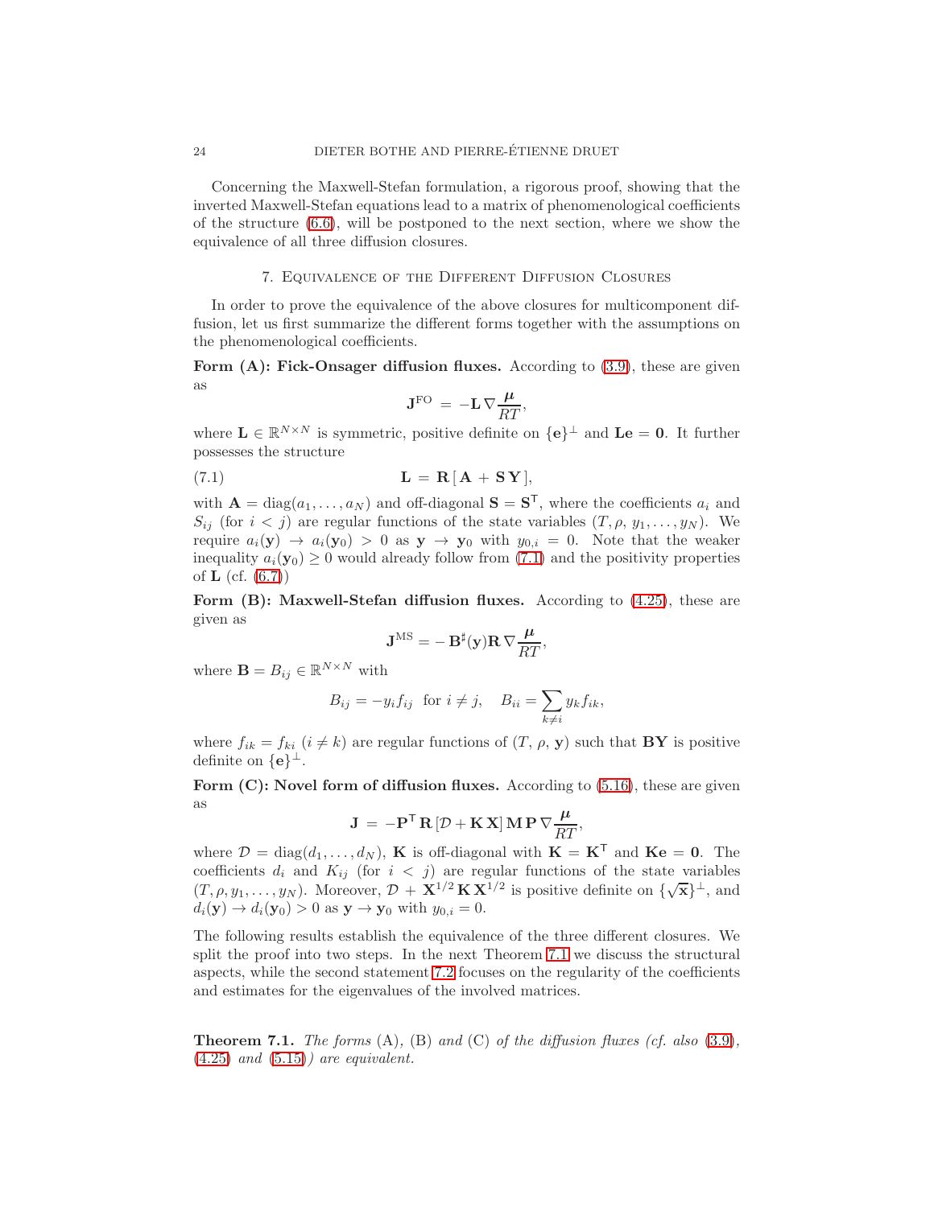Concerning the Maxwell-Stefan formulation, a rigorous proof, showing that the inverted Maxwell-Stefan equations lead to a matrix of phenomenological coefficients of the structure (6.6), will be postponed to the next section, where we show the equivalence of all three diffusion closures.

## 7. Equivalence of the Different Diffusion Closures

In order to prove the equivalence of the above closures for multicomponent diffusion, let us first summarize the different forms together with the assumptions on the phenomenological coefficients.

**Form (A): Fick-Onsager diffusion fluxes.** According to (3.9), these are given as

$$\mathbf{J}^{\mathrm{FO}} = -\mathbf{L}\,\nabla\frac{\boldsymbol{\mu}}{RT},$$

where $\mathbf{L} \in \mathbb{R}^{N\times N}$ is symmetric, positive definite on $\{\mathbf{e}\}^{\perp}$ and $\mathbf{L}\mathbf{e} = \mathbf{0}$. It further possesses the structure

$$\mathbf{L} = \mathbf{R}\,[\,\mathbf{A} + \mathbf{S}\,\mathbf{Y}\,], \tag{7.1}$$

with $\mathbf{A} = \mathrm{diag}(a_1, \ldots, a_N)$ and off-diagonal $\mathbf{S} = \mathbf{S}^{\mathsf{T}}$, where the coefficients $a_i$ and $S_{ij}$ (for $i < j$) are regular functions of the state variables $(T, \rho, y_1, \ldots, y_N)$. We require $a_i(\mathbf{y}) \to a_i(\mathbf{y}_0) > 0$ as $\mathbf{y} \to \mathbf{y}_0$ with $y_{0,i} = 0$. Note that the weaker inequality $a_i(\mathbf{y}_0) \geq 0$ would already follow from (7.1) and the positivity properties of $\mathbf{L}$ (cf. (6.7))

**Form (B): Maxwell-Stefan diffusion fluxes.** According to (4.25), these are given as

$$\mathbf{J}^{\mathrm{MS}} = -\,\mathbf{B}^{\sharp}(\mathbf{y})\mathbf{R}\,\nabla\frac{\boldsymbol{\mu}}{RT},$$

where $\mathbf{B} = B_{ij} \in \mathbb{R}^{N\times N}$ with

$$B_{ij} = -y_i f_{ij} \;\text{ for } i \neq j, \quad B_{ii} = \sum_{k\neq i} y_k f_{ik},$$

where $f_{ik} = f_{ki}$ $(i \neq k)$ are regular functions of $(T,\, \rho,\, \mathbf{y})$ such that $\mathbf{B}\mathbf{Y}$ is positive definite on $\{\mathbf{e}\}^{\perp}$.

**Form (C): Novel form of diffusion fluxes.** According to (5.16), these are given as

$$\mathbf{J} = -\mathbf{P}^{\mathsf{T}}\,\mathbf{R}\,[\mathcal{D} + \mathbf{K}\,\mathbf{X}]\,\mathbf{M}\,\mathbf{P}\,\nabla\frac{\boldsymbol{\mu}}{RT},$$

where $\mathcal{D} = \mathrm{diag}(d_1, \ldots, d_N)$, $\mathbf{K}$ is off-diagonal with $\mathbf{K} = \mathbf{K}^{\mathsf{T}}$ and $\mathbf{K}\mathbf{e} = \mathbf{0}$. The coefficients $d_i$ and $K_{ij}$ (for $i < j$) are regular functions of the state variables $(T, \rho, y_1, \ldots, y_N)$. Moreover, $\mathcal{D} + \mathbf{X}^{1/2}\,\mathbf{K}\,\mathbf{X}^{1/2}$ is positive definite on $\{\sqrt{\mathbf{x}}\}^{\perp}$, and $d_i(\mathbf{y}) \to d_i(\mathbf{y}_0) > 0$ as $\mathbf{y} \to \mathbf{y}_0$ with $y_{0,i} = 0$.

The following results establish the equivalence of the three different closures. We split the proof into two steps. In the next Theorem 7.1 we discuss the structural aspects, while the second statement 7.2 focuses on the regularity of the coefficients and estimates for the eigenvalues of the involved matrices.

**Theorem 7.1.** *The forms* (A), (B) *and* (C) *of the diffusion fluxes (cf. also* (3.9), (4.25) *and* (5.15)*) are equivalent.*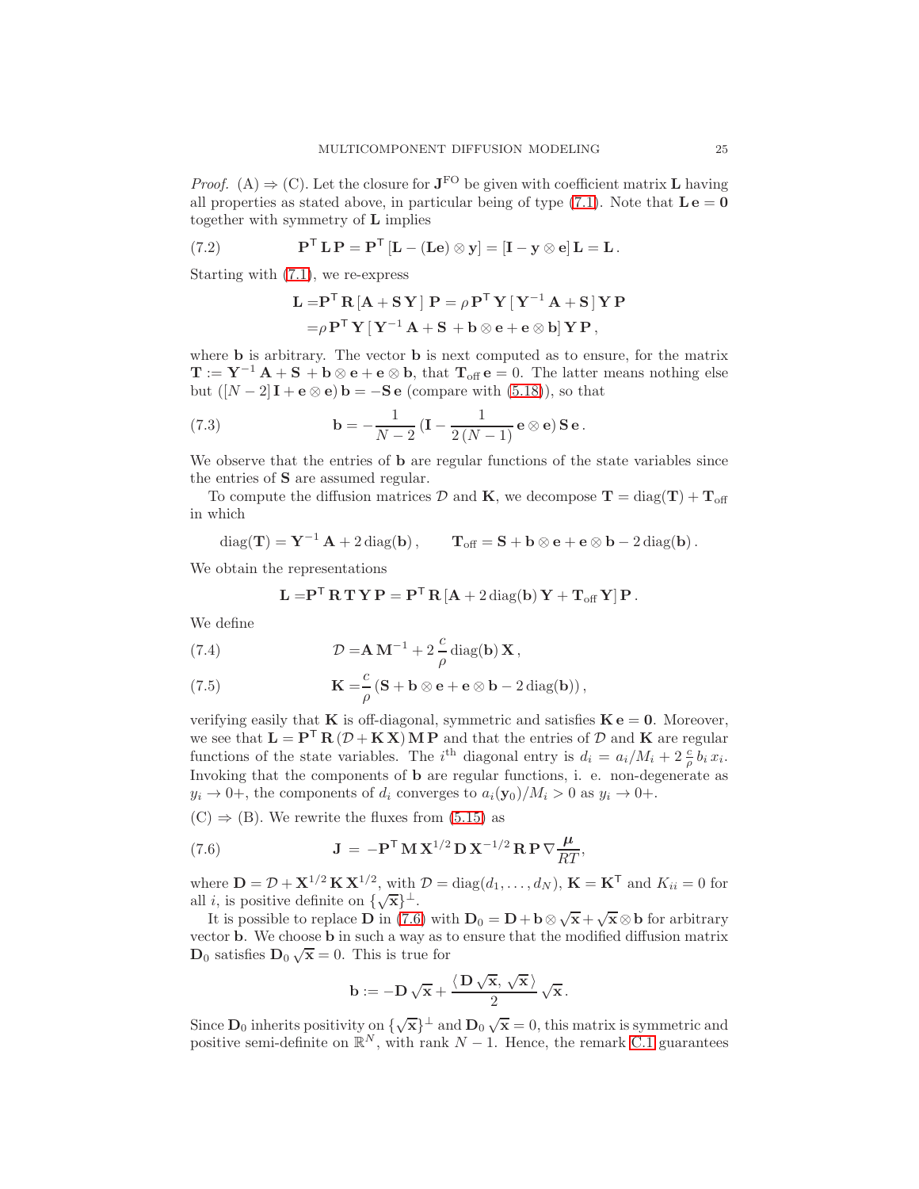*Proof.* (A) ⇒ (C). Let the closure for $\mathbf{J}^{\rm FO}$ be given with coefficient matrix $\mathbf{L}$ having all properties as stated above, in particular being of type (7.1). Note that $\mathbf{L}\,\mathbf{e} = \mathbf{0}$ together with symmetry of $\mathbf{L}$ implies

$$\mathbf{P}^{\mathsf{T}}\,\mathbf{L}\,\mathbf{P} = \mathbf{P}^{\mathsf{T}}\,[\mathbf{L} - (\mathbf{L}\mathbf{e}) \otimes \mathbf{y}] = [\mathbf{I} - \mathbf{y} \otimes \mathbf{e}]\,\mathbf{L} = \mathbf{L}\,. \tag{7.2}$$

Starting with (7.1), we re-express

$$\begin{aligned}
\mathbf{L} =& \mathbf{P}^{\mathsf{T}}\,\mathbf{R}\,[\mathbf{A} + \mathbf{S}\,\mathbf{Y}\,]\;\mathbf{P} = \rho\,\mathbf{P}^{\mathsf{T}}\,\mathbf{Y}\,[\,\mathbf{Y}^{-1}\,\mathbf{A} + \mathbf{S}\,]\,\mathbf{Y}\,\mathbf{P}\\
=& \rho\,\mathbf{P}^{\mathsf{T}}\,\mathbf{Y}\,[\,\mathbf{Y}^{-1}\,\mathbf{A} + \mathbf{S}\, + \mathbf{b} \otimes \mathbf{e} + \mathbf{e} \otimes \mathbf{b}]\,\mathbf{Y}\,\mathbf{P}\,,
\end{aligned}$$

where $\mathbf{b}$ is arbitrary. The vector $\mathbf{b}$ is next computed as to ensure, for the matrix $\mathbf{T} := \mathbf{Y}^{-1}\,\mathbf{A} + \mathbf{S}\, + \mathbf{b} \otimes \mathbf{e} + \mathbf{e} \otimes \mathbf{b}$, that $\mathbf{T}_{\rm off}\,\mathbf{e} = 0$. The latter means nothing else but $([N-2]\,\mathbf{I} + \mathbf{e} \otimes \mathbf{e})\,\mathbf{b} = -\mathbf{S}\,\mathbf{e}$ (compare with (5.18)), so that

$$\mathbf{b} = -\frac{1}{N-2}\,(\mathbf{I} - \frac{1}{2\,(N-1)}\,\mathbf{e} \otimes \mathbf{e})\,\mathbf{S}\,\mathbf{e}\,. \tag{7.3}$$

We observe that the entries of $\mathbf{b}$ are regular functions of the state variables since the entries of $\mathbf{S}$ are assumed regular.

To compute the diffusion matrices $\mathcal{D}$ and $\mathbf{K}$, we decompose $\mathbf{T} = \operatorname{diag}(\mathbf{T}) + \mathbf{T}_{\rm off}$ in which

$$\operatorname{diag}(\mathbf{T}) = \mathbf{Y}^{-1}\,\mathbf{A} + 2\operatorname{diag}(\mathbf{b})\,, \qquad \mathbf{T}_{\rm off} = \mathbf{S} + \mathbf{b} \otimes \mathbf{e} + \mathbf{e} \otimes \mathbf{b} - 2\operatorname{diag}(\mathbf{b})\,.$$

We obtain the representations

$$\mathbf{L} = \mathbf{P}^{\mathsf{T}}\,\mathbf{R}\,\mathbf{T}\,\mathbf{Y}\,\mathbf{P} = \mathbf{P}^{\mathsf{T}}\,\mathbf{R}\,[\mathbf{A} + 2\operatorname{diag}(\mathbf{b})\,\mathbf{Y} + \mathbf{T}_{\rm off}\,\mathbf{Y}]\,\mathbf{P}\,.$$

We define

$$\mathcal{D} = \mathbf{A}\,\mathbf{M}^{-1} + 2\,\frac{c}{\rho}\operatorname{diag}(\mathbf{b})\,\mathbf{X}\,, \tag{7.4}$$

$$\mathbf{K} = \frac{c}{\rho}\,(\mathbf{S} + \mathbf{b} \otimes \mathbf{e} + \mathbf{e} \otimes \mathbf{b} - 2\operatorname{diag}(\mathbf{b}))\,, \tag{7.5}$$

verifying easily that $\mathbf{K}$ is off-diagonal, symmetric and satisfies $\mathbf{K}\,\mathbf{e} = \mathbf{0}$. Moreover, we see that $\mathbf{L} = \mathbf{P}^{\mathsf{T}}\,\mathbf{R}\,(\mathcal{D} + \mathbf{K}\,\mathbf{X})\,\mathbf{M}\,\mathbf{P}$ and that the entries of $\mathcal{D}$ and $\mathbf{K}$ are regular functions of the state variables. The $i^{\rm th}$ diagonal entry is $d_i = a_i/M_i + 2\,\frac{c}{\rho}\,b_i\,x_i$. Invoking that the components of $\mathbf{b}$ are regular functions, i. e. non-degenerate as $y_i \to 0+$, the components of $d_i$ converges to $a_i(\mathbf{y}_0)/M_i > 0$ as $y_i \to 0+$.

(C) ⇒ (B). We rewrite the fluxes from (5.15) as

$$\mathbf{J} \;=\; -\mathbf{P}^{\mathsf{T}}\,\mathbf{M}\,\mathbf{X}^{1/2}\,\mathbf{D}\,\mathbf{X}^{-1/2}\,\mathbf{R}\,\mathbf{P}\,\nabla\frac{\boldsymbol{\mu}}{RT}, \tag{7.6}$$

where $\mathbf{D} = \mathcal{D} + \mathbf{X}^{1/2}\,\mathbf{K}\,\mathbf{X}^{1/2}$, with $\mathcal{D} = \operatorname{diag}(d_1, \ldots, d_N)$, $\mathbf{K} = \mathbf{K}^{\mathsf{T}}$ and $K_{ii} = 0$ for all $i$, is positive definite on $\{\sqrt{\mathbf{x}}\}^{\perp}$.

It is possible to replace $\mathbf{D}$ in (7.6) with $\mathbf{D}_0 = \mathbf{D} + \mathbf{b} \otimes \sqrt{\mathbf{x}} + \sqrt{\mathbf{x}} \otimes \mathbf{b}$ for arbitrary vector $\mathbf{b}$. We choose $\mathbf{b}$ in such a way as to ensure that the modified diffusion matrix $\mathbf{D}_0$ satisfies $\mathbf{D}_0\,\sqrt{\mathbf{x}} = 0$. This is true for

$$\mathbf{b} := -\mathbf{D}\,\sqrt{\mathbf{x}} + \frac{\langle\,\mathbf{D}\,\sqrt{\mathbf{x}},\,\sqrt{\mathbf{x}}\,\rangle}{2}\,\sqrt{\mathbf{x}}\,.$$

Since $\mathbf{D}_0$ inherits positivity on $\{\sqrt{\mathbf{x}}\}^{\perp}$ and $\mathbf{D}_0\,\sqrt{\mathbf{x}} = 0$, this matrix is symmetric and positive semi-definite on $\mathbb{R}^N$, with rank $N-1$. Hence, the remark C.1 guarantees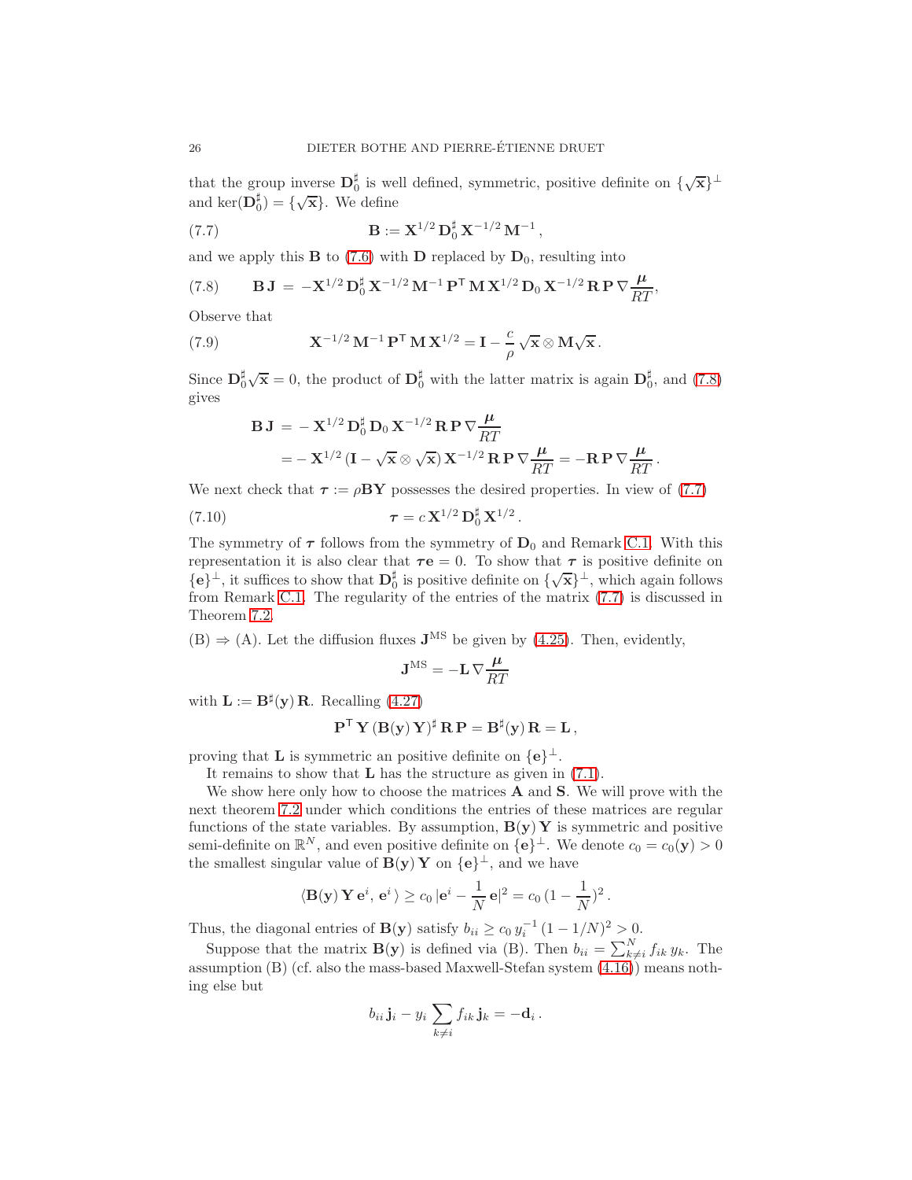that the group inverse $\mathbf{D}_0^\sharp$ is well defined, symmetric, positive definite on $\{\sqrt{\mathbf{x}}\}^\perp$ and $\ker(\mathbf{D}_0^\sharp) = \{\sqrt{\mathbf{x}}\}$. We define

$$\mathbf{B} := \mathbf{X}^{1/2}\,\mathbf{D}_0^\sharp\,\mathbf{X}^{-1/2}\,\mathbf{M}^{-1}\,, \tag{7.7}$$

and we apply this $\mathbf{B}$ to (7.6) with $\mathbf{D}$ replaced by $\mathbf{D}_0$, resulting into

$$\mathbf{B}\,\mathbf{J} \,=\, -\mathbf{X}^{1/2}\,\mathbf{D}_0^\sharp\,\mathbf{X}^{-1/2}\,\mathbf{M}^{-1}\,\mathbf{P}^\mathsf{T}\,\mathbf{M}\,\mathbf{X}^{1/2}\,\mathbf{D}_0\,\mathbf{X}^{-1/2}\,\mathbf{R}\,\mathbf{P}\,\nabla\frac{\boldsymbol{\mu}}{RT}, \tag{7.8}$$

Observe that

$$\mathbf{X}^{-1/2}\,\mathbf{M}^{-1}\,\mathbf{P}^\mathsf{T}\,\mathbf{M}\,\mathbf{X}^{1/2} = \mathbf{I} - \frac{c}{\rho}\,\sqrt{\mathbf{x}}\otimes\mathbf{M}\sqrt{\mathbf{x}}\,. \tag{7.9}$$

Since $\mathbf{D}_0^\sharp\sqrt{\mathbf{x}} = 0$, the product of $\mathbf{D}_0^\sharp$ with the latter matrix is again $\mathbf{D}_0^\sharp$, and (7.8) gives

$$\begin{aligned}
\mathbf{B}\,\mathbf{J} \,&=\, -\,\mathbf{X}^{1/2}\,\mathbf{D}_0^\sharp\,\mathbf{D}_0\,\mathbf{X}^{-1/2}\,\mathbf{R}\,\mathbf{P}\,\nabla\frac{\boldsymbol{\mu}}{RT}\\
&= -\,\mathbf{X}^{1/2}\,(\mathbf{I}-\sqrt{\mathbf{x}}\otimes\sqrt{\mathbf{x}})\,\mathbf{X}^{-1/2}\,\mathbf{R}\,\mathbf{P}\,\nabla\frac{\boldsymbol{\mu}}{RT} = -\mathbf{R}\,\mathbf{P}\,\nabla\frac{\boldsymbol{\mu}}{RT}\,.
\end{aligned}$$

We next check that $\boldsymbol{\tau} := \rho\mathbf{B}\mathbf{Y}$ possesses the desired properties. In view of (7.7)

$$\boldsymbol{\tau} = c\,\mathbf{X}^{1/2}\,\mathbf{D}_0^\sharp\,\mathbf{X}^{1/2}\,. \tag{7.10}$$

The symmetry of $\boldsymbol{\tau}$ follows from the symmetry of $\mathbf{D}_0$ and Remark C.1. With this representation it is also clear that $\boldsymbol{\tau}\mathbf{e} = 0$. To show that $\boldsymbol{\tau}$ is positive definite on $\{\mathbf{e}\}^\perp$, it suffices to show that $\mathbf{D}_0^\sharp$ is positive definite on $\{\sqrt{\mathbf{x}}\}^\perp$, which again follows from Remark C.1. The regularity of the entries of the matrix (7.7) is discussed in Theorem 7.2.

(B) $\Rightarrow$ (A). Let the diffusion fluxes $\mathbf{J}^{\mathrm{MS}}$ be given by (4.25). Then, evidently,

$$\mathbf{J}^{\mathrm{MS}} = -\mathbf{L}\,\nabla\frac{\boldsymbol{\mu}}{RT}$$

with $\mathbf{L} := \mathbf{B}^\sharp(\mathbf{y})\,\mathbf{R}$. Recalling (4.27)

$$\mathbf{P}^\mathsf{T}\,\mathbf{Y}\,(\mathbf{B}(\mathbf{y})\,\mathbf{Y})^\sharp\,\mathbf{R}\,\mathbf{P} = \mathbf{B}^\sharp(\mathbf{y})\,\mathbf{R} = \mathbf{L}\,,$$

proving that $\mathbf{L}$ is symmetric an positive definite on $\{\mathbf{e}\}^\perp$.

It remains to show that $\mathbf{L}$ has the structure as given in (7.1).

We show here only how to choose the matrices $\mathbf{A}$ and $\mathbf{S}$. We will prove with the next theorem 7.2 under which conditions the entries of these matrices are regular functions of the state variables. By assumption, $\mathbf{B}(\mathbf{y})\,\mathbf{Y}$ is symmetric and positive semi-definite on $\mathbb{R}^N$, and even positive definite on $\{\mathbf{e}\}^\perp$. We denote $c_0 = c_0(\mathbf{y}) > 0$ the smallest singular value of $\mathbf{B}(\mathbf{y})\,\mathbf{Y}$ on $\{\mathbf{e}\}^\perp$, and we have

$$\langle\mathbf{B}(\mathbf{y})\,\mathbf{Y}\,\mathbf{e}^i,\,\mathbf{e}^i\,\rangle \geq c_0\,|\mathbf{e}^i - \frac{1}{N}\,\mathbf{e}|^2 = c_0\,(1-\frac{1}{N})^2\,.$$

Thus, the diagonal entries of $\mathbf{B}(\mathbf{y})$ satisfy $b_{ii} \geq c_0\,y_i^{-1}\,(1-1/N)^2 > 0$.

Suppose that the matrix $\mathbf{B}(\mathbf{y})$ is defined via (B). Then $b_{ii} = \sum_{k\neq i}^N f_{ik}\,y_k$. The assumption (B) (cf. also the mass-based Maxwell-Stefan system (4.16)) means nothing else but

$$b_{ii}\,\mathbf{j}_i - y_i\sum_{k\neq i} f_{ik}\,\mathbf{j}_k = -\mathbf{d}_i\,.$$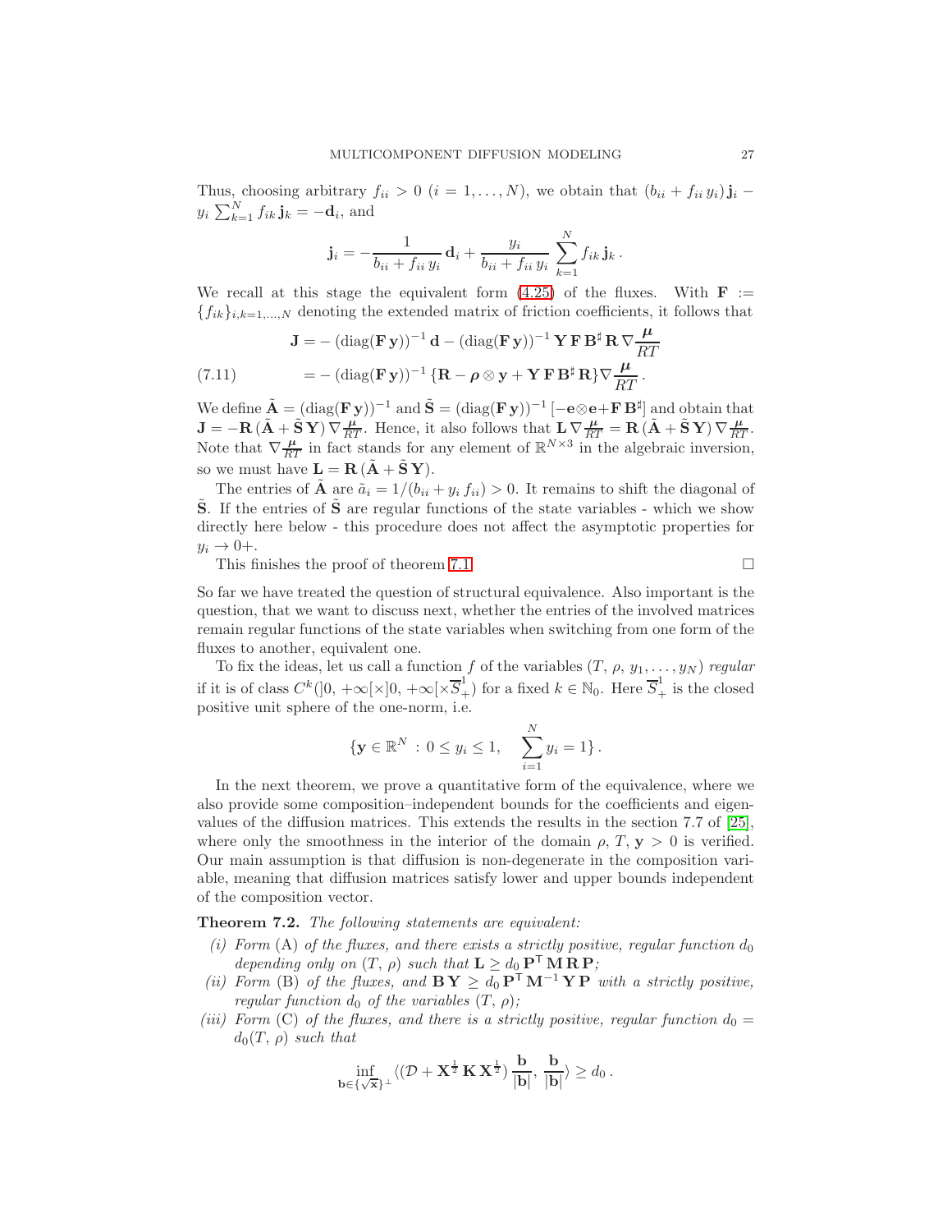Thus, choosing arbitrary $f_{ii} > 0$ ($i = 1, \ldots, N$), we obtain that $(b_{ii} + f_{ii}\, y_i)\, \mathbf{j}_i - y_i \sum_{k=1}^N f_{ik}\, \mathbf{j}_k = -\mathbf{d}_i$, and

$$\mathbf{j}_i = -\frac{1}{b_{ii} + f_{ii}\, y_i}\, \mathbf{d}_i + \frac{y_i}{b_{ii} + f_{ii}\, y_i} \sum_{k=1}^N f_{ik}\, \mathbf{j}_k \,.$$

We recall at this stage the equivalent form (4.25) of the fluxes. With $\mathbf{F} := \{f_{ik}\}_{i,k=1,\ldots,N}$ denoting the extended matrix of friction coefficients, it follows that

$$\begin{aligned}
\mathbf{J} &= -\,(\mathrm{diag}(\mathbf{F}\,\mathbf{y}))^{-1}\,\mathbf{d} - (\mathrm{diag}(\mathbf{F}\,\mathbf{y}))^{-1}\,\mathbf{Y}\,\mathbf{F}\,\mathbf{B}^{\sharp}\,\mathbf{R}\,\nabla\frac{\boldsymbol{\mu}}{RT} \\
&= -\,(\mathrm{diag}(\mathbf{F}\,\mathbf{y}))^{-1}\,\{\mathbf{R} - \boldsymbol{\rho}\otimes\mathbf{y} + \mathbf{Y}\,\mathbf{F}\,\mathbf{B}^{\sharp}\,\mathbf{R}\}\nabla\frac{\boldsymbol{\mu}}{RT}\,.
\end{aligned} \tag{7.11}$$

We define $\tilde{\mathbf{A}} = (\mathrm{diag}(\mathbf{F}\,\mathbf{y}))^{-1}$ and $\tilde{\mathbf{S}} = (\mathrm{diag}(\mathbf{F}\,\mathbf{y}))^{-1}\,[-\mathbf{e}\otimes\mathbf{e} + \mathbf{F}\,\mathbf{B}^{\sharp}]$ and obtain that $\mathbf{J} = -\mathbf{R}\,(\tilde{\mathbf{A}} + \tilde{\mathbf{S}}\,\mathbf{Y})\,\nabla\frac{\boldsymbol{\mu}}{RT}$. Hence, it also follows that $\mathbf{L}\,\nabla\frac{\boldsymbol{\mu}}{RT} = \mathbf{R}\,(\tilde{\mathbf{A}} + \tilde{\mathbf{S}}\,\mathbf{Y})\,\nabla\frac{\boldsymbol{\mu}}{RT}$. Note that $\nabla\frac{\boldsymbol{\mu}}{RT}$ in fact stands for any element of $\mathbb{R}^{N\times 3}$ in the algebraic inversion, so we must have $\mathbf{L} = \mathbf{R}\,(\tilde{\mathbf{A}} + \tilde{\mathbf{S}}\,\mathbf{Y})$.

The entries of $\tilde{\mathbf{A}}$ are $\tilde{a}_i = 1/(b_{ii} + y_i\, f_{ii}) > 0$. It remains to shift the diagonal of $\tilde{\mathbf{S}}$. If the entries of $\tilde{\mathbf{S}}$ are regular functions of the state variables - which we show directly here below - this procedure does not affect the asymptotic properties for $y_i \to 0+$.

This finishes the proof of theorem 7.1. □

So far we have treated the question of structural equivalence. Also important is the question, that we want to discuss next, whether the entries of the involved matrices remain regular functions of the state variables when switching from one form of the fluxes to another, equivalent one.

To fix the ideas, let us call a function $f$ of the variables $(T,\, \rho,\, y_1, \ldots, y_N)$ *regular* if it is of class $C^k(]0, +\infty[\times]0, +\infty[\times\overline{S}^1_+)$ for a fixed $k \in \mathbb{N}_0$. Here $\overline{S}^1_+$ is the closed positive unit sphere of the one-norm, i.e.

$$\{\mathbf{y} \in \mathbb{R}^N \,:\, 0 \le y_i \le 1, \quad \sum_{i=1}^N y_i = 1\}\,.$$

In the next theorem, we prove a quantitative form of the equivalence, where we also provide some composition–independent bounds for the coefficients and eigenvalues of the diffusion matrices. This extends the results in the section 7.7 of [25], where only the smoothness in the interior of the domain $\rho,\, T,\, \mathbf{y} > 0$ is verified. Our main assumption is that diffusion is non-degenerate in the composition variable, meaning that diffusion matrices satisfy lower and upper bounds independent of the composition vector.

**Theorem 7.2.** *The following statements are equivalent:*

- *(i) Form* (A) *of the fluxes, and there exists a strictly positive, regular function $d_0$ depending only on $(T,\, \rho)$ such that $\mathbf{L} \ge d_0\, \mathbf{P}^{\mathsf{T}}\,\mathbf{M}\,\mathbf{R}\,\mathbf{P}$;*
- *(ii) Form* (B) *of the fluxes, and $\mathbf{B}\,\mathbf{Y} \ge d_0\, \mathbf{P}^{\mathsf{T}}\,\mathbf{M}^{-1}\,\mathbf{Y}\,\mathbf{P}$ with a strictly positive, regular function $d_0$ of the variables $(T,\, \rho)$;*
- *(iii) Form* (C) *of the fluxes, and there is a strictly positive, regular function $d_0 = d_0(T,\, \rho)$ such that*

$$\inf_{\mathbf{b}\in\{\sqrt{\mathbf{x}}\}^{\perp}} \langle(\mathcal{D} + \mathbf{X}^{\frac{1}{2}}\,\mathbf{K}\,\mathbf{X}^{\frac{1}{2}})\,\frac{\mathbf{b}}{|\mathbf{b}|},\, \frac{\mathbf{b}}{|\mathbf{b}|}\rangle \ge d_0\,.$$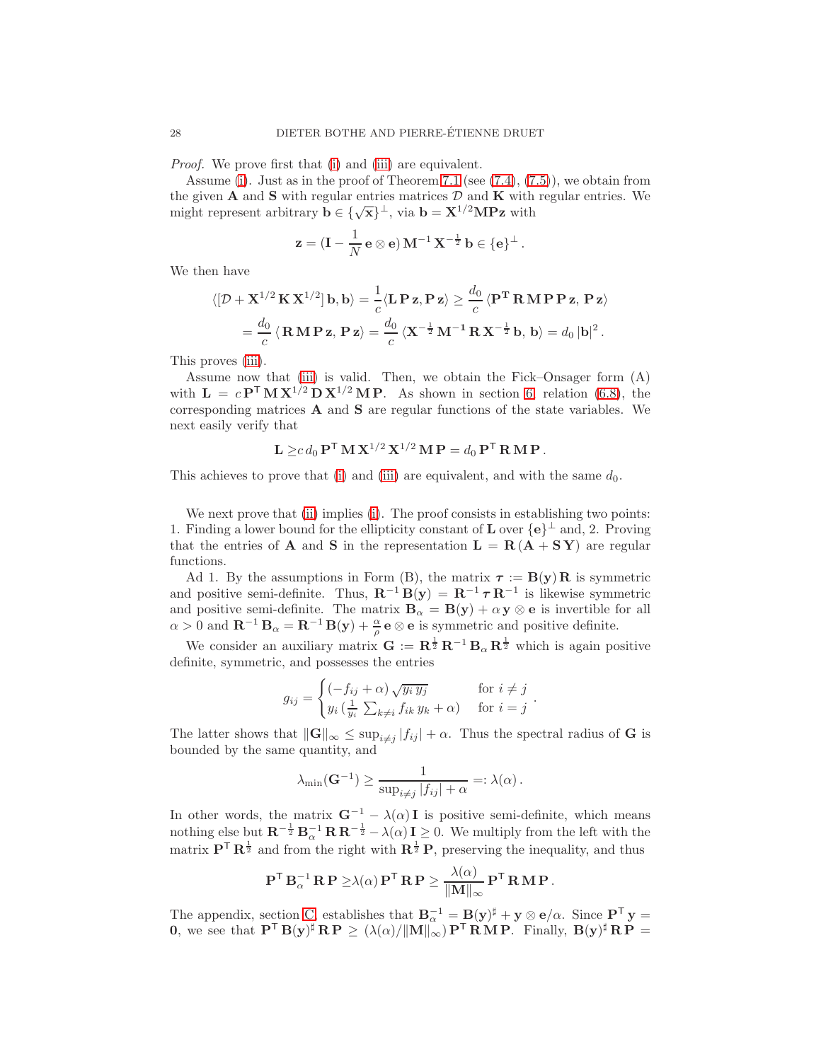*Proof.* We prove first that (i) and (iii) are equivalent.

Assume (i). Just as in the proof of Theorem 7.1 (see (7.4), (7.5)), we obtain from the given $\mathbf{A}$ and $\mathbf{S}$ with regular entries matrices $\mathcal{D}$ and $\mathbf{K}$ with regular entries. We might represent arbitrary $\mathbf{b} \in \{\sqrt{\mathbf{x}}\}^{\perp}$, via $\mathbf{b} = \mathbf{X}^{1/2}\mathbf{M}\mathbf{P}\mathbf{z}$ with

$$\mathbf{z} = (\mathbf{I} - \frac{1}{N}\,\mathbf{e}\otimes\mathbf{e})\,\mathbf{M}^{-1}\,\mathbf{X}^{-\frac{1}{2}}\,\mathbf{b} \in \{\mathbf{e}\}^{\perp}\,.$$

We then have

$$\begin{aligned}
\langle [\mathcal{D} + \mathbf{X}^{1/2}\,\mathbf{K}\,\mathbf{X}^{1/2}]\,\mathbf{b}, \mathbf{b}\rangle &= \frac{1}{c}\langle \mathbf{L}\,\mathbf{P}\,\mathbf{z}, \mathbf{P}\,\mathbf{z}\rangle \geq \frac{d_0}{c}\,\langle \mathbf{P}^{\mathsf{T}}\,\mathbf{R}\,\mathbf{M}\,\mathbf{P}\,\mathbf{P}\,\mathbf{z},\, \mathbf{P}\,\mathbf{z}\rangle\\
&= \frac{d_0}{c}\,\langle \mathbf{R}\,\mathbf{M}\,\mathbf{P}\,\mathbf{z},\, \mathbf{P}\,\mathbf{z}\rangle = \frac{d_0}{c}\,\langle \mathbf{X}^{-\frac{1}{2}}\,\mathbf{M}^{-1}\,\mathbf{R}\,\mathbf{X}^{-\frac{1}{2}}\,\mathbf{b},\, \mathbf{b}\rangle = d_0\,|\mathbf{b}|^2\,.
\end{aligned}$$

This proves (iii).

Assume now that (iii) is valid. Then, we obtain the Fick–Onsager form (A) with $\mathbf{L} = c\,\mathbf{P}^{\mathsf{T}}\,\mathbf{M}\,\mathbf{X}^{1/2}\,\mathbf{D}\,\mathbf{X}^{1/2}\,\mathbf{M}\,\mathbf{P}$. As shown in section 6, relation (6.8), the corresponding matrices $\mathbf{A}$ and $\mathbf{S}$ are regular functions of the state variables. We next easily verify that

$$\mathbf{L} \geq c\,d_0\,\mathbf{P}^{\mathsf{T}}\,\mathbf{M}\,\mathbf{X}^{1/2}\,\mathbf{X}^{1/2}\,\mathbf{M}\,\mathbf{P} = d_0\,\mathbf{P}^{\mathsf{T}}\,\mathbf{R}\,\mathbf{M}\,\mathbf{P}\,.$$

This achieves to prove that (i) and (iii) are equivalent, and with the same $d_0$.

We next prove that (ii) implies (i). The proof consists in establishing two points: 1. Finding a lower bound for the ellipticity constant of $\mathbf{L}$ over $\{\mathbf{e}\}^{\perp}$ and, 2. Proving that the entries of $\mathbf{A}$ and $\mathbf{S}$ in the representation $\mathbf{L} = \mathbf{R}\,(\mathbf{A} + \mathbf{S}\,\mathbf{Y})$ are regular functions.

Ad 1. By the assumptions in Form (B), the matrix $\boldsymbol{\tau} := \mathbf{B}(\mathbf{y})\,\mathbf{R}$ is symmetric and positive semi-definite. Thus, $\mathbf{R}^{-1}\,\mathbf{B}(\mathbf{y}) = \mathbf{R}^{-1}\,\boldsymbol{\tau}\,\mathbf{R}^{-1}$ is likewise symmetric and positive semi-definite. The matrix $\mathbf{B}_{\alpha} = \mathbf{B}(\mathbf{y}) + \alpha\,\mathbf{y}\otimes\mathbf{e}$ is invertible for all $\alpha > 0$ and $\mathbf{R}^{-1}\,\mathbf{B}_{\alpha} = \mathbf{R}^{-1}\,\mathbf{B}(\mathbf{y}) + \frac{\alpha}{\rho}\,\mathbf{e}\otimes\mathbf{e}$ is symmetric and positive definite.

We consider an auxiliary matrix $\mathbf{G} := \mathbf{R}^{\frac{1}{2}}\,\mathbf{R}^{-1}\,\mathbf{B}_{\alpha}\,\mathbf{R}^{\frac{1}{2}}$ which is again positive definite, symmetric, and possesses the entries

$$g_{ij} = \begin{cases} (-f_{ij} + \alpha)\,\sqrt{y_i\,y_j} & \text{for } i \neq j\\ y_i\,(\frac{1}{y_i}\,\sum_{k\neq i} f_{ik}\,y_k + \alpha) & \text{for } i = j \end{cases}\,.$$

The latter shows that $\|\mathbf{G}\|_{\infty} \leq \sup_{i\neq j}|f_{ij}| + \alpha$. Thus the spectral radius of $\mathbf{G}$ is bounded by the same quantity, and

$$\lambda_{\min}(\mathbf{G}^{-1}) \geq \frac{1}{\sup_{i\neq j}|f_{ij}| + \alpha} =: \lambda(\alpha)\,.$$

In other words, the matrix $\mathbf{G}^{-1} - \lambda(\alpha)\,\mathbf{I}$ is positive semi-definite, which means nothing else but $\mathbf{R}^{-\frac{1}{2}}\,\mathbf{B}_{\alpha}^{-1}\,\mathbf{R}\,\mathbf{R}^{-\frac{1}{2}} - \lambda(\alpha)\,\mathbf{I} \geq 0$. We multiply from the left with the matrix $\mathbf{P}^{\mathsf{T}}\,\mathbf{R}^{\frac{1}{2}}$ and from the right with $\mathbf{R}^{\frac{1}{2}}\,\mathbf{P}$, preserving the inequality, and thus

$$\mathbf{P}^{\mathsf{T}}\,\mathbf{B}_{\alpha}^{-1}\,\mathbf{R}\,\mathbf{P} \geq \lambda(\alpha)\,\mathbf{P}^{\mathsf{T}}\,\mathbf{R}\,\mathbf{P} \geq \frac{\lambda(\alpha)}{\|\mathbf{M}\|_{\infty}}\,\mathbf{P}^{\mathsf{T}}\,\mathbf{R}\,\mathbf{M}\,\mathbf{P}\,.$$

The appendix, section C, establishes that $\mathbf{B}_{\alpha}^{-1} = \mathbf{B}(\mathbf{y})^{\sharp} + \mathbf{y}\otimes\mathbf{e}/\alpha$. Since $\mathbf{P}^{\mathsf{T}}\,\mathbf{y} = \mathbf{0}$, we see that $\mathbf{P}^{\mathsf{T}}\,\mathbf{B}(\mathbf{y})^{\sharp}\,\mathbf{R}\,\mathbf{P} \geq (\lambda(\alpha)/\|\mathbf{M}\|_{\infty})\,\mathbf{P}^{\mathsf{T}}\,\mathbf{R}\,\mathbf{M}\,\mathbf{P}$. Finally, $\mathbf{B}(\mathbf{y})^{\sharp}\,\mathbf{R}\,\mathbf{P} =$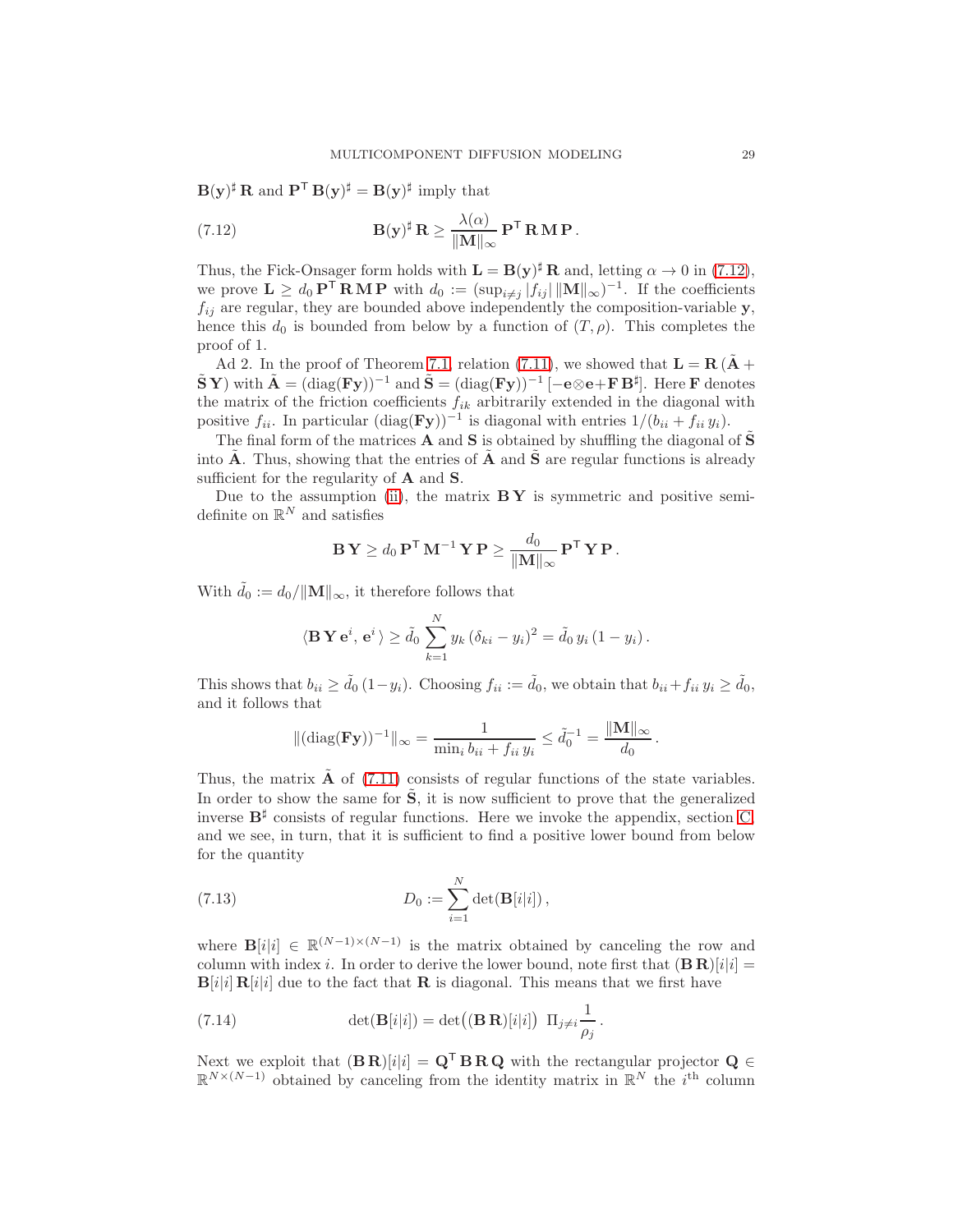$\mathbf{B}(\mathbf{y})^\sharp \, \mathbf{R}$ and $\mathbf{P}^\mathsf{T} \, \mathbf{B}(\mathbf{y})^\sharp = \mathbf{B}(\mathbf{y})^\sharp$ imply that

$$
\mathbf{B}(\mathbf{y})^\sharp \, \mathbf{R} \geq \frac{\lambda(\alpha)}{\|\mathbf{M}\|_\infty} \, \mathbf{P}^\mathsf{T} \, \mathbf{R} \, \mathbf{M} \, \mathbf{P} \, . \tag{7.12}
$$

Thus, the Fick-Onsager form holds with $\mathbf{L} = \mathbf{B}(\mathbf{y})^\sharp \, \mathbf{R}$ and, letting $\alpha \to 0$ in (7.12), we prove $\mathbf{L} \geq d_0 \, \mathbf{P}^\mathsf{T} \, \mathbf{R} \, \mathbf{M} \, \mathbf{P}$ with $d_0 := (\sup_{i \neq j} |f_{ij}| \, \|\mathbf{M}\|_\infty)^{-1}$. If the coefficients $f_{ij}$ are regular, they are bounded above independently the composition-variable $\mathbf{y}$, hence this $d_0$ is bounded from below by a function of $(T, \rho)$. This completes the proof of 1.

Ad 2. In the proof of Theorem 7.1, relation (7.11), we showed that $\mathbf{L} = \mathbf{R} \, (\tilde{\mathbf{A}} + \tilde{\mathbf{S}} \, \mathbf{Y})$ with $\tilde{\mathbf{A}} = (\mathrm{diag}(\mathbf{F}\mathbf{y}))^{-1}$ and $\tilde{\mathbf{S}} = (\mathrm{diag}(\mathbf{F}\mathbf{y}))^{-1} \, [-\mathbf{e} \otimes \mathbf{e} + \mathbf{F} \, \mathbf{B}^\sharp]$. Here $\mathbf{F}$ denotes the matrix of the friction coefficients $f_{ik}$ arbitrarily extended in the diagonal with positive $f_{ii}$. In particular $(\mathrm{diag}(\mathbf{F}\mathbf{y}))^{-1}$ is diagonal with entries $1/(b_{ii} + f_{ii} \, y_i)$.

The final form of the matrices $\mathbf{A}$ and $\mathbf{S}$ is obtained by shuffling the diagonal of $\tilde{\mathbf{S}}$ into $\tilde{\mathbf{A}}$. Thus, showing that the entries of $\tilde{\mathbf{A}}$ and $\tilde{\mathbf{S}}$ are regular functions is already sufficient for the regularity of $\mathbf{A}$ and $\mathbf{S}$.

Due to the assumption (ii), the matrix $\mathbf{B} \, \mathbf{Y}$ is symmetric and positive semi-definite on $\mathbb{R}^N$ and satisfies

$$
\mathbf{B} \, \mathbf{Y} \geq d_0 \, \mathbf{P}^\mathsf{T} \, \mathbf{M}^{-1} \, \mathbf{Y} \, \mathbf{P} \geq \frac{d_0}{\|\mathbf{M}\|_\infty} \, \mathbf{P}^\mathsf{T} \, \mathbf{Y} \, \mathbf{P} \, .
$$

With $\tilde{d}_0 := d_0 / \|\mathbf{M}\|_\infty$, it therefore follows that

$$
\langle \mathbf{B} \, \mathbf{Y} \, \mathbf{e}^i, \, \mathbf{e}^i \, \rangle \geq \tilde{d}_0 \sum_{k=1}^N y_k \, (\delta_{ki} - y_i)^2 = \tilde{d}_0 \, y_i \, (1 - y_i) \, .
$$

This shows that $b_{ii} \geq \tilde{d}_0 \, (1 - y_i)$. Choosing $f_{ii} := \tilde{d}_0$, we obtain that $b_{ii} + f_{ii} \, y_i \geq \tilde{d}_0$, and it follows that

$$
\|(\mathrm{diag}(\mathbf{F}\mathbf{y}))^{-1}\|_\infty = \frac{1}{\min_i b_{ii} + f_{ii} \, y_i} \leq \tilde{d}_0^{-1} = \frac{\|\mathbf{M}\|_\infty}{d_0} \, .
$$

Thus, the matrix $\tilde{\mathbf{A}}$ of (7.11) consists of regular functions of the state variables. In order to show the same for $\tilde{\mathbf{S}}$, it is now sufficient to prove that the generalized inverse $\mathbf{B}^\sharp$ consists of regular functions. Here we invoke the appendix, section C, and we see, in turn, that it is sufficient to find a positive lower bound from below for the quantity

$$
D_0 := \sum_{i=1}^N \det(\mathbf{B}[i|i]) \, , \tag{7.13}
$$

where $\mathbf{B}[i|i] \in \mathbb{R}^{(N-1)\times(N-1)}$ is the matrix obtained by canceling the row and column with index $i$. In order to derive the lower bound, note first that $(\mathbf{B} \, \mathbf{R})[i|i] = \mathbf{B}[i|i] \, \mathbf{R}[i|i]$ due to the fact that $\mathbf{R}$ is diagonal. This means that we first have

$$
\det(\mathbf{B}[i|i]) = \det\big((\mathbf{B} \, \mathbf{R})[i|i]\big) \;\; \Pi_{j \neq i} \frac{1}{\rho_j} \, . \tag{7.14}
$$

Next we exploit that $(\mathbf{B} \, \mathbf{R})[i|i] = \mathbf{Q}^\mathsf{T} \, \mathbf{B} \, \mathbf{R} \, \mathbf{Q}$ with the rectangular projector $\mathbf{Q} \in \mathbb{R}^{N \times (N-1)}$ obtained by canceling from the identity matrix in $\mathbb{R}^N$ the $i^{\text{th}}$ column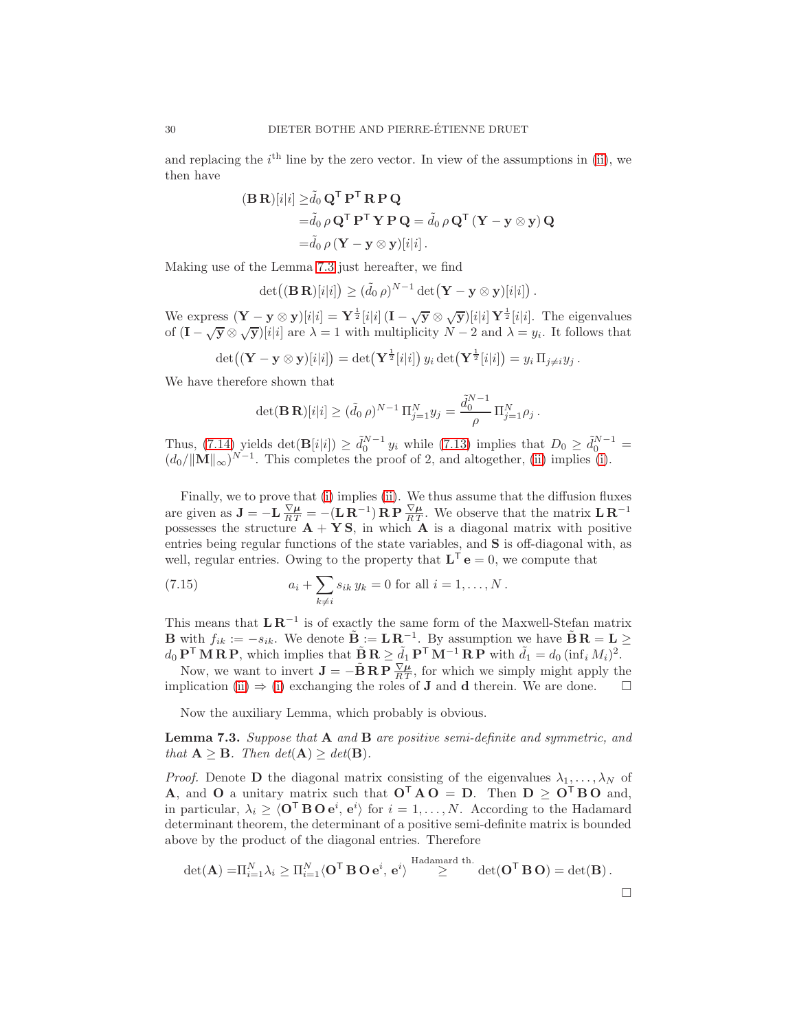and replacing the $i^{\text{th}}$ line by the zero vector. In view of the assumptions in (ii), we then have

$$
\begin{aligned}
(\mathbf{B}\,\mathbf{R})[i|i] \geq& \tilde{d}_0\, \mathbf{Q}^\mathsf{T}\, \mathbf{P}^\mathsf{T}\, \mathbf{R}\, \mathbf{P}\, \mathbf{Q} \\
=& \tilde{d}_0\, \rho\, \mathbf{Q}^\mathsf{T}\, \mathbf{P}^\mathsf{T}\, \mathbf{Y}\, \mathbf{P}\, \mathbf{Q} = \tilde{d}_0\, \rho\, \mathbf{Q}^\mathsf{T}\, (\mathbf{Y} - \mathbf{y} \otimes \mathbf{y})\, \mathbf{Q} \\
=& \tilde{d}_0\, \rho\, (\mathbf{Y} - \mathbf{y} \otimes \mathbf{y})[i|i]\,.
\end{aligned}
$$

Making use of the Lemma 7.3 just hereafter, we find

$$
\det\bigl((\mathbf{B}\,\mathbf{R})[i|i]\bigr) \geq (\tilde{d}_0\, \rho)^{N-1} \det\bigl(\mathbf{Y} - \mathbf{y} \otimes \mathbf{y})[i|i]\bigr)\,.
$$

We express $(\mathbf{Y} - \mathbf{y} \otimes \mathbf{y})[i|i] = \mathbf{Y}^{\frac{1}{2}}[i|i]\, (\mathbf{I} - \sqrt{\mathbf{y}} \otimes \sqrt{\mathbf{y}})[i|i]\, \mathbf{Y}^{\frac{1}{2}}[i|i]$. The eigenvalues of $(\mathbf{I} - \sqrt{\mathbf{y}} \otimes \sqrt{\mathbf{y}})[i|i]$ are $\lambda = 1$ with multiplicity $N-2$ and $\lambda = y_i$. It follows that

$$
\det\bigl((\mathbf{Y} - \mathbf{y} \otimes \mathbf{y})[i|i]\bigr) = \det\bigl(\mathbf{Y}^{\frac{1}{2}}[i|i]\bigr)\, y_i \det\bigl(\mathbf{Y}^{\frac{1}{2}}[i|i]\bigr) = y_i\, \Pi_{j\neq i} y_j\,.
$$

We have therefore shown that

$$
\det(\mathbf{B}\,\mathbf{R})[i|i] \geq (\tilde{d}_0\, \rho)^{N-1}\, \Pi_{j=1}^N y_j = \frac{\tilde{d}_0^{N-1}}{\rho}\, \Pi_{j=1}^N \rho_j\,.
$$

Thus, (7.14) yields $\det(\mathbf{B}[i|i]) \geq \tilde{d}_0^{N-1}\, y_i$ while (7.13) implies that $D_0 \geq \tilde{d}_0^{N-1} = (d_0/\|\mathbf{M}\|_\infty)^{N-1}$. This completes the proof of 2, and altogether, (ii) implies (i).

Finally, we to prove that (i) implies (ii). We thus assume that the diffusion fluxes are given as $\mathbf{J} = -\mathbf{L}\, \frac{\nabla \boldsymbol{\mu}}{RT} = -(\mathbf{L}\, \mathbf{R}^{-1})\, \mathbf{R}\, \mathbf{P}\, \frac{\nabla \boldsymbol{\mu}}{RT}$. We observe that the matrix $\mathbf{L}\, \mathbf{R}^{-1}$ possesses the structure $\mathbf{A} + \mathbf{Y}\, \mathbf{S}$, in which $\mathbf{A}$ is a diagonal matrix with positive entries being regular functions of the state variables, and $\mathbf{S}$ is off-diagonal with, as well, regular entries. Owing to the property that $\mathbf{L}^\mathsf{T}\, \mathbf{e} = 0$, we compute that

$$
a_i + \sum_{k\neq i} s_{ik}\, y_k = 0 \text{ for all } i = 1, \ldots, N\,. \tag{7.15}
$$

This means that $\mathbf{L}\, \mathbf{R}^{-1}$ is of exactly the same form of the Maxwell-Stefan matrix $\mathbf{B}$ with $f_{ik} := -s_{ik}$. We denote $\tilde{\mathbf{B}} := \mathbf{L}\, \mathbf{R}^{-1}$. By assumption we have $\tilde{\mathbf{B}}\, \mathbf{R} = \mathbf{L} \geq d_0\, \mathbf{P}^\mathsf{T}\, \mathbf{M}\, \mathbf{R}\, \mathbf{P}$, which implies that $\tilde{\mathbf{B}}\, \mathbf{R} \geq \tilde{d}_1\, \mathbf{P}^\mathsf{T}\, \mathbf{M}^{-1}\, \mathbf{R}\, \mathbf{P}$ with $\tilde{d}_1 = d_0\, (\inf_i M_i)^2$.

Now, we want to invert $\mathbf{J} = -\tilde{\mathbf{B}}\, \mathbf{R}\, \mathbf{P}\, \frac{\nabla \boldsymbol{\mu}}{RT}$, for which we simply might apply the implication (ii) $\Rightarrow$ (i) exchanging the roles of $\mathbf{J}$ and $\mathbf{d}$ therein. We are done. $\square$

Now the auxiliary Lemma, which probably is obvious.

**Lemma 7.3.** *Suppose that $\mathbf{A}$ and $\mathbf{B}$ are positive semi-definite and symmetric, and that $\mathbf{A} \geq \mathbf{B}$. Then $det(\mathbf{A}) \geq det(\mathbf{B})$.*

*Proof.* Denote $\mathbf{D}$ the diagonal matrix consisting of the eigenvalues $\lambda_1, \ldots, \lambda_N$ of $\mathbf{A}$, and $\mathbf{O}$ a unitary matrix such that $\mathbf{O}^\mathsf{T}\, \mathbf{A}\, \mathbf{O} = \mathbf{D}$. Then $\mathbf{D} \geq \mathbf{O}^\mathsf{T}\, \mathbf{B}\, \mathbf{O}$ and, in particular, $\lambda_i \geq \langle \mathbf{O}^\mathsf{T}\, \mathbf{B}\, \mathbf{O}\, \mathbf{e}^i,\, \mathbf{e}^i \rangle$ for $i = 1, \ldots, N$. According to the Hadamard determinant theorem, the determinant of a positive semi-definite matrix is bounded above by the product of the diagonal entries. Therefore

$$
\det(\mathbf{A}) = \Pi_{i=1}^N \lambda_i \geq \Pi_{i=1}^N \langle \mathbf{O}^\mathsf{T}\, \mathbf{B}\, \mathbf{O}\, \mathbf{e}^i,\, \mathbf{e}^i \rangle \overset{\text{Hadamard th.}}{\geq} \det(\mathbf{O}^\mathsf{T}\, \mathbf{B}\, \mathbf{O}) = \det(\mathbf{B})\,.
$$

$\square$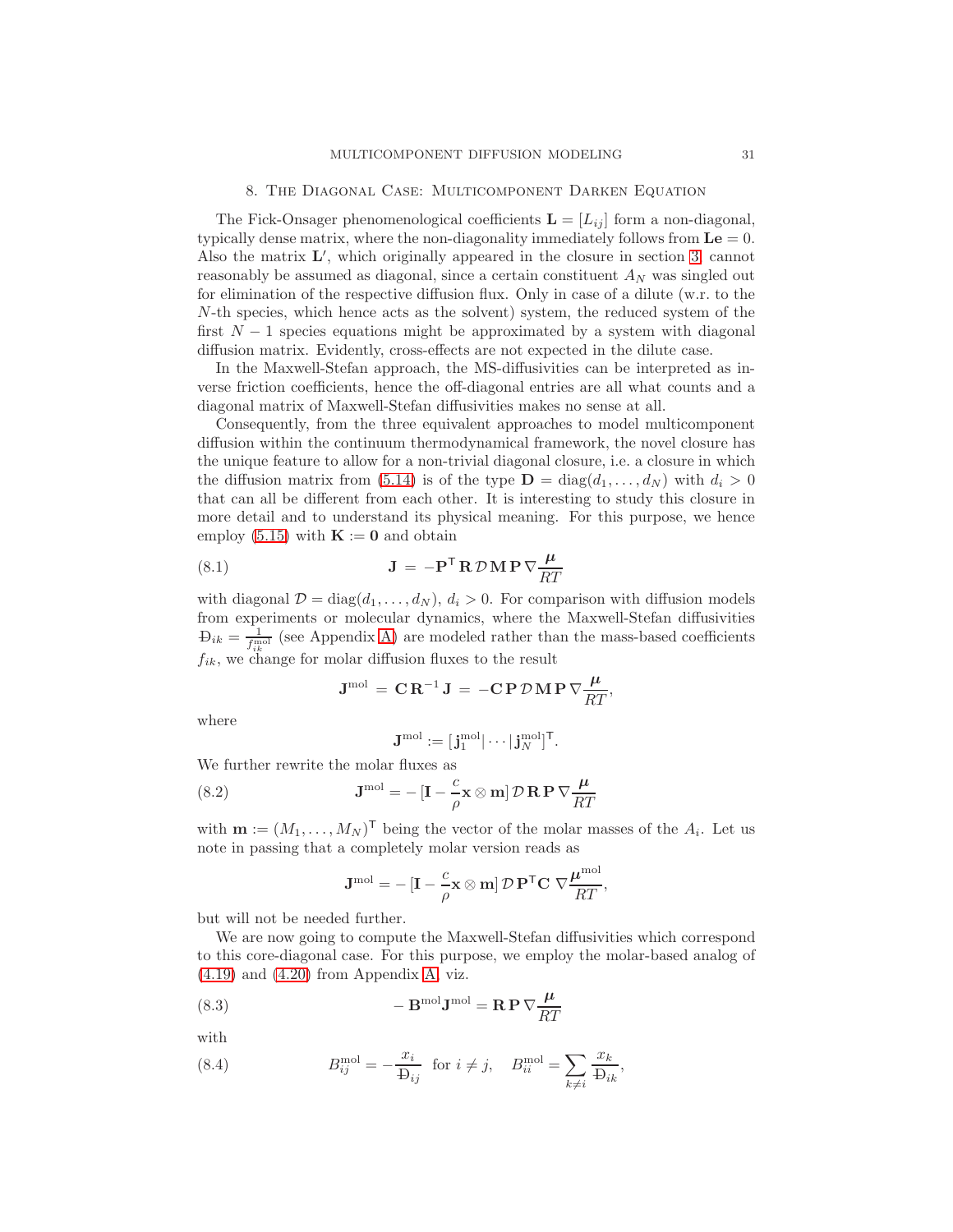## 8. The Diagonal Case: Multicomponent Darken Equation

The Fick-Onsager phenomenological coefficients $\mathbf{L} = [L_{ij}]$ form a non-diagonal, typically dense matrix, where the non-diagonality immediately follows from $\mathbf{Le} = 0$. Also the matrix $\mathbf{L}'$, which originally appeared in the closure in section 3, cannot reasonably be assumed as diagonal, since a certain constituent $A_N$ was singled out for elimination of the respective diffusion flux. Only in case of a dilute (w.r.t. to the $N$-th species, which hence acts as the solvent) system, the reduced system of the first $N-1$ species equations might be approximated by a system with diagonal diffusion matrix. Evidently, cross-effects are not expected in the dilute case.

In the Maxwell-Stefan approach, the MS-diffusivities can be interpreted as inverse friction coefficients, hence the off-diagonal entries are all what counts and a diagonal matrix of Maxwell-Stefan diffusivities makes no sense at all.

Consequently, from the three equivalent approaches to model multicomponent diffusion within the continuum thermodynamical framework, the novel closure has the unique feature to allow for a non-trivial diagonal closure, i.e. a closure in which the diffusion matrix from (5.14) is of the type $\mathbf{D} = \mathrm{diag}(d_1, \ldots, d_N)$ with $d_i > 0$ that can all be different from each other. It is interesting to study this closure in more detail and to understand its physical meaning. For this purpose, we hence employ (5.15) with $\mathbf{K} := \mathbf{0}$ and obtain

$$\mathbf{J} \,=\, -\mathbf{P}^{\mathsf{T}}\,\mathbf{R}\,\mathcal{D}\,\mathbf{M}\,\mathbf{P}\,\nabla\frac{\boldsymbol{\mu}}{RT} \tag{8.1}$$

with diagonal $\mathcal{D} = \mathrm{diag}(d_1, \ldots, d_N)$, $d_i > 0$. For comparison with diffusion models from experiments or molecular dynamics, where the Maxwell-Stefan diffusivities $Đ_{ik} = \frac{1}{f_{ik}^{\mathrm{mol}}}$ (see Appendix A) are modeled rather than the mass-based coefficients $f_{ik}$, we change for molar diffusion fluxes to the result

$$\mathbf{J}^{\mathrm{mol}} \,=\, \mathbf{C}\,\mathbf{R}^{-1}\,\mathbf{J} \,=\, -\mathbf{C}\,\mathbf{P}\,\mathcal{D}\,\mathbf{M}\,\mathbf{P}\,\nabla\frac{\boldsymbol{\mu}}{RT},$$

where

$$\mathbf{J}^{\mathrm{mol}} := [\,\mathbf{j}_1^{\mathrm{mol}}|\cdots|\,\mathbf{j}_N^{\mathrm{mol}}]^{\mathsf{T}}.$$

We further rewrite the molar fluxes as

$$\mathbf{J}^{\mathrm{mol}} = -\,[\mathbf{I} - \frac{c}{\rho}\mathbf{x}\otimes\mathbf{m}]\,\mathcal{D}\,\mathbf{R}\,\mathbf{P}\,\nabla\frac{\boldsymbol{\mu}}{RT} \tag{8.2}$$

with $\mathbf{m} := (M_1, \ldots, M_N)^{\mathsf{T}}$ being the vector of the molar masses of the $A_i$. Let us note in passing that a completely molar version reads as

$$\mathbf{J}^{\mathrm{mol}} = -\,[\mathbf{I} - \frac{c}{\rho}\mathbf{x}\otimes\mathbf{m}]\,\mathcal{D}\,\mathbf{P}^{\mathsf{T}}\mathbf{C}\;\nabla\frac{\boldsymbol{\mu}^{\mathrm{mol}}}{RT},$$

but will not be needed further.

We are now going to compute the Maxwell-Stefan diffusivities which correspond to this core-diagonal case. For this purpose, we employ the molar-based analog of (4.19) and (4.20) from Appendix A, viz.

$$-\,\mathbf{B}^{\mathrm{mol}}\mathbf{J}^{\mathrm{mol}} = \mathbf{R}\,\mathbf{P}\,\nabla\frac{\boldsymbol{\mu}}{RT} \tag{8.3}$$

with

$$B_{ij}^{\mathrm{mol}} = -\frac{x_i}{Đ_{ij}} \;\text{ for } i \neq j, \quad B_{ii}^{\mathrm{mol}} = \sum_{k\neq i}\frac{x_k}{Đ_{ik}}, \tag{8.4}$$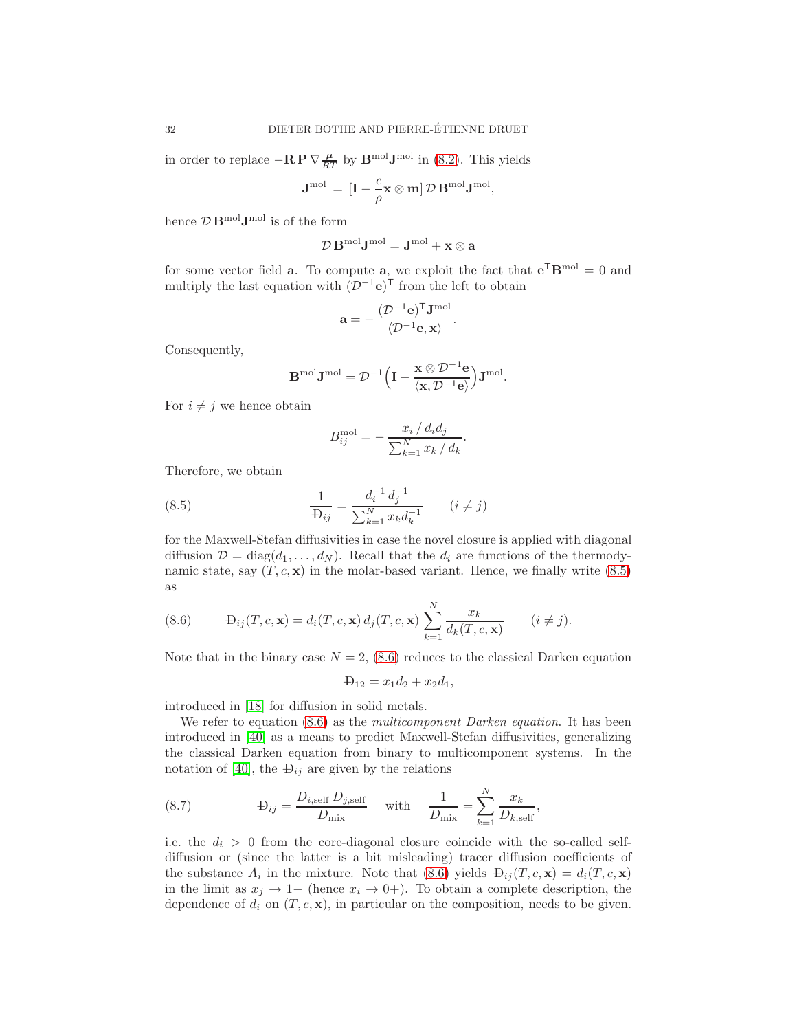in order to replace $-\mathbf{R}\,\mathbf{P}\,\nabla\frac{\mu}{RT}$ by $\mathbf{B}^{\rm mol}\mathbf{J}^{\rm mol}$ in (8.2). This yields

$$\mathbf{J}^{\rm mol} \,=\, [\mathbf{I} - \frac{c}{\rho}\mathbf{x}\otimes\mathbf{m}]\,\mathcal{D}\,\mathbf{B}^{\rm mol}\mathbf{J}^{\rm mol},$$

hence $\mathcal{D}\,\mathbf{B}^{\rm mol}\mathbf{J}^{\rm mol}$ is of the form

$$\mathcal{D}\,\mathbf{B}^{\rm mol}\mathbf{J}^{\rm mol} = \mathbf{J}^{\rm mol} + \mathbf{x}\otimes\mathbf{a}$$

for some vector field $\mathbf{a}$. To compute $\mathbf{a}$, we exploit the fact that $\mathbf{e}^{\mathsf{T}}\mathbf{B}^{\rm mol} = 0$ and multiply the last equation with $(\mathcal{D}^{-1}\mathbf{e})^{\mathsf{T}}$ from the left to obtain

$$\mathbf{a} = -\,\frac{(\mathcal{D}^{-1}\mathbf{e})^{\mathsf{T}}\mathbf{J}^{\rm mol}}{\langle\mathcal{D}^{-1}\mathbf{e},\mathbf{x}\rangle}.$$

Consequently,

$$\mathbf{B}^{\rm mol}\mathbf{J}^{\rm mol} = \mathcal{D}^{-1}\Big(\mathbf{I} - \frac{\mathbf{x}\otimes\mathcal{D}^{-1}\mathbf{e}}{\langle\mathbf{x},\mathcal{D}^{-1}\mathbf{e}\rangle}\Big)\mathbf{J}^{\rm mol}.$$

For $i\neq j$ we hence obtain

$$B_{ij}^{\rm mol} = -\,\frac{x_i\,/\,d_i d_j}{\sum_{k=1}^N x_k\,/\,d_k}.$$

Therefore, we obtain

$$\frac{1}{Đ_{ij}} = \frac{d_i^{-1}\,d_j^{-1}}{\sum_{k=1}^N x_k d_k^{-1}} \qquad (i\neq j) \tag{8.5}$$

for the Maxwell-Stefan diffusivities in case the novel closure is applied with diagonal diffusion $\mathcal{D} = \operatorname{diag}(d_1,\ldots,d_N)$. Recall that the $d_i$ are functions of the thermodynamic state, say $(T,c,\mathbf{x})$ in the molar-based variant. Hence, we finally write (8.5) as

$$Đ_{ij}(T,c,\mathbf{x}) = d_i(T,c,\mathbf{x})\,d_j(T,c,\mathbf{x})\sum_{k=1}^N \frac{x_k}{d_k(T,c,\mathbf{x})} \qquad (i\neq j). \tag{8.6}$$

Note that in the binary case $N=2$, (8.6) reduces to the classical Darken equation

$$Đ_{12} = x_1 d_2 + x_2 d_1,$$

introduced in [18] for diffusion in solid metals.

We refer to equation (8.6) as the *multicomponent Darken equation*. It has been introduced in [40] as a means to predict Maxwell-Stefan diffusivities, generalizing the classical Darken equation from binary to multicomponent systems. In the notation of [40], the $Đ_{ij}$ are given by the relations

$$Đ_{ij} = \frac{D_{i,\rm self}\,D_{j,\rm self}}{D_{\rm mix}} \quad \text{with} \quad \frac{1}{D_{\rm mix}} = \sum_{k=1}^N \frac{x_k}{D_{k,\rm self}}, \tag{8.7}$$

i.e. the $d_i > 0$ from the core-diagonal closure coincide with the so-called self-diffusion or (since the latter is a bit misleading) tracer diffusion coefficients of the substance $A_i$ in the mixture. Note that (8.6) yields $Đ_{ij}(T,c,\mathbf{x}) = d_i(T,c,\mathbf{x})$ in the limit as $x_j\to 1-$ (hence $x_i\to 0+$). To obtain a complete description, the dependence of $d_i$ on $(T,c,\mathbf{x})$, in particular on the composition, needs to be given.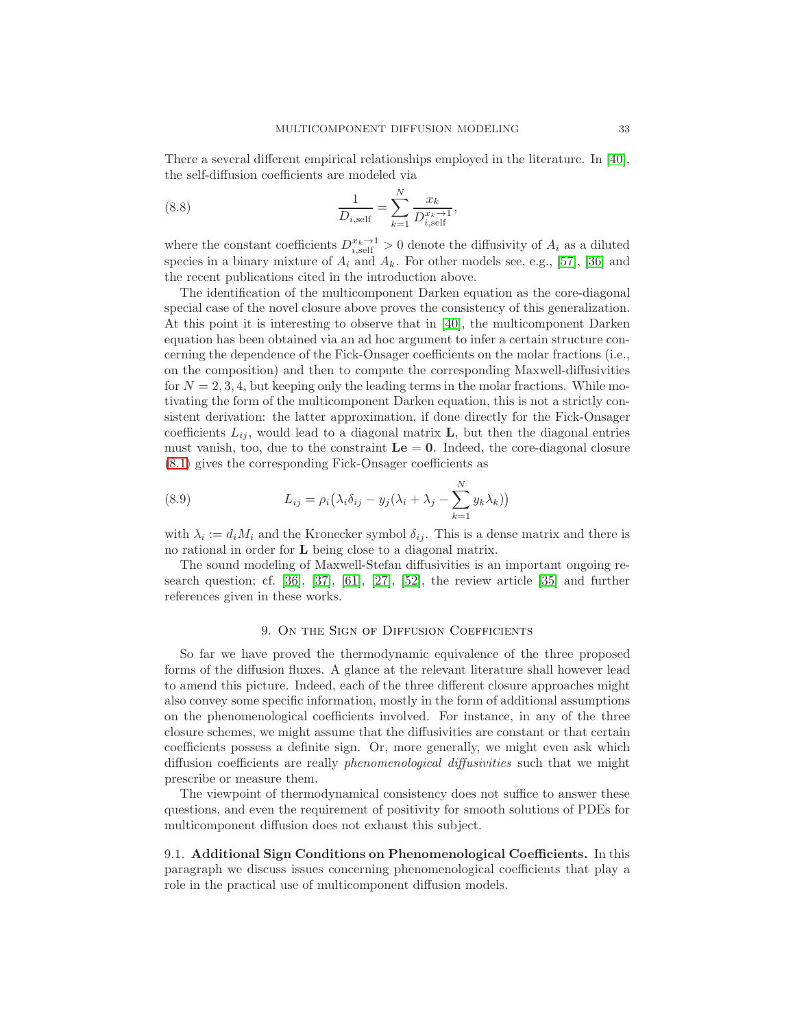There a several different empirical relationships employed in the literature. In [40], the self-diffusion coefficients are modeled via

$$\frac{1}{D_{i,\text{self}}} = \sum_{k=1}^{N} \frac{x_k}{D_{i,\text{self}}^{x_k \to 1}}, \tag{8.8}$$

where the constant coefficients $D_{i,\text{self}}^{x_k \to 1} > 0$ denote the diffusivity of $A_i$ as a diluted species in a binary mixture of $A_i$ and $A_k$. For other models see, e.g., [57], [36] and the recent publications cited in the introduction above.

The identification of the multicomponent Darken equation as the core-diagonal special case of the novel closure above proves the consistency of this generalization. At this point it is interesting to observe that in [40], the multicomponent Darken equation has been obtained via an ad hoc argument to infer a certain structure concerning the dependence of the Fick-Onsager coefficients on the molar fractions (i.e., on the composition) and then to compute the corresponding Maxwell-diffusivities for $N = 2, 3, 4$, but keeping only the leading terms in the molar fractions. While motivating the form of the multicomponent Darken equation, this is not a strictly consistent derivation: the latter approximation, if done directly for the Fick-Onsager coefficients $L_{ij}$, would lead to a diagonal matrix $\mathbf{L}$, but then the diagonal entries must vanish, too, due to the constraint $\mathbf{L}\mathbf{e} = \mathbf{0}$. Indeed, the core-diagonal closure (8.1) gives the corresponding Fick-Onsager coefficients as

$$L_{ij} = \rho_i \big( \lambda_i \delta_{ij} - y_j (\lambda_i + \lambda_j - \sum_{k=1}^{N} y_k \lambda_k) \big) \tag{8.9}$$

with $\lambda_i := d_i M_i$ and the Kronecker symbol $\delta_{ij}$. This is a dense matrix and there is no rational in order for $\mathbf{L}$ being close to a diagonal matrix.

The sound modeling of Maxwell-Stefan diffusivities is an important ongoing research question; cf. [36], [37], [61], [27], [52], the review article [35] and further references given in these works.

## 9. On the Sign of Diffusion Coefficients

So far we have proved the thermodynamic equivalence of the three proposed forms of the diffusion fluxes. A glance at the relevant literature shall however lead to amend this picture. Indeed, each of the three different closure approaches might also convey some specific information, mostly in the form of additional assumptions on the phenomenological coefficients involved. For instance, in any of the three closure schemes, we might assume that the diffusivities are constant or that certain coefficients possess a definite sign. Or, more generally, we might even ask which diffusion coefficients are really *phenomenological diffusivities* such that we might prescribe or measure them.

The viewpoint of thermodynamical consistency does not suffice to answer these questions, and even the requirement of positivity for smooth solutions of PDEs for multicomponent diffusion does not exhaust this subject.

9.1. **Additional Sign Conditions on Phenomenological Coefficients.** In this paragraph we discuss issues concerning phenomenological coefficients that play a role in the practical use of multicomponent diffusion models.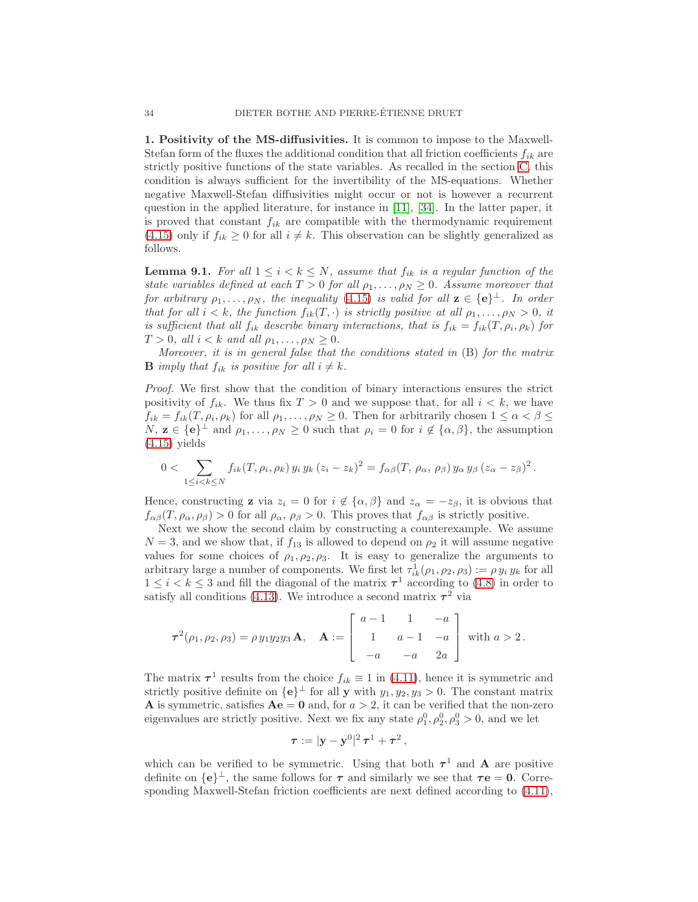**1. Positivity of the MS-diffusivities.** It is common to impose to the Maxwell-Stefan form of the fluxes the additional condition that all friction coefficients $f_{ik}$ are strictly positive functions of the state variables. As recalled in the section C, this condition is always sufficient for the invertibility of the MS-equations. Whether negative Maxwell-Stefan diffusivities might occur or not is however a recurrent question in the applied literature, for instance in [11], [34]. In the latter paper, it is proved that constant $f_{ik}$ are compatible with the thermodynamic requirement (4.15) only if $f_{ik} \geq 0$ for all $i \neq k$. This observation can be slightly generalized as follows.

**Lemma 9.1.** *For all $1 \leq i < k \leq N$, assume that $f_{ik}$ is a regular function of the state variables defined at each $T > 0$ for all $\rho_1, \ldots, \rho_N \geq 0$. Assume moreover that for arbitrary $\rho_1, \ldots, \rho_N$, the inequality (4.15) is valid for all $\mathbf{z} \in \{\mathbf{e}\}^{\perp}$. In order that for all $i < k$, the function $f_{ik}(T, \cdot)$ is strictly positive at all $\rho_1, \ldots, \rho_N > 0$, it is sufficient that all $f_{ik}$ describe binary interactions, that is $f_{ik} = f_{ik}(T, \rho_i, \rho_k)$ for $T > 0$, all $i < k$ and all $\rho_1, \ldots, \rho_N \geq 0$.*

*Moreover, it is in general false that the conditions stated in* (B) *for the matrix* $\mathbf{B}$ *imply that $f_{ik}$ is positive for all $i \neq k$.*

*Proof.* We first show that the condition of binary interactions ensures the strict positivity of $f_{ik}$. We thus fix $T > 0$ and we suppose that, for all $i < k$, we have $f_{ik} = f_{ik}(T, \rho_i, \rho_k)$ for all $\rho_1, \ldots, \rho_N \geq 0$. Then for arbitrarily chosen $1 \leq \alpha < \beta \leq N$, $\mathbf{z} \in \{\mathbf{e}\}^{\perp}$ and $\rho_1, \ldots, \rho_N \geq 0$ such that $\rho_i = 0$ for $i \notin \{\alpha, \beta\}$, the assumption (4.15) yields

$$0 < \sum_{1 \leq i < k \leq N} f_{ik}(T, \rho_i, \rho_k)\, y_i\, y_k\, (z_i - z_k)^2 = f_{\alpha\beta}(T,\, \rho_\alpha,\, \rho_\beta)\, y_\alpha\, y_\beta\, (z_\alpha - z_\beta)^2 \,.$$

Hence, constructing $\mathbf{z}$ via $z_i = 0$ for $i \notin \{\alpha, \beta\}$ and $z_\alpha = -z_\beta$, it is obvious that $f_{\alpha\beta}(T, \rho_\alpha, \rho_\beta) > 0$ for all $\rho_\alpha,\, \rho_\beta > 0$. This proves that $f_{\alpha\beta}$ is strictly positive.

Next we show the second claim by constructing a counterexample. We assume $N = 3$, and we show that, if $f_{13}$ is allowed to depend on $\rho_2$ it will assume negative values for some choices of $\rho_1, \rho_2, \rho_3$. It is easy to generalize the arguments to arbitrary large a number of components. We first let $\tau^1_{ik}(\rho_1, \rho_2, \rho_3) := \rho\, y_i\, y_k$ for all $1 \leq i < k \leq 3$ and fill the diagonal of the matrix $\boldsymbol{\tau}^1$ according to (4.8) in order to satisfy all conditions (4.13). We introduce a second matrix $\boldsymbol{\tau}^2$ via

$$\boldsymbol{\tau}^2(\rho_1, \rho_2, \rho_3) = \rho\, y_1 y_2 y_3\, \mathbf{A}, \quad \mathbf{A} := \begin{bmatrix} a-1 & 1 & -a \\ 1 & a-1 & -a \\ -a & -a & 2a \end{bmatrix} \text{ with } a > 2\,.$$

The matrix $\boldsymbol{\tau}^1$ results from the choice $f_{ik} \equiv 1$ in (4.11), hence it is symmetric and strictly positive definite on $\{\mathbf{e}\}^{\perp}$ for all $\mathbf{y}$ with $y_1, y_2, y_3 > 0$. The constant matrix $\mathbf{A}$ is symmetric, satisfies $\mathbf{A}\mathbf{e} = \mathbf{0}$ and, for $a > 2$, it can be verified that the non-zero eigenvalues are strictly positive. Next we fix any state $\rho_1^0, \rho_2^0, \rho_3^0 > 0$, and we let

$$\boldsymbol{\tau} := |\mathbf{y} - \mathbf{y}^0|^2\, \boldsymbol{\tau}^1 + \boldsymbol{\tau}^2\,,$$

which can be verified to be symmetric. Using that both $\boldsymbol{\tau}^1$ and $\mathbf{A}$ are positive definite on $\{\mathbf{e}\}^{\perp}$, the same follows for $\boldsymbol{\tau}$ and similarly we see that $\boldsymbol{\tau}\mathbf{e} = \mathbf{0}$. Corresponding Maxwell-Stefan friction coefficients are next defined according to (4.11),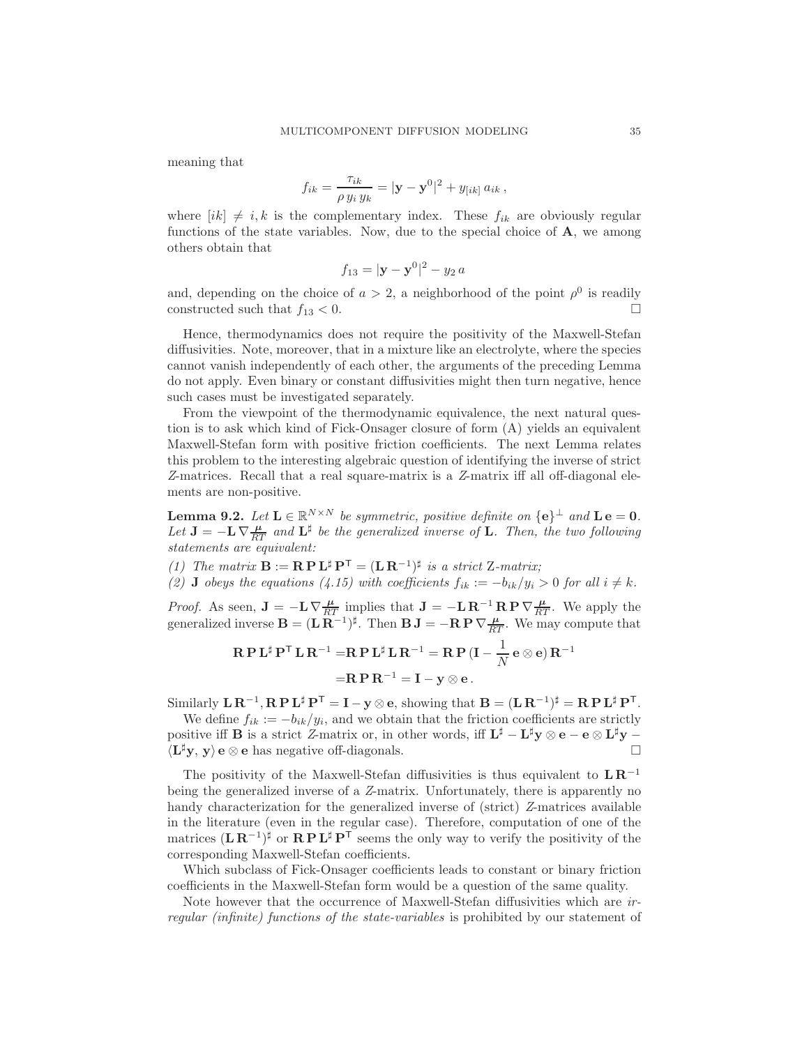meaning that

$$f_{ik} = \frac{\tau_{ik}}{\rho\, y_i\, y_k} = |\mathbf{y} - \mathbf{y}^0|^2 + y_{[ik]}\, a_{ik}\,,$$

where $[ik] \neq i, k$ is the complementary index. These $f_{ik}$ are obviously regular functions of the state variables. Now, due to the special choice of $\mathbf{A}$, we among others obtain that

$$f_{13} = |\mathbf{y} - \mathbf{y}^0|^2 - y_2\, a$$

and, depending on the choice of $a > 2$, a neighborhood of the point $\rho^0$ is readily constructed such that $f_{13} < 0$. $\square$

Hence, thermodynamics does not require the positivity of the Maxwell-Stefan diffusivities. Note, moreover, that in a mixture like an electrolyte, where the species cannot vanish independently of each other, the arguments of the preceding Lemma do not apply. Even binary or constant diffusivities might then turn negative, hence such cases must be investigated separately.

From the viewpoint of the thermodynamic equivalence, the next natural question is to ask which kind of Fick-Onsager closure of form (A) yields an equivalent Maxwell-Stefan form with positive friction coefficients. The next Lemma relates this problem to the interesting algebraic question of identifying the inverse of strict $Z$-matrices. Recall that a real square-matrix is a $Z$-matrix iff all off-diagonal elements are non-positive.

**Lemma 9.2.** *Let $\mathbf{L} \in \mathbb{R}^{N\times N}$ be symmetric, positive definite on $\{\mathbf{e}\}^\perp$ and $\mathbf{L}\,\mathbf{e} = \mathbf{0}$. Let $\mathbf{J} = -\mathbf{L}\,\nabla \frac{\boldsymbol{\mu}}{RT}$ and $\mathbf{L}^\sharp$ be the generalized inverse of $\mathbf{L}$. Then, the two following statements are equivalent:*

*(1) The matrix $\mathbf{B} := \mathbf{R}\,\mathbf{P}\,\mathbf{L}^\sharp\,\mathbf{P}^\mathsf{T} = (\mathbf{L}\,\mathbf{R}^{-1})^\sharp$ is a strict Z-matrix;*

*(2) $\mathbf{J}$ obeys the equations (4.15) with coefficients $f_{ik} := -b_{ik}/y_i > 0$ for all $i \neq k$.*

*Proof.* As seen, $\mathbf{J} = -\mathbf{L}\,\nabla \frac{\boldsymbol{\mu}}{RT}$ implies that $\mathbf{J} = -\mathbf{L}\,\mathbf{R}^{-1}\,\mathbf{R}\,\mathbf{P}\,\nabla \frac{\boldsymbol{\mu}}{RT}$. We apply the generalized inverse $\mathbf{B} = (\mathbf{L}\,\mathbf{R}^{-1})^\sharp$. Then $\mathbf{B}\,\mathbf{J} = -\mathbf{R}\,\mathbf{P}\,\nabla \frac{\boldsymbol{\mu}}{RT}$. We may compute that

$$\begin{aligned}
\mathbf{R}\,\mathbf{P}\,\mathbf{L}^\sharp\,\mathbf{P}^\mathsf{T}\,\mathbf{L}\,\mathbf{R}^{-1} &= \mathbf{R}\,\mathbf{P}\,\mathbf{L}^\sharp\,\mathbf{L}\,\mathbf{R}^{-1} = \mathbf{R}\,\mathbf{P}\,(\mathbf{I} - \frac{1}{N}\,\mathbf{e}\otimes\mathbf{e})\,\mathbf{R}^{-1} \\
&= \mathbf{R}\,\mathbf{P}\,\mathbf{R}^{-1} = \mathbf{I} - \mathbf{y}\otimes\mathbf{e}\,.
\end{aligned}$$

Similarly $\mathbf{L}\,\mathbf{R}^{-1}, \mathbf{R}\,\mathbf{P}\,\mathbf{L}^\sharp\,\mathbf{P}^\mathsf{T} = \mathbf{I} - \mathbf{y}\otimes\mathbf{e}$, showing that $\mathbf{B} = (\mathbf{L}\,\mathbf{R}^{-1})^\sharp = \mathbf{R}\,\mathbf{P}\,\mathbf{L}^\sharp\,\mathbf{P}^\mathsf{T}$.

We define $f_{ik} := -b_{ik}/y_i$, and we obtain that the friction coefficients are strictly positive iff $\mathbf{B}$ is a strict $Z$-matrix or, in other words, iff $\mathbf{L}^\sharp - \mathbf{L}^\sharp\mathbf{y}\otimes\mathbf{e} - \mathbf{e}\otimes\mathbf{L}^\sharp\mathbf{y} - \langle\mathbf{L}^\sharp\mathbf{y},\, \mathbf{y}\rangle\,\mathbf{e}\otimes\mathbf{e}$ has negative off-diagonals. $\square$

The positivity of the Maxwell-Stefan diffusivities is thus equivalent to $\mathbf{L}\,\mathbf{R}^{-1}$ being the generalized inverse of a $Z$-matrix. Unfortunately, there is apparently no handy characterization for the generalized inverse of (strict) $Z$-matrices available in the literature (even in the regular case). Therefore, computation of one of the matrices $(\mathbf{L}\,\mathbf{R}^{-1})^\sharp$ or $\mathbf{R}\,\mathbf{P}\,\mathbf{L}^\sharp\,\mathbf{P}^\mathsf{T}$ seems the only way to verify the positivity of the corresponding Maxwell-Stefan coefficients.

Which subclass of Fick-Onsager coefficients leads to constant or binary friction coefficients in the Maxwell-Stefan form would be a question of the same quality.

Note however that the occurrence of Maxwell-Stefan diffusivities which are *irregular (infinite) functions of the state-variables* is prohibited by our statement of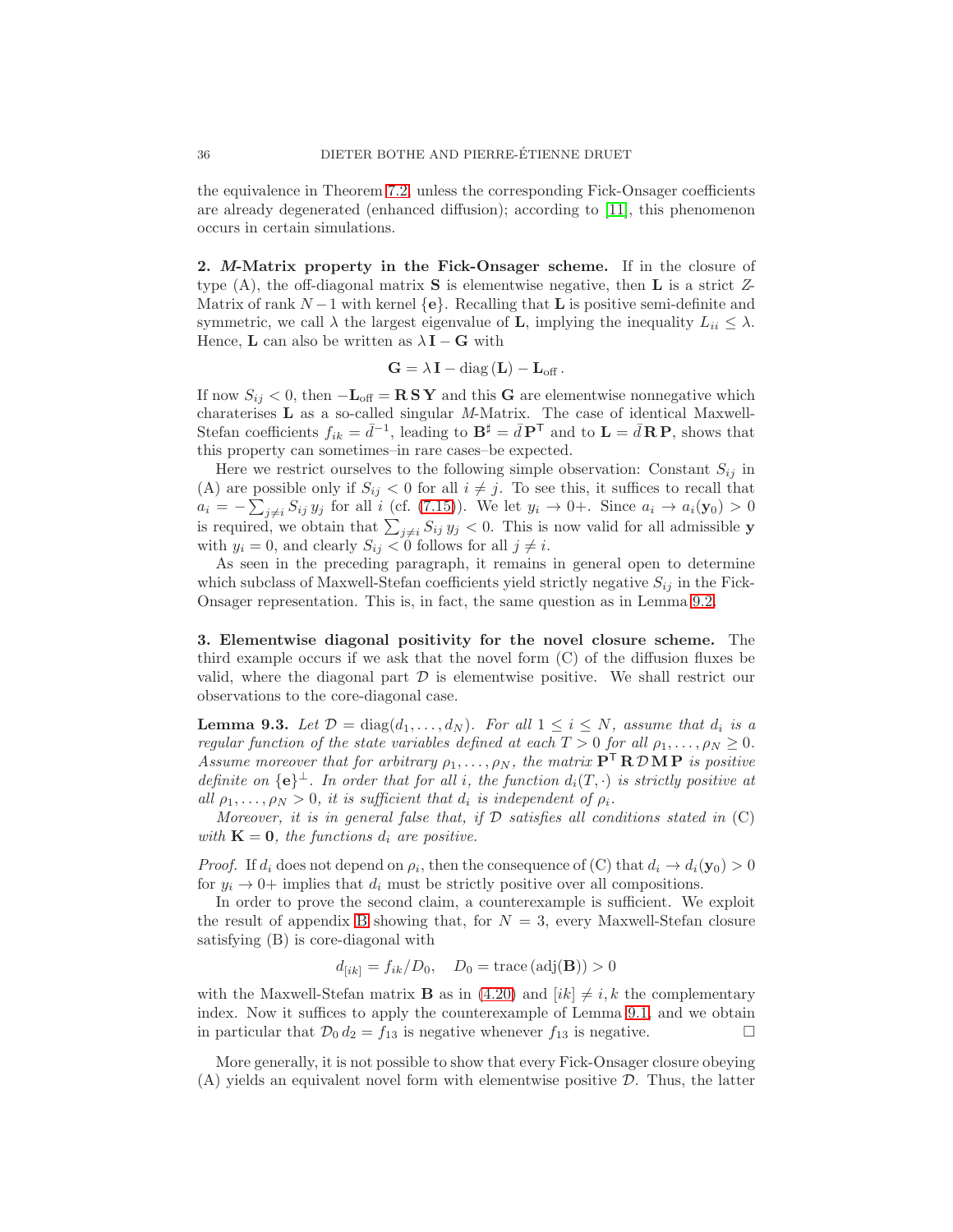the equivalence in Theorem 7.2, unless the corresponding Fick-Onsager coefficients are already degenerated (enhanced diffusion); according to [11], this phenomenon occurs in certain simulations.

**2. *M*-Matrix property in the Fick-Onsager scheme.** If in the closure of type (A), the off-diagonal matrix $\mathbf{S}$ is elementwise negative, then $\mathbf{L}$ is a strict *Z*-Matrix of rank $N-1$ with kernel $\{\mathbf{e}\}$. Recalling that $\mathbf{L}$ is positive semi-definite and symmetric, we call $\lambda$ the largest eigenvalue of $\mathbf{L}$, implying the inequality $L_{ii} \leq \lambda$. Hence, $\mathbf{L}$ can also be written as $\lambda\,\mathbf{I} - \mathbf{G}$ with

$$\mathbf{G} = \lambda\,\mathbf{I} - \operatorname{diag}(\mathbf{L}) - \mathbf{L}_{\text{off}}\,.$$

If now $S_{ij} < 0$, then $-\mathbf{L}_{\text{off}} = \mathbf{R}\,\mathbf{S}\,\mathbf{Y}$ and this $\mathbf{G}$ are elementwise nonnegative which charaterises $\mathbf{L}$ as a so-called singular *M*-Matrix. The case of identical Maxwell-Stefan coefficients $f_{ik} = \bar{d}^{-1}$, leading to $\mathbf{B}^{\sharp} = \bar{d}\,\mathbf{P}^{\mathsf{T}}$ and to $\mathbf{L} = \bar{d}\,\mathbf{R}\,\mathbf{P}$, shows that this property can sometimes–in rare cases–be expected.

Here we restrict ourselves to the following simple observation: Constant $S_{ij}$ in (A) are possible only if $S_{ij} < 0$ for all $i \neq j$. To see this, it suffices to recall that $a_i = -\sum_{j\neq i} S_{ij}\,y_j$ for all $i$ (cf. (7.15)). We let $y_i \to 0+$. Since $a_i \to a_i(\mathbf{y}_0) > 0$ is required, we obtain that $\sum_{j\neq i} S_{ij}\,y_j < 0$. This is now valid for all admissible $\mathbf{y}$ with $y_i = 0$, and clearly $S_{ij} < 0$ follows for all $j \neq i$.

As seen in the preceding paragraph, it remains in general open to determine which subclass of Maxwell-Stefan coefficients yield strictly negative $S_{ij}$ in the Fick-Onsager representation. This is, in fact, the same question as in Lemma 9.2.

**3. Elementwise diagonal positivity for the novel closure scheme.** The third example occurs if we ask that the novel form (C) of the diffusion fluxes be valid, where the diagonal part $\mathcal{D}$ is elementwise positive. We shall restrict our observations to the core-diagonal case.

**Lemma 9.3.** *Let $\mathcal{D} = \operatorname{diag}(d_1, \ldots, d_N)$. For all $1 \leq i \leq N$, assume that $d_i$ is a regular function of the state variables defined at each $T > 0$ for all $\rho_1, \ldots, \rho_N \geq 0$. Assume moreover that for arbitrary $\rho_1, \ldots, \rho_N$, the matrix $\mathbf{P}^{\mathsf{T}}\,\mathbf{R}\,\mathcal{D}\,\mathbf{M}\,\mathbf{P}$ is positive definite on $\{\mathbf{e}\}^{\perp}$. In order that for all $i$, the function $d_i(T,\cdot)$ is strictly positive at all $\rho_1, \ldots, \rho_N > 0$, it is sufficient that $d_i$ is independent of $\rho_i$.*

*Moreover, it is in general false that, if $\mathcal{D}$ satisfies all conditions stated in* (C) *with $\mathbf{K} = \mathbf{0}$, the functions $d_i$ are positive.*

*Proof.* If $d_i$ does not depend on $\rho_i$, then the consequence of (C) that $d_i \to d_i(\mathbf{y}_0) > 0$ for $y_i \to 0+$ implies that $d_i$ must be strictly positive over all compositions.

In order to prove the second claim, a counterexample is sufficient. We exploit the result of appendix B showing that, for $N = 3$, every Maxwell-Stefan closure satisfying (B) is core-diagonal with

$$d_{[ik]} = f_{ik}/D_0, \quad D_0 = \operatorname{trace}(\operatorname{adj}(\mathbf{B})) > 0$$

with the Maxwell-Stefan matrix $\mathbf{B}$ as in (4.20) and $[ik] \neq i, k$ the complementary index. Now it suffices to apply the counterexample of Lemma 9.1, and we obtain in particular that $\mathcal{D}_0\,d_2 = f_{13}$ is negative whenever $f_{13}$ is negative. □

More generally, it is not possible to show that every Fick-Onsager closure obeying (A) yields an equivalent novel form with elementwise positive $\mathcal{D}$. Thus, the latter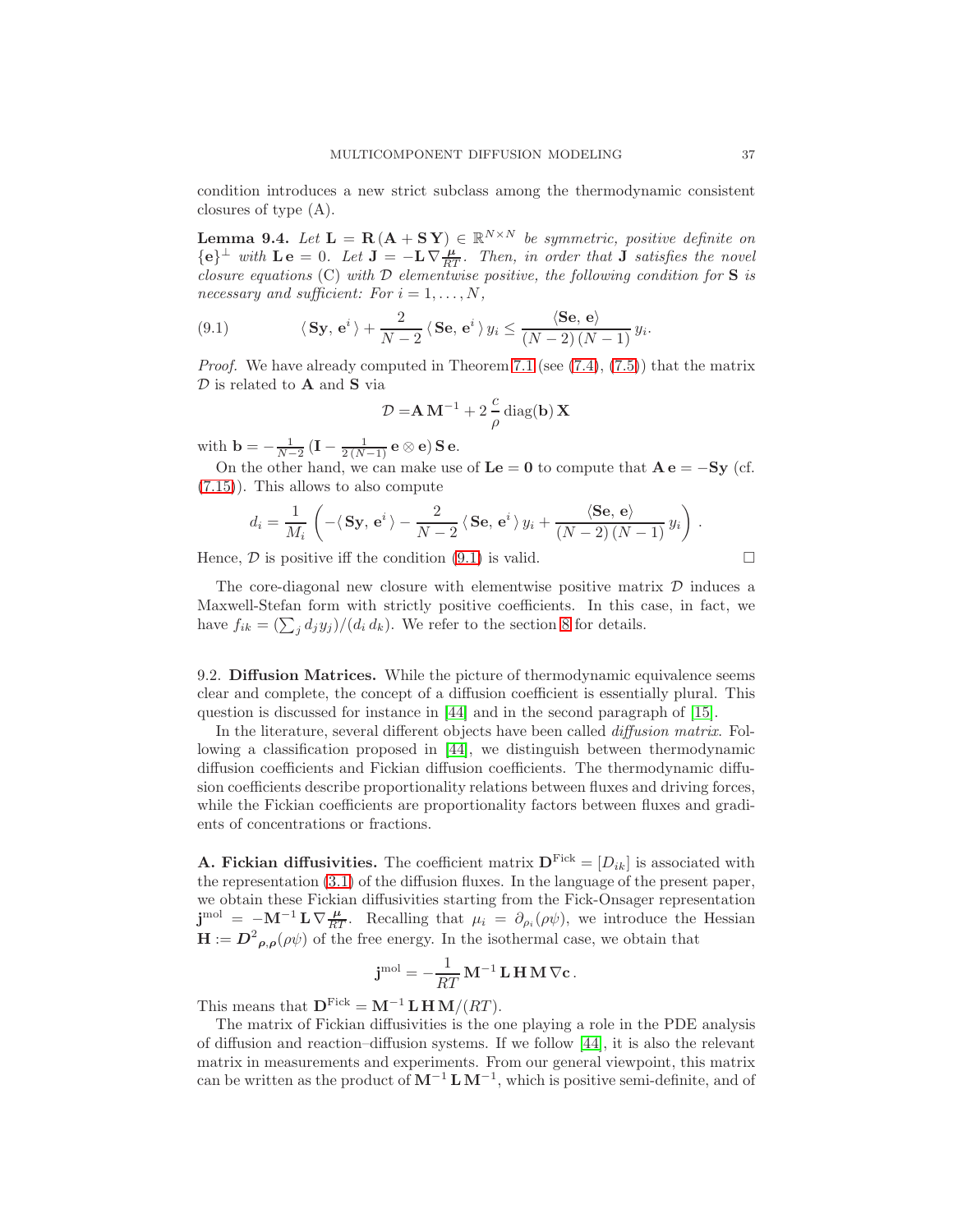condition introduces a new strict subclass among the thermodynamic consistent closures of type (A).

**Lemma 9.4.** *Let $\mathbf{L} = \mathbf{R}\,(\mathbf{A} + \mathbf{S}\,\mathbf{Y}) \in \mathbb{R}^{N\times N}$ be symmetric, positive definite on $\{\mathbf{e}\}^{\perp}$ with $\mathbf{L}\,\mathbf{e} = 0$. Let $\mathbf{J} = -\mathbf{L}\,\nabla\frac{\boldsymbol{\mu}}{RT}$. Then, in order that $\mathbf{J}$ satisfies the novel closure equations* (C) *with $\mathcal{D}$ elementwise positive, the following condition for $\mathbf{S}$ is necessary and sufficient: For $i = 1, \ldots, N$,*

$$\langle\, \mathbf{S}\mathbf{y},\, \mathbf{e}^i\,\rangle + \frac{2}{N-2}\,\langle\, \mathbf{S}\mathbf{e},\, \mathbf{e}^i\,\rangle\, y_i \leq \frac{\langle \mathbf{S}\mathbf{e},\, \mathbf{e}\rangle}{(N-2)\,(N-1)}\, y_i. \tag{9.1}$$

*Proof.* We have already computed in Theorem 7.1 (see (7.4), (7.5)) that the matrix $\mathcal{D}$ is related to $\mathbf{A}$ and $\mathbf{S}$ via

$$\mathcal{D} = \mathbf{A}\,\mathbf{M}^{-1} + 2\,\frac{c}{\rho}\,\mathrm{diag}(\mathbf{b})\,\mathbf{X}$$

with $\mathbf{b} = -\frac{1}{N-2}\,(\mathbf{I} - \frac{1}{2\,(N-1)}\,\mathbf{e}\otimes\mathbf{e})\,\mathbf{S}\,\mathbf{e}$.

On the other hand, we can make use of $\mathbf{L}\mathbf{e} = \mathbf{0}$ to compute that $\mathbf{A}\,\mathbf{e} = -\mathbf{S}\mathbf{y}$ (cf. (7.15)). This allows to also compute

$$d_i = \frac{1}{M_i}\,\left(-\langle\, \mathbf{S}\mathbf{y},\, \mathbf{e}^i\,\rangle - \frac{2}{N-2}\,\langle\, \mathbf{S}\mathbf{e},\, \mathbf{e}^i\,\rangle\, y_i + \frac{\langle \mathbf{S}\mathbf{e},\, \mathbf{e}\rangle}{(N-2)\,(N-1)}\, y_i\right).$$

Hence, $\mathcal{D}$ is positive iff the condition (9.1) is valid. □

The core-diagonal new closure with elementwise positive matrix $\mathcal{D}$ induces a Maxwell-Stefan form with strictly positive coefficients. In this case, in fact, we have $f_{ik} = (\sum_j d_j y_j)/(d_i\, d_k)$. We refer to the section 8 for details.

## 9.2. Diffusion Matrices.

While the picture of thermodynamic equivalence seems clear and complete, the concept of a diffusion coefficient is essentially plural. This question is discussed for instance in [44] and in the second paragraph of [15].

In the literature, several different objects have been called *diffusion matrix*. Following a classification proposed in [44], we distinguish between thermodynamic diffusion coefficients and Fickian diffusion coefficients. The thermodynamic diffusion coefficients describe proportionality relations between fluxes and driving forces, while the Fickian coefficients are proportionality factors between fluxes and gradients of concentrations or fractions.

**A. Fickian diffusivities.** The coefficient matrix $\mathbf{D}^{\mathrm{Fick}} = [D_{ik}]$ is associated with the representation (3.1) of the diffusion fluxes. In the language of the present paper, we obtain these Fickian diffusivities starting from the Fick-Onsager representation $\mathbf{j}^{\mathrm{mol}} = -\mathbf{M}^{-1}\,\mathbf{L}\,\nabla\frac{\boldsymbol{\mu}}{RT}$. Recalling that $\mu_i = \partial_{\rho_i}(\rho\psi)$, we introduce the Hessian $\mathbf{H} := \boldsymbol{D}^2_{\boldsymbol{\rho},\boldsymbol{\rho}}(\rho\psi)$ of the free energy. In the isothermal case, we obtain that

$$\mathbf{j}^{\mathrm{mol}} = -\frac{1}{RT}\,\mathbf{M}^{-1}\,\mathbf{L}\,\mathbf{H}\,\mathbf{M}\,\nabla\mathbf{c}\,.$$

This means that $\mathbf{D}^{\mathrm{Fick}} = \mathbf{M}^{-1}\,\mathbf{L}\,\mathbf{H}\,\mathbf{M}/(RT)$.

The matrix of Fickian diffusivities is the one playing a role in the PDE analysis of diffusion and reaction–diffusion systems. If we follow [44], it is also the relevant matrix in measurements and experiments. From our general viewpoint, this matrix can be written as the product of $\mathbf{M}^{-1}\,\mathbf{L}\,\mathbf{M}^{-1}$, which is positive semi-definite, and of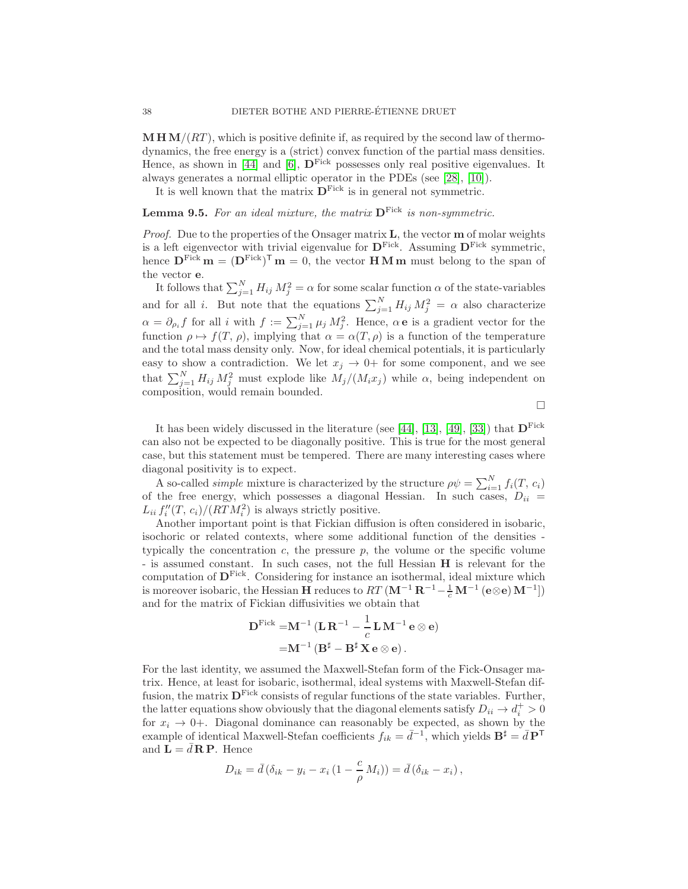$\mathbf{M}\,\mathbf{H}\,\mathbf{M}/(RT)$, which is positive definite if, as required by the second law of thermodynamics, the free energy is a (strict) convex function of the partial mass densities. Hence, as shown in [44] and [6], $\mathbf{D}^{\rm Fick}$ possesses only real positive eigenvalues. It always generates a normal elliptic operator in the PDEs (see [28], [10]).

It is well known that the matrix $\mathbf{D}^{\rm Fick}$ is in general not symmetric.

**Lemma 9.5.** *For an ideal mixture, the matrix $\mathbf{D}^{\rm Fick}$ is non-symmetric.*

*Proof.* Due to the properties of the Onsager matrix $\mathbf{L}$, the vector $\mathbf{m}$ of molar weights is a left eigenvector with trivial eigenvalue for $\mathbf{D}^{\rm Fick}$. Assuming $\mathbf{D}^{\rm Fick}$ symmetric, hence $\mathbf{D}^{\rm Fick}\,\mathbf{m} = (\mathbf{D}^{\rm Fick})^{\mathsf{T}}\,\mathbf{m} = 0$, the vector $\mathbf{H}\,\mathbf{M}\,\mathbf{m}$ must belong to the span of the vector $\mathbf{e}$.

It follows that $\sum_{j=1}^N H_{ij}\,M_j^2 = \alpha$ for some scalar function $\alpha$ of the state-variables and for all $i$. But note that the equations $\sum_{j=1}^N H_{ij}\,M_j^2 = \alpha$ also characterize $\alpha = \partial_{\rho_i} f$ for all $i$ with $f := \sum_{j=1}^N \mu_j\,M_j^2$. Hence, $\alpha\,\mathbf{e}$ is a gradient vector for the function $\rho \mapsto f(T,\rho)$, implying that $\alpha = \alpha(T,\rho)$ is a function of the temperature and the total mass density only. Now, for ideal chemical potentials, it is particularly easy to show a contradiction. We let $x_j \to 0+$ for some component, and we see that $\sum_{j=1}^N H_{ij}\,M_j^2$ must explode like $M_j/(M_i x_j)$ while $\alpha$, being independent on composition, would remain bounded.

□

It has been widely discussed in the literature (see [44], [13], [49], [33]) that $\mathbf{D}^{\rm Fick}$ can also not be expected to be diagonally positive. This is true for the most general case, but this statement must be tempered. There are many interesting cases where diagonal positivity is to expect.

A so-called *simple* mixture is characterized by the structure $\rho\psi = \sum_{i=1}^N f_i(T,\,c_i)$ of the free energy, which possesses a diagonal Hessian. In such cases, $D_{ii} = L_{ii}\,f_i''(T,\,c_i)/(RT\,M_i^2)$ is always strictly positive.

Another important point is that Fickian diffusion is often considered in isobaric, isochoric or related contexts, where some additional function of the densities - typically the concentration $c$, the pressure $p$, the volume or the specific volume - is assumed constant. In such cases, not the full Hessian $\mathbf{H}$ is relevant for the computation of $\mathbf{D}^{\rm Fick}$. Considering for instance an isothermal, ideal mixture which is moreover isobaric, the Hessian $\mathbf{H}$ reduces to $RT\,(\mathbf{M}^{-1}\,\mathbf{R}^{-1} - \frac{1}{c}\,\mathbf{M}^{-1}\,(\mathbf{e}\otimes\mathbf{e})\,\mathbf{M}^{-1}])$ and for the matrix of Fickian diffusivities we obtain that

$$\begin{aligned}\mathbf{D}^{\rm Fick} =& \mathbf{M}^{-1}\,(\mathbf{L}\,\mathbf{R}^{-1} - \frac{1}{c}\,\mathbf{L}\,\mathbf{M}^{-1}\,\mathbf{e}\otimes\mathbf{e})\\ =& \mathbf{M}^{-1}\,(\mathbf{B}^\sharp - \mathbf{B}^\sharp\,\mathbf{X}\,\mathbf{e}\otimes\mathbf{e})\,.\end{aligned}$$

For the last identity, we assumed the Maxwell-Stefan form of the Fick-Onsager matrix. Hence, at least for isobaric, isothermal, ideal systems with Maxwell-Stefan diffusion, the matrix $\mathbf{D}^{\rm Fick}$ consists of regular functions of the state variables. Further, the latter equations show obviously that the diagonal elements satisfy $D_{ii} \to d_i^+ > 0$ for $x_i \to 0+$. Diagonal dominance can reasonably be expected, as shown by the example of identical Maxwell-Stefan coefficients $f_{ik} = \bar{d}^{-1}$, which yields $\mathbf{B}^\sharp = \bar{d}\,\mathbf{P}^{\mathsf{T}}$ and $\mathbf{L} = \bar{d}\,\mathbf{R}\,\mathbf{P}$. Hence

$$D_{ik} = \bar{d}\,(\delta_{ik} - y_i - x_i\,(1 - \frac{c}{\rho}\,M_i)) = \bar{d}\,(\delta_{ik} - x_i)\,,$$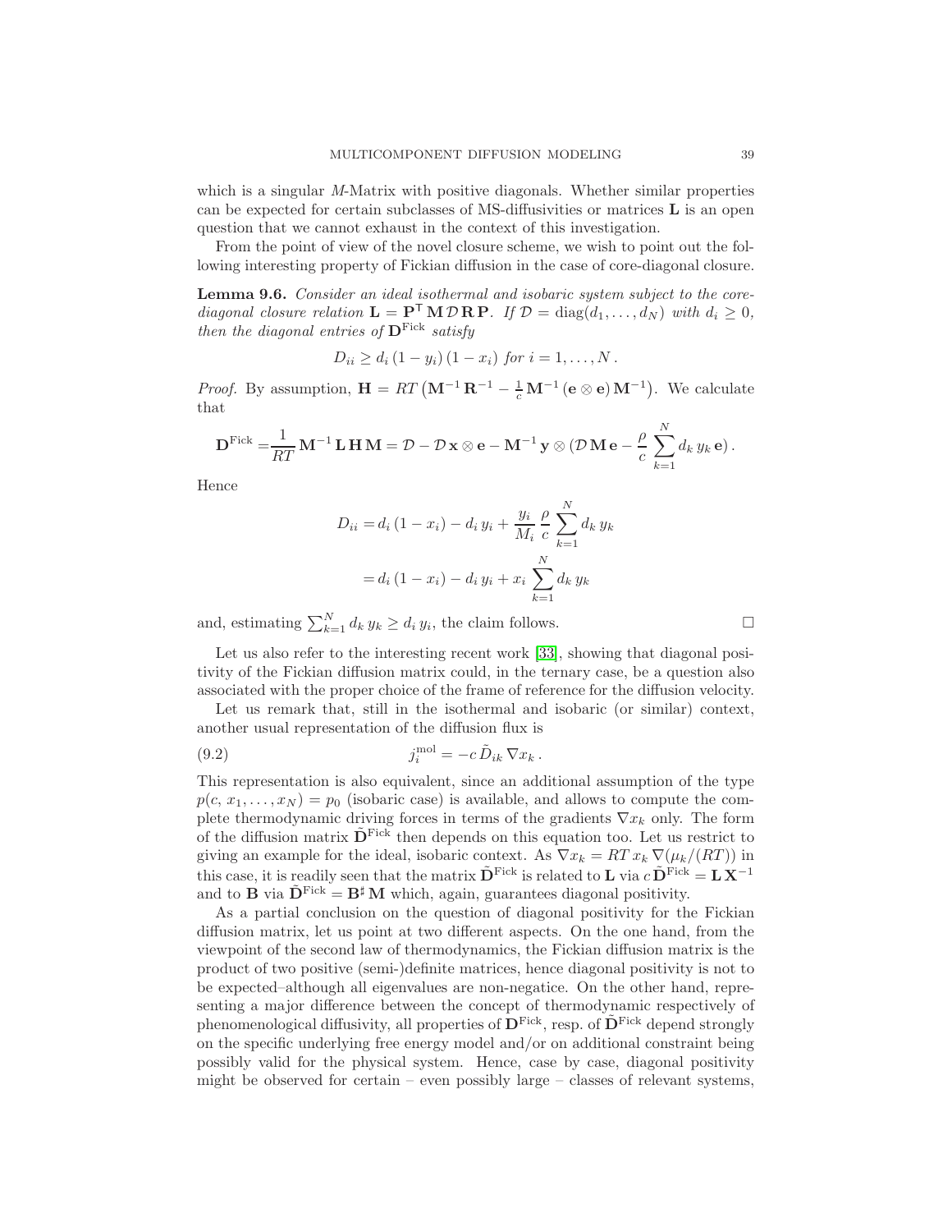which is a singular *M*-Matrix with positive diagonals. Whether similar properties can be expected for certain subclasses of MS-diffusivities or matrices $\mathbf{L}$ is an open question that we cannot exhaust in the context of this investigation.

From the point of view of the novel closure scheme, we wish to point out the following interesting property of Fickian diffusion in the case of core-diagonal closure.

**Lemma 9.6.** *Consider an ideal isothermal and isobaric system subject to the core-diagonal closure relation* $\mathbf{L} = \mathbf{P}^{\mathsf{T}}\,\mathbf{M}\,\mathcal{D}\,\mathbf{R}\,\mathbf{P}$*. If* $\mathcal{D} = \mathrm{diag}(d_1, \ldots, d_N)$ *with* $d_i \geq 0$*, then the diagonal entries of* $\mathbf{D}^{\mathrm{Fick}}$ *satisfy*

$$D_{ii} \geq d_i\,(1 - y_i)\,(1 - x_i) \text{ for } i = 1, \ldots, N\,.$$

*Proof.* By assumption, $\mathbf{H} = RT\,\big(\mathbf{M}^{-1}\,\mathbf{R}^{-1} - \frac{1}{c}\,\mathbf{M}^{-1}\,(\mathbf{e}\otimes\mathbf{e})\,\mathbf{M}^{-1}\big)$. We calculate that

$$\mathbf{D}^{\mathrm{Fick}} = \frac{1}{RT}\,\mathbf{M}^{-1}\,\mathbf{L}\,\mathbf{H}\,\mathbf{M} = \mathcal{D} - \mathcal{D}\,\mathbf{x}\otimes\mathbf{e} - \mathbf{M}^{-1}\,\mathbf{y}\otimes(\mathcal{D}\,\mathbf{M}\,\mathbf{e} - \frac{\rho}{c}\,\sum_{k=1}^{N} d_k\,y_k\,\mathbf{e})\,.$$

Hence

$$\begin{aligned} D_{ii} &= d_i\,(1 - x_i) - d_i\,y_i + \frac{y_i}{M_i}\,\frac{\rho}{c}\,\sum_{k=1}^{N} d_k\,y_k \\ &= d_i\,(1 - x_i) - d_i\,y_i + x_i\,\sum_{k=1}^{N} d_k\,y_k \end{aligned}$$

and, estimating $\sum_{k=1}^{N} d_k\,y_k \geq d_i\,y_i$, the claim follows. □

Let us also refer to the interesting recent work [33], showing that diagonal positivity of the Fickian diffusion matrix could, in the ternary case, be a question also associated with the proper choice of the frame of reference for the diffusion velocity.

Let us remark that, still in the isothermal and isobaric (or similar) context, another usual representation of the diffusion flux is

$$j_i^{\mathrm{mol}} = -c\,\tilde{D}_{ik}\,\nabla x_k\,. \tag{9.2}$$

This representation is also equivalent, since an additional assumption of the type $p(c, x_1, \ldots, x_N) = p_0$ (isobaric case) is available, and allows to compute the complete thermodynamic driving forces in terms of the gradients $\nabla x_k$ only. The form of the diffusion matrix $\tilde{\mathbf{D}}^{\mathrm{Fick}}$ then depends on this equation too. Let us restrict to giving an example for the ideal, isobaric context. As $\nabla x_k = RT\,x_k\,\nabla(\mu_k/(RT))$ in this case, it is readily seen that the matrix $\tilde{\mathbf{D}}^{\mathrm{Fick}}$ is related to $\mathbf{L}$ via $c\,\tilde{\mathbf{D}}^{\mathrm{Fick}} = \mathbf{L}\,\mathbf{X}^{-1}$ and to $\mathbf{B}$ via $\tilde{\mathbf{D}}^{\mathrm{Fick}} = \mathbf{B}^{\sharp}\,\mathbf{M}$ which, again, guarantees diagonal positivity.

As a partial conclusion on the question of diagonal positivity for the Fickian diffusion matrix, let us point at two different aspects. On the one hand, from the viewpoint of the second law of thermodynamics, the Fickian diffusion matrix is the product of two positive (semi-)definite matrices, hence diagonal positivity is not to be expected–although all eigenvalues are non-negatice. On the other hand, representing a major difference between the concept of thermodynamic respectively of phenomenological diffusivity, all properties of $\mathbf{D}^{\mathrm{Fick}}$, resp. of $\tilde{\mathbf{D}}^{\mathrm{Fick}}$ depend strongly on the specific underlying free energy model and/or on additional constraint being possibly valid for the physical system. Hence, case by case, diagonal positivity might be observed for certain – even possibly large – classes of relevant systems,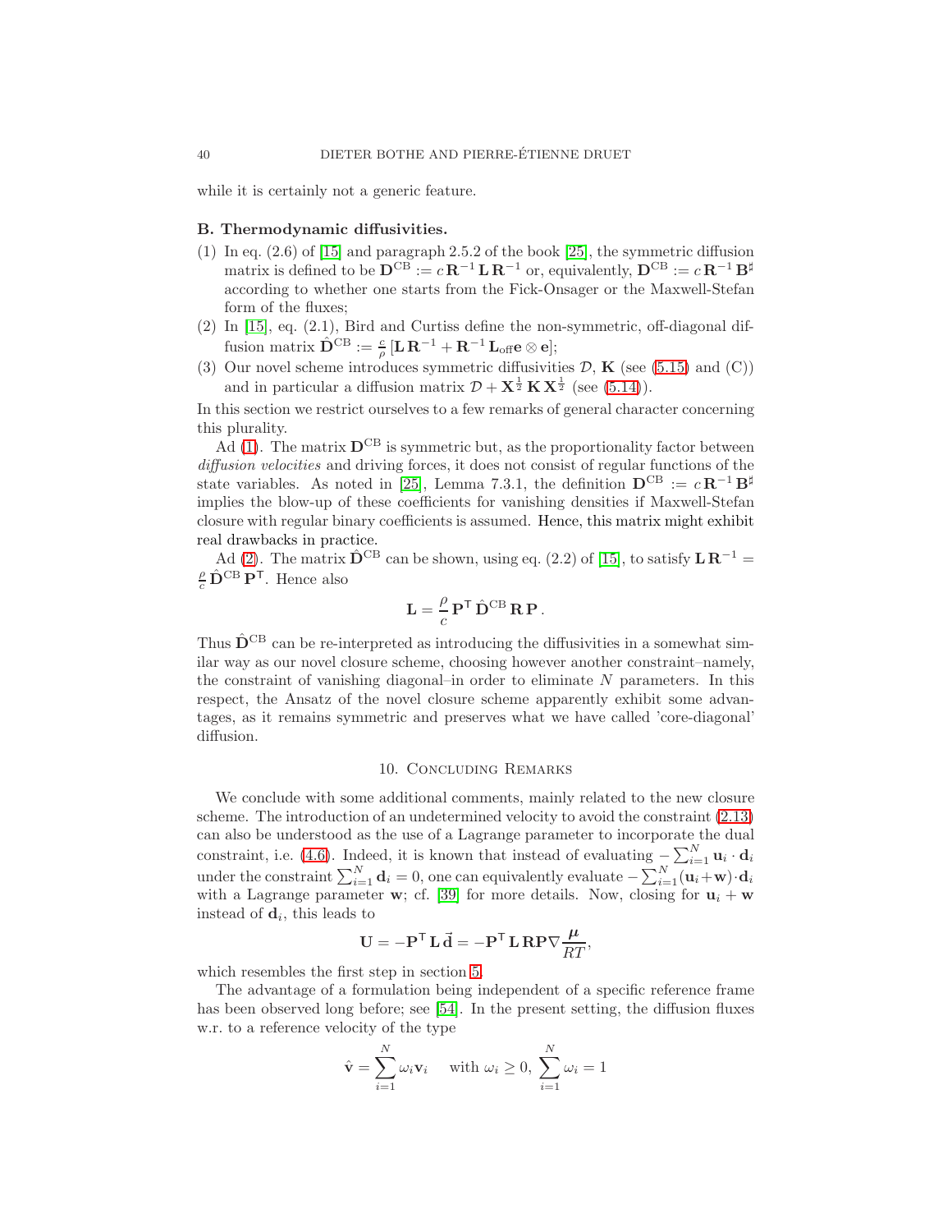while it is certainly not a generic feature.

**B. Thermodynamic diffusivities.**

(1) In eq. (2.6) of [15] and paragraph 2.5.2 of the book [25], the symmetric diffusion matrix is defined to be $\mathbf{D}^{\rm CB} := c\,\mathbf{R}^{-1}\,\mathbf{L}\,\mathbf{R}^{-1}$ or, equivalently, $\mathbf{D}^{\rm CB} := c\,\mathbf{R}^{-1}\,\mathbf{B}^{\sharp}$ according to whether one starts from the Fick-Onsager or the Maxwell-Stefan form of the fluxes;

(2) In [15], eq. (2.1), Bird and Curtiss define the non-symmetric, off-diagonal diffusion matrix $\hat{\mathbf{D}}^{\rm CB} := \frac{c}{\rho}\,[\mathbf{L}\,\mathbf{R}^{-1} + \mathbf{R}^{-1}\,\mathbf{L}_{\rm off}\mathbf{e}\otimes\mathbf{e}]$;

(3) Our novel scheme introduces symmetric diffusivities $\mathcal{D}$, $\mathbf{K}$ (see (5.15) and (C)) and in particular a diffusion matrix $\mathcal{D} + \mathbf{X}^{\frac{1}{2}}\,\mathbf{K}\,\mathbf{X}^{\frac{1}{2}}$ (see (5.14)).

In this section we restrict ourselves to a few remarks of general character concerning this plurality.

Ad (1). The matrix $\mathbf{D}^{\rm CB}$ is symmetric but, as the proportionality factor between *diffusion velocities* and driving forces, it does not consist of regular functions of the state variables. As noted in [25], Lemma 7.3.1, the definition $\mathbf{D}^{\rm CB} := c\,\mathbf{R}^{-1}\,\mathbf{B}^{\sharp}$ implies the blow-up of these coefficients for vanishing densities if Maxwell-Stefan closure with regular binary coefficients is assumed. Hence, this matrix might exhibit real drawbacks in practice.

Ad (2). The matrix $\hat{\mathbf{D}}^{\rm CB}$ can be shown, using eq. (2.2) of [15], to satisfy $\mathbf{L}\,\mathbf{R}^{-1} = \frac{\rho}{c}\,\hat{\mathbf{D}}^{\rm CB}\,\mathbf{P}^{\sf T}$. Hence also

$$\mathbf{L} = \frac{\rho}{c}\,\mathbf{P}^{\sf T}\,\hat{\mathbf{D}}^{\rm CB}\,\mathbf{R}\,\mathbf{P}\,.$$

Thus $\hat{\mathbf{D}}^{\rm CB}$ can be re-interpreted as introducing the diffusivities in a somewhat similar way as our novel closure scheme, choosing however another constraint–namely, the constraint of vanishing diagonal–in order to eliminate $N$ parameters. In this respect, the Ansatz of the novel closure scheme apparently exhibit some advantages, as it remains symmetric and preserves what we have called 'core-diagonal' diffusion.

## 10. Concluding Remarks

We conclude with some additional comments, mainly related to the new closure scheme. The introduction of an undetermined velocity to avoid the constraint (2.13) can also be understood as the use of a Lagrange parameter to incorporate the dual constraint, i.e. (4.6). Indeed, it is known that instead of evaluating $-\sum_{i=1}^N \mathbf{u}_i\cdot\mathbf{d}_i$ under the constraint $\sum_{i=1}^N \mathbf{d}_i = 0$, one can equivalently evaluate $-\sum_{i=1}^N(\mathbf{u}_i+\mathbf{w})\cdot\mathbf{d}_i$ with a Lagrange parameter $\mathbf{w}$; cf. [39] for more details. Now, closing for $\mathbf{u}_i+\mathbf{w}$ instead of $\mathbf{d}_i$, this leads to

$$\mathbf{U} = -\mathbf{P}^{\sf T}\,\mathbf{L}\,\vec{\mathbf{d}} = -\mathbf{P}^{\sf T}\,\mathbf{L}\,\mathbf{R}\mathbf{P}\nabla\frac{\boldsymbol{\mu}}{RT},$$

which resembles the first step in section 5.

The advantage of a formulation being independent of a specific reference frame has been observed long before; see [54]. In the present setting, the diffusion fluxes w.r. to a reference velocity of the type

$$\hat{\mathbf{v}} = \sum_{i=1}^N \omega_i\mathbf{v}_i \quad \text{ with } \omega_i \geq 0,\ \sum_{i=1}^N \omega_i = 1$$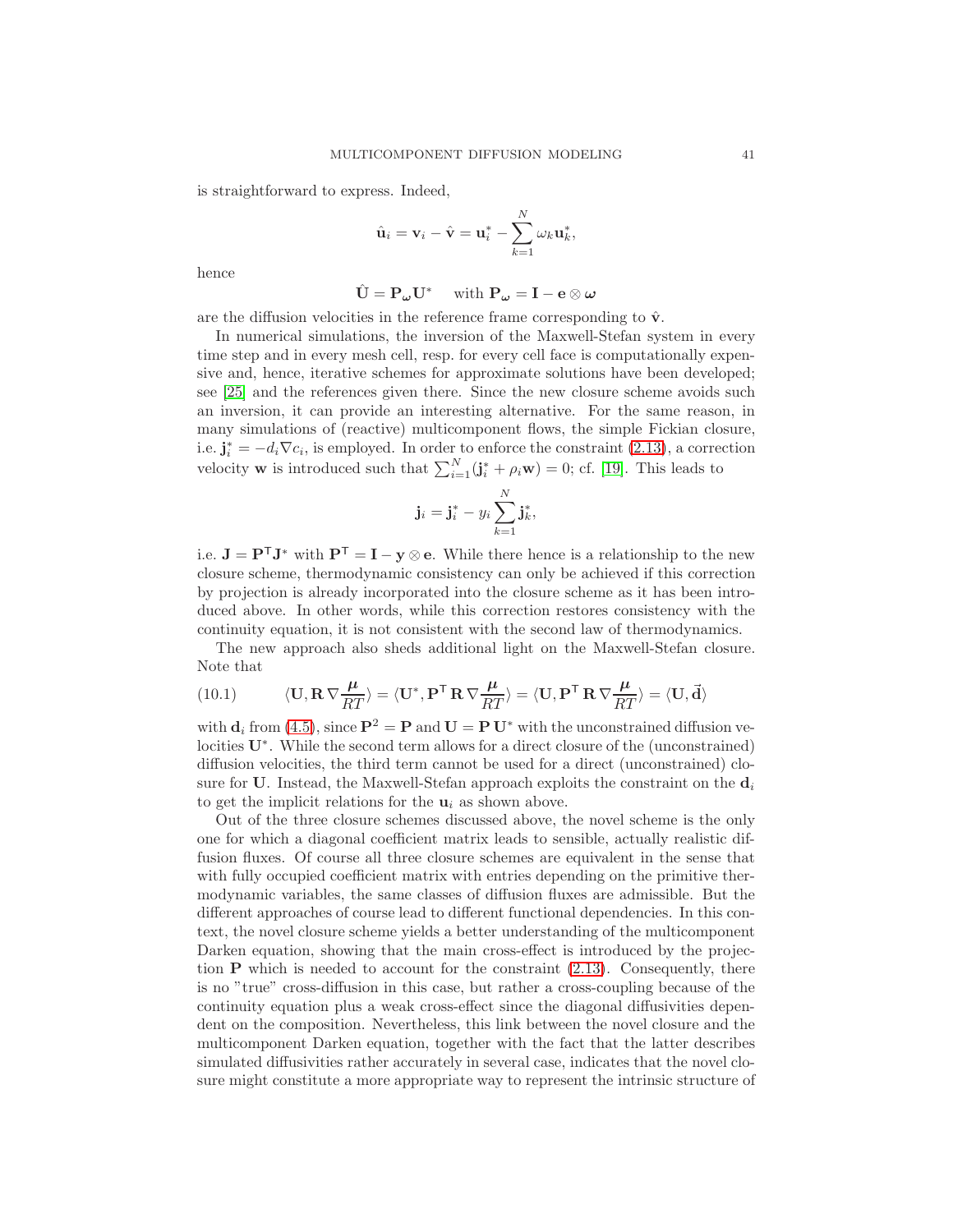is straightforward to express. Indeed,

$$\hat{\mathbf{u}}_i = \mathbf{v}_i - \hat{\mathbf{v}} = \mathbf{u}_i^* - \sum_{k=1}^N \omega_k \mathbf{u}_k^*,$$

hence

$$\hat{\mathbf{U}} = \mathbf{P}_{\boldsymbol{\omega}} \mathbf{U}^* \quad \text{with } \mathbf{P}_{\boldsymbol{\omega}} = \mathbf{I} - \mathbf{e} \otimes \boldsymbol{\omega}$$

are the diffusion velocities in the reference frame corresponding to $\hat{\mathbf{v}}$.

In numerical simulations, the inversion of the Maxwell-Stefan system in every time step and in every mesh cell, resp. for every cell face is computationally expensive and, hence, iterative schemes for approximate solutions have been developed; see [25] and the references given there. Since the new closure scheme avoids such an inversion, it can provide an interesting alternative. For the same reason, in many simulations of (reactive) multicomponent flows, the simple Fickian closure, i.e. $\mathbf{j}_i^* = -d_i \nabla c_i$, is employed. In order to enforce the constraint (2.13), a correction velocity $\mathbf{w}$ is introduced such that $\sum_{i=1}^N (\mathbf{j}_i^* + \rho_i \mathbf{w}) = 0$; cf. [19]. This leads to

$$\mathbf{j}_i = \mathbf{j}_i^* - y_i \sum_{k=1}^N \mathbf{j}_k^*,$$

i.e. $\mathbf{J} = \mathbf{P}^\mathsf{T} \mathbf{J}^*$ with $\mathbf{P}^\mathsf{T} = \mathbf{I} - \mathbf{y} \otimes \mathbf{e}$. While there hence is a relationship to the new closure scheme, thermodynamic consistency can only be achieved if this correction by projection is already incorporated into the closure scheme as it has been introduced above. In other words, while this correction restores consistency with the continuity equation, it is not consistent with the second law of thermodynamics.

The new approach also sheds additional light on the Maxwell-Stefan closure. Note that

$$\langle \mathbf{U}, \mathbf{R}\, \nabla \frac{\boldsymbol{\mu}}{RT} \rangle = \langle \mathbf{U}^*, \mathbf{P}^\mathsf{T}\, \mathbf{R}\, \nabla \frac{\boldsymbol{\mu}}{RT} \rangle = \langle \mathbf{U}, \mathbf{P}^\mathsf{T}\, \mathbf{R}\, \nabla \frac{\boldsymbol{\mu}}{RT} \rangle = \langle \mathbf{U}, \vec{\mathbf{d}} \rangle \tag{10.1}$$

with $\mathbf{d}_i$ from (4.5), since $\mathbf{P}^2 = \mathbf{P}$ and $\mathbf{U} = \mathbf{P}\, \mathbf{U}^*$ with the unconstrained diffusion velocities $\mathbf{U}^*$. While the second term allows for a direct closure of the (unconstrained) diffusion velocities, the third term cannot be used for a direct (unconstrained) closure for $\mathbf{U}$. Instead, the Maxwell-Stefan approach exploits the constraint on the $\mathbf{d}_i$ to get the implicit relations for the $\mathbf{u}_i$ as shown above.

Out of the three closure schemes discussed above, the novel scheme is the only one for which a diagonal coefficient matrix leads to sensible, actually realistic diffusion fluxes. Of course all three closure schemes are equivalent in the sense that with fully occupied coefficient matrix with entries depending on the primitive thermodynamic variables, the same classes of diffusion fluxes are admissible. But the different approaches of course lead to different functional dependencies. In this context, the novel closure scheme yields a better understanding of the multicomponent Darken equation, showing that the main cross-effect is introduced by the projection $\mathbf{P}$ which is needed to account for the constraint (2.13). Consequently, there is no "true" cross-diffusion in this case, but rather a cross-coupling because of the continuity equation plus a weak cross-effect since the diagonal diffusivities dependent on the composition. Nevertheless, this link between the novel closure and the multicomponent Darken equation, together with the fact that the latter describes simulated diffusivities rather accurately in several case, indicates that the novel closure might constitute a more appropriate way to represent the intrinsic structure of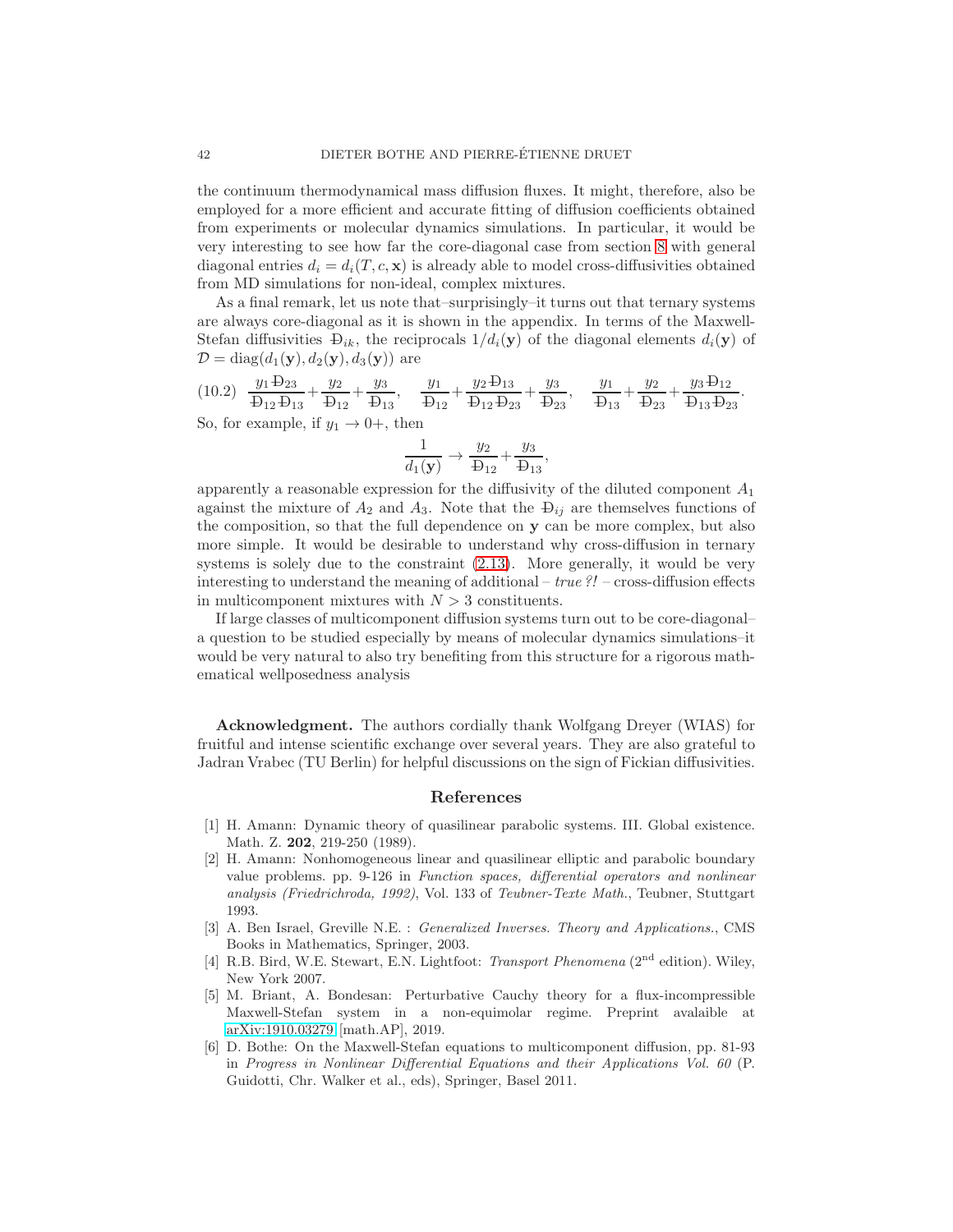the continuum thermodynamical mass diffusion fluxes. It might, therefore, also be employed for a more efficient and accurate fitting of diffusion coefficients obtained from experiments or molecular dynamics simulations. In particular, it would be very interesting to see how far the core-diagonal case from section 8 with general diagonal entries $d_i = d_i(T, c, \mathbf{x})$ is already able to model cross-diffusivities obtained from MD simulations for non-ideal, complex mixtures.

As a final remark, let us note that–surprisingly–it turns out that ternary systems are always core-diagonal as it is shown in the appendix. In terms of the Maxwell-Stefan diffusivities $Đ_{ik}$, the reciprocals $1/d_i(\mathbf{y})$ of the diagonal elements $d_i(\mathbf{y})$ of $\mathcal{D} = \operatorname{diag}(d_1(\mathbf{y}), d_2(\mathbf{y}), d_3(\mathbf{y}))$ are

$$
\frac{y_1 Đ_{23}}{Đ_{12} Đ_{13}} + \frac{y_2}{Đ_{12}} + \frac{y_3}{Đ_{13}}, \quad \frac{y_1}{Đ_{12}} + \frac{y_2 Đ_{13}}{Đ_{12} Đ_{23}} + \frac{y_3}{Đ_{23}}, \quad \frac{y_1}{Đ_{13}} + \frac{y_2}{Đ_{23}} + \frac{y_3 Đ_{12}}{Đ_{13} Đ_{23}}. \tag{10.2}
$$

So, for example, if $y_1 \to 0+$, then

$$
\frac{1}{d_1(\mathbf{y})} \to \frac{y_2}{Đ_{12}} + \frac{y_3}{Đ_{13}},
$$

apparently a reasonable expression for the diffusivity of the diluted component $A_1$ against the mixture of $A_2$ and $A_3$. Note that the $Đ_{ij}$ are themselves functions of the composition, so that the full dependence on $\mathbf{y}$ can be more complex, but also more simple. It would be desirable to understand why cross-diffusion in ternary systems is solely due to the constraint (2.13). More generally, it would be very interesting to understand the meaning of additional – *true ?!* – cross-diffusion effects in multicomponent mixtures with $N > 3$ constituents.

If large classes of multicomponent diffusion systems turn out to be core-diagonal–a question to be studied especially by means of molecular dynamics simulations–it would be very natural to also try benefiting from this structure for a rigorous mathematical wellposedness analysis

**Acknowledgment.** The authors cordially thank Wolfgang Dreyer (WIAS) for fruitful and intense scientific exchange over several years. They are also grateful to Jadran Vrabec (TU Berlin) for helpful discussions on the sign of Fickian diffusivities.

## References

[1] H. Amann: Dynamic theory of quasilinear parabolic systems. III. Global existence. Math. Z. **202**, 219-250 (1989).

[2] H. Amann: Nonhomogeneous linear and quasilinear elliptic and parabolic boundary value problems. pp. 9-126 in *Function spaces, differential operators and nonlinear analysis (Friedrichroda, 1992)*, Vol. 133 of *Teubner-Texte Math.*, Teubner, Stuttgart 1993.

[3] A. Ben Israel, Greville N.E. : *Generalized Inverses. Theory and Applications.*, CMS Books in Mathematics, Springer, 2003.

[4] R.B. Bird, W.E. Stewart, E.N. Lightfoot: *Transport Phenomena* (2nd edition). Wiley, New York 2007.

[5] M. Briant, A. Bondesan: Perturbative Cauchy theory for a flux-incompressible Maxwell-Stefan system in a non-equimolar regime. Preprint avalaible at arXiv:1910.03279 [math.AP], 2019.

[6] D. Bothe: On the Maxwell-Stefan equations to multicomponent diffusion, pp. 81-93 in *Progress in Nonlinear Differential Equations and their Applications Vol. 60* (P. Guidotti, Chr. Walker et al., eds), Springer, Basel 2011.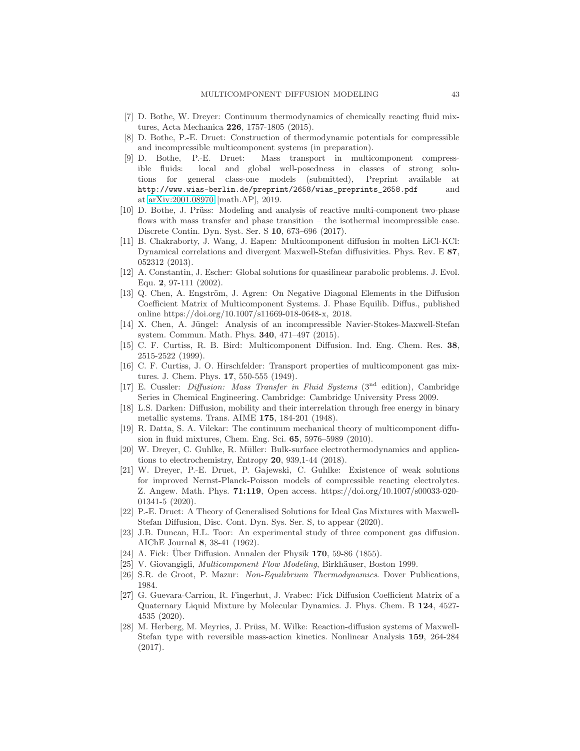[7] D. Bothe, W. Dreyer: Continuum thermodynamics of chemically reacting fluid mixtures, Acta Mechanica **226**, 1757-1805 (2015).

[8] D. Bothe, P.-E. Druet: Construction of thermodynamic potentials for compressible and incompressible multicomponent systems (in preparation).

[9] D. Bothe, P.-E. Druet: Mass transport in multicomponent compressible fluids: local and global well-posedness in classes of strong solutions for general class-one models (submitted), Preprint available at `http://www.wias-berlin.de/preprint/2658/wias_preprints_2658.pdf` and at arXiv:2001.08970 [math.AP], 2019.

[10] D. Bothe, J. Prüss: Modeling and analysis of reactive multi-component two-phase flows with mass transfer and phase transition – the isothermal incompressible case. Discrete Contin. Dyn. Syst. Ser. S **10**, 673–696 (2017).

[11] B. Chakraborty, J. Wang, J. Eapen: Multicomponent diffusion in molten LiCl-KCl: Dynamical correlations and divergent Maxwell-Stefan diffusivities. Phys. Rev. E **87**, 052312 (2013).

[12] A. Constantin, J. Escher: Global solutions for quasilinear parabolic problems. J. Evol. Equ. **2**, 97-111 (2002).

[13] Q. Chen, A. Engström, J. Agren: On Negative Diagonal Elements in the Diffusion Coefficient Matrix of Multicomponent Systems. J. Phase Equilib. Diffus., published online https://doi.org/10.1007/s11669-018-0648-x, 2018.

[14] X. Chen, A. Jüngel: Analysis of an incompressible Navier-Stokes-Maxwell-Stefan system. Commun. Math. Phys. **340**, 471–497 (2015).

[15] C. F. Curtiss, R. B. Bird: Multicomponent Diffusion. Ind. Eng. Chem. Res. **38**, 2515-2522 (1999).

[16] C. F. Curtiss, J. O. Hirschfelder: Transport properties of multicomponent gas mixtures. J. Chem. Phys. **17**, 550-555 (1949).

[17] E. Cussler: *Diffusion: Mass Transfer in Fluid Systems* (3[rd] edition), Cambridge Series in Chemical Engineering. Cambridge: Cambridge University Press 2009.

[18] L.S. Darken: Diffusion, mobility and their interrelation through free energy in binary metallic systems. Trans. AIME **175**, 184-201 (1948).

[19] R. Datta, S. A. Vilekar: The continuum mechanical theory of multicomponent diffusion in fluid mixtures, Chem. Eng. Sci. **65**, 5976–5989 (2010).

[20] W. Dreyer, C. Guhlke, R. Müller: Bulk-surface electrothermodynamics and applications to electrochemistry, Entropy **20**, 939,1-44 (2018).

[21] W. Dreyer, P.-E. Druet, P. Gajewski, C. Guhlke: Existence of weak solutions for improved Nernst-Planck-Poisson models of compressible reacting electrolytes. Z. Angew. Math. Phys. **71:119**, Open access. https://doi.org/10.1007/s00033-020-01341-5 (2020).

[22] P.-E. Druet: A Theory of Generalised Solutions for Ideal Gas Mixtures with Maxwell-Stefan Diffusion, Disc. Cont. Dyn. Sys. Ser. S, to appear (2020).

[23] J.B. Duncan, H.L. Toor: An experimental study of three component gas diffusion. AIChE Journal **8**, 38-41 (1962).

[24] A. Fick: Über Diffusion. Annalen der Physik **170**, 59-86 (1855).

[25] V. Giovangigli, *Multicomponent Flow Modeling*, Birkhäuser, Boston 1999.

[26] S.R. de Groot, P. Mazur: *Non-Equilibrium Thermodynamics*. Dover Publications, 1984.

[27] G. Guevara-Carrion, R. Fingerhut, J. Vrabec: Fick Diffusion Coefficient Matrix of a Quaternary Liquid Mixture by Molecular Dynamics. J. Phys. Chem. B **124**, 4527-4535 (2020).

[28] M. Herberg, M. Meyries, J. Prüss, M. Wilke: Reaction-diffusion systems of Maxwell-Stefan type with reversible mass-action kinetics. Nonlinear Analysis **159**, 264-284 (2017).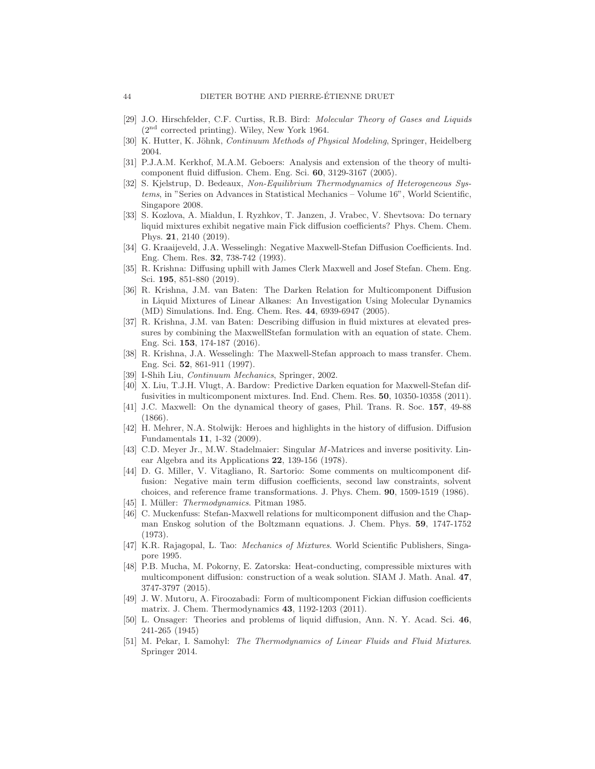[29] J.O. Hirschfelder, C.F. Curtiss, R.B. Bird: *Molecular Theory of Gases and Liquids* ($2^{nd}$ corrected printing). Wiley, New York 1964.

[30] K. Hutter, K. Jöhnk, *Continuum Methods of Physical Modeling*, Springer, Heidelberg 2004.

[31] P.J.A.M. Kerkhof, M.A.M. Geboers: Analysis and extension of the theory of multicomponent fluid diffusion. Chem. Eng. Sci. **60**, 3129-3167 (2005).

[32] S. Kjelstrup, D. Bedeaux, *Non-Equilibrium Thermodynamics of Heterogeneous Systems*, in "Series on Advances in Statistical Mechanics – Volume 16", World Scientific, Singapore 2008.

[33] S. Kozlova, A. Mialdun, I. Ryzhkov, T. Janzen, J. Vrabec, V. Shevtsova: Do ternary liquid mixtures exhibit negative main Fick diffusion coefficients? Phys. Chem. Chem. Phys. **21**, 2140 (2019).

[34] G. Kraaijeveld, J.A. Wesselingh: Negative Maxwell-Stefan Diffusion Coefficients. Ind. Eng. Chem. Res. **32**, 738-742 (1993).

[35] R. Krishna: Diffusing uphill with James Clerk Maxwell and Josef Stefan. Chem. Eng. Sci. **195**, 851-880 (2019).

[36] R. Krishna, J.M. van Baten: The Darken Relation for Multicomponent Diffusion in Liquid Mixtures of Linear Alkanes: An Investigation Using Molecular Dynamics (MD) Simulations. Ind. Eng. Chem. Res. **44**, 6939-6947 (2005).

[37] R. Krishna, J.M. van Baten: Describing diffusion in fluid mixtures at elevated pressures by combining the MaxwellStefan formulation with an equation of state. Chem. Eng. Sci. **153**, 174-187 (2016).

[38] R. Krishna, J.A. Wesselingh: The Maxwell-Stefan approach to mass transfer. Chem. Eng. Sci. **52**, 861-911 (1997).

[39] I-Shih Liu, *Continuum Mechanics*, Springer, 2002.

[40] X. Liu, T.J.H. Vlugt, A. Bardow: Predictive Darken equation for Maxwell-Stefan diffusivities in multicomponent mixtures. Ind. End. Chem. Res. **50**, 10350-10358 (2011).

[41] J.C. Maxwell: On the dynamical theory of gases, Phil. Trans. R. Soc. **157**, 49-88 (1866).

[42] H. Mehrer, N.A. Stolwijk: Heroes and highlights in the history of diffusion. Diffusion Fundamentals **11**, 1-32 (2009).

[43] C.D. Meyer Jr., M.W. Stadelmaier: Singular $M$-Matrices and inverse positivity. Linear Algebra and its Applications **22**, 139-156 (1978).

[44] D. G. Miller, V. Vitagliano, R. Sartorio: Some comments on multicomponent diffusion: Negative main term diffusion coefficients, second law constraints, solvent choices, and reference frame transformations. J. Phys. Chem. **90**, 1509-1519 (1986).

[45] I. Müller: *Thermodynamics*. Pitman 1985.

[46] C. Muckenfuss: Stefan-Maxwell relations for multicomponent diffusion and the Chapman Enskog solution of the Boltzmann equations. J. Chem. Phys. **59**, 1747-1752 (1973).

[47] K.R. Rajagopal, L. Tao: *Mechanics of Mixtures*. World Scientific Publishers, Singapore 1995.

[48] P.B. Mucha, M. Pokorny, E. Zatorska: Heat-conducting, compressible mixtures with multicomponent diffusion: construction of a weak solution. SIAM J. Math. Anal. **47**, 3747-3797 (2015).

[49] J. W. Mutoru, A. Firoozabadi: Form of multicomponent Fickian diffusion coefficients matrix. J. Chem. Thermodynamics **43**, 1192-1203 (2011).

[50] L. Onsager: Theories and problems of liquid diffusion, Ann. N. Y. Acad. Sci. **46**, 241-265 (1945)

[51] M. Pekar, I. Samohyl: *The Thermodynamics of Linear Fluids and Fluid Mixtures*. Springer 2014.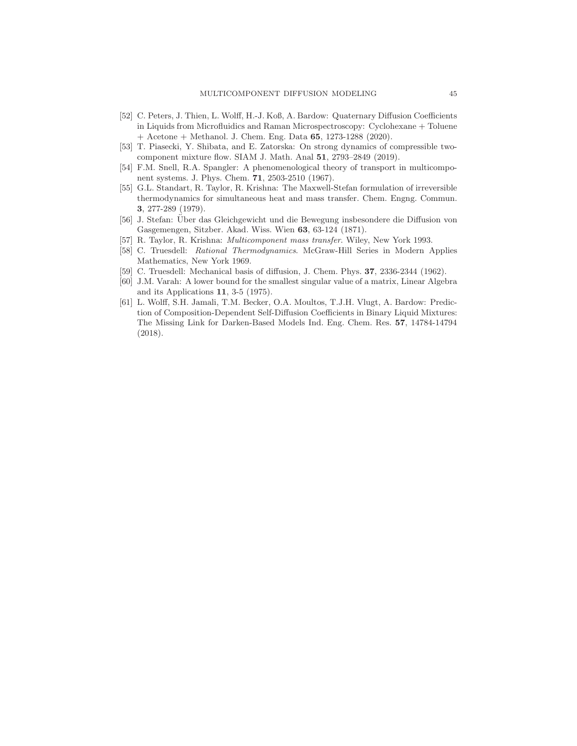[52] C. Peters, J. Thien, L. Wolff, H.-J. Koß, A. Bardow: Quaternary Diffusion Coefficients in Liquids from Microfluidics and Raman Microspectroscopy: Cyclohexane + Toluene + Acetone + Methanol. J. Chem. Eng. Data **65**, 1273-1288 (2020).

[53] T. Piasecki, Y. Shibata, and E. Zatorska: On strong dynamics of compressible two-component mixture flow. SIAM J. Math. Anal **51**, 2793–2849 (2019).

[54] F.M. Snell, R.A. Spangler: A phenomenological theory of transport in multicomponent systems. J. Phys. Chem. **71**, 2503-2510 (1967).

[55] G.L. Standart, R. Taylor, R. Krishna: The Maxwell-Stefan formulation of irreversible thermodynamics for simultaneous heat and mass transfer. Chem. Engng. Commun. **3**, 277-289 (1979).

[56] J. Stefan: Über das Gleichgewicht und die Bewegung insbesondere die Diffusion von Gasgemengen, Sitzber. Akad. Wiss. Wien **63**, 63-124 (1871).

[57] R. Taylor, R. Krishna: *Multicomponent mass transfer*. Wiley, New York 1993.

[58] C. Truesdell: *Rational Thermodynamics*. McGraw-Hill Series in Modern Applies Mathematics, New York 1969.

[59] C. Truesdell: Mechanical basis of diffusion, J. Chem. Phys. **37**, 2336-2344 (1962).

[60] J.M. Varah: A lower bound for the smallest singular value of a matrix, Linear Algebra and its Applications **11**, 3-5 (1975).

[61] L. Wolff, S.H. Jamali, T.M. Becker, O.A. Moultos, T.J.H. Vlugt, A. Bardow: Prediction of Composition-Dependent Self-Diffusion Coefficients in Binary Liquid Mixtures: The Missing Link for Darken-Based Models Ind. Eng. Chem. Res. **57**, 14784-14794 (2018).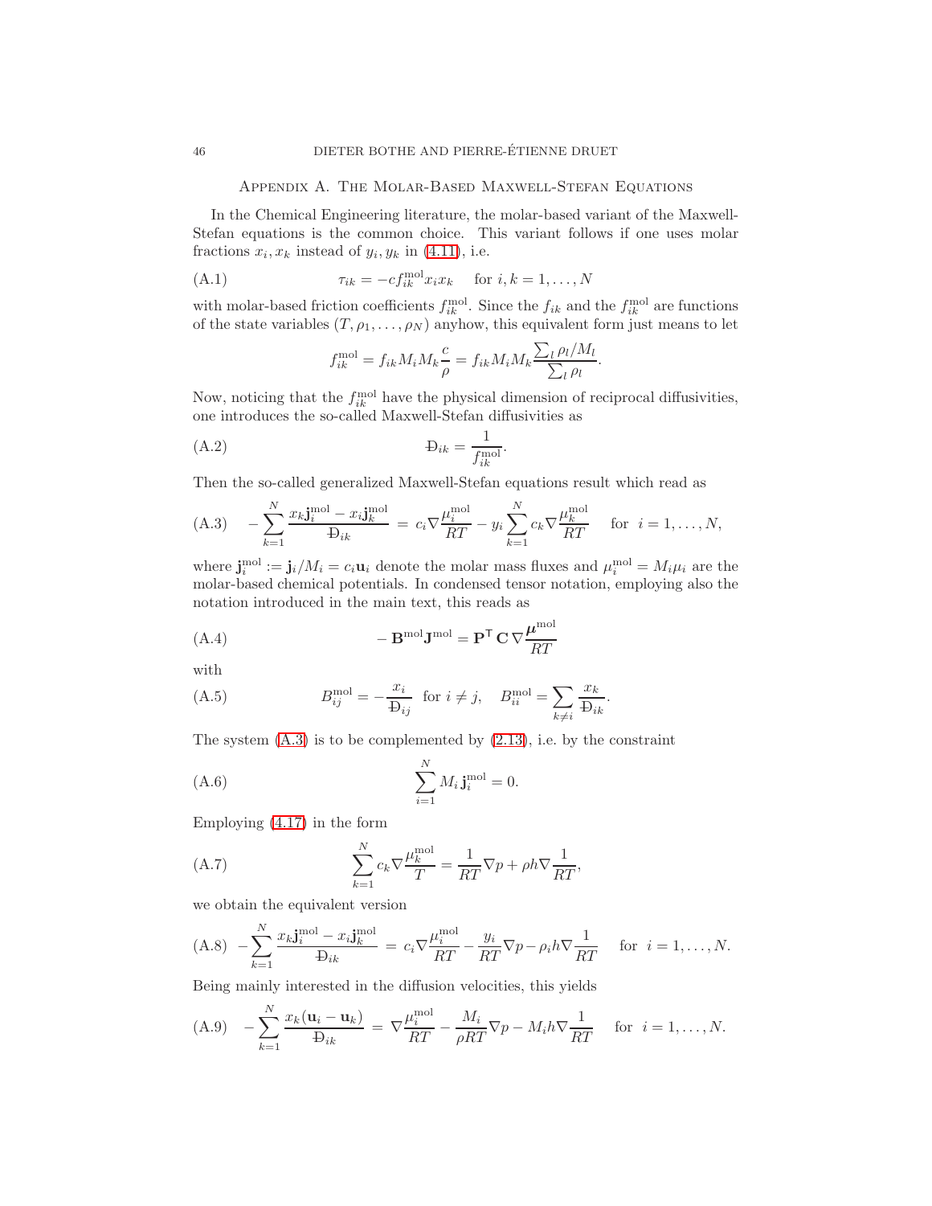## Appendix A. The Molar-Based Maxwell-Stefan Equations

In the Chemical Engineering literature, the molar-based variant of the Maxwell-Stefan equations is the common choice. This variant follows if one uses molar fractions $x_i, x_k$ instead of $y_i, y_k$ in (4.11), i.e.

$$\tau_{ik} = -c f_{ik}^{\text{mol}} x_i x_k \quad \text{for } i,k = 1,\ldots,N \tag{A.1}$$

with molar-based friction coefficients $f_{ik}^{\text{mol}}$. Since the $f_{ik}$ and the $f_{ik}^{\text{mol}}$ are functions of the state variables $(T, \rho_1, \ldots, \rho_N)$ anyhow, this equivalent form just means to let

$$f_{ik}^{\text{mol}} = f_{ik} M_i M_k \frac{c}{\rho} = f_{ik} M_i M_k \frac{\sum_l \rho_l / M_l}{\sum_l \rho_l}.$$

Now, noticing that the $f_{ik}^{\text{mol}}$ have the physical dimension of reciprocal diffusivities, one introduces the so-called Maxwell-Stefan diffusivities as

$$Đ_{ik} = \frac{1}{f_{ik}^{\text{mol}}}. \tag{A.2}$$

Then the so-called generalized Maxwell-Stefan equations result which read as

$$-\sum_{k=1}^{N} \frac{x_k \mathbf{j}_i^{\text{mol}} - x_i \mathbf{j}_k^{\text{mol}}}{Đ_{ik}} = c_i \nabla \frac{\mu_i^{\text{mol}}}{RT} - y_i \sum_{k=1}^{N} c_k \nabla \frac{\mu_k^{\text{mol}}}{RT} \quad \text{for } i = 1,\ldots,N, \tag{A.3}$$

where $\mathbf{j}_i^{\text{mol}} := \mathbf{j}_i / M_i = c_i \mathbf{u}_i$ denote the molar mass fluxes and $\mu_i^{\text{mol}} = M_i \mu_i$ are the molar-based chemical potentials. In condensed tensor notation, employing also the notation introduced in the main text, this reads as

$$-\mathbf{B}^{\text{mol}} \mathbf{J}^{\text{mol}} = \mathbf{P}^{\mathsf{T}} \mathbf{C} \nabla \frac{\boldsymbol{\mu}^{\text{mol}}}{RT} \tag{A.4}$$

with

$$B_{ij}^{\text{mol}} = -\frac{x_i}{Đ_{ij}} \;\; \text{for } i \neq j, \quad B_{ii}^{\text{mol}} = \sum_{k \neq i} \frac{x_k}{Đ_{ik}}. \tag{A.5}$$

The system (A.3) is to be complemented by (2.13), i.e. by the constraint

$$\sum_{i=1}^{N} M_i \, \mathbf{j}_i^{\text{mol}} = 0. \tag{A.6}$$

Employing (4.17) in the form

$$\sum_{k=1}^{N} c_k \nabla \frac{\mu_k^{\text{mol}}}{T} = \frac{1}{RT} \nabla p + \rho h \nabla \frac{1}{RT}, \tag{A.7}$$

we obtain the equivalent version

$$-\sum_{k=1}^{N} \frac{x_k \mathbf{j}_i^{\text{mol}} - x_i \mathbf{j}_k^{\text{mol}}}{Đ_{ik}} = c_i \nabla \frac{\mu_i^{\text{mol}}}{RT} - \frac{y_i}{RT} \nabla p - \rho_i h \nabla \frac{1}{RT} \quad \text{for } i = 1,\ldots,N. \tag{A.8}$$

Being mainly interested in the diffusion velocities, this yields

$$-\sum_{k=1}^{N} \frac{x_k (\mathbf{u}_i - \mathbf{u}_k)}{Đ_{ik}} = \nabla \frac{\mu_i^{\text{mol}}}{RT} - \frac{M_i}{\rho RT} \nabla p - M_i h \nabla \frac{1}{RT} \quad \text{for } i = 1,\ldots,N. \tag{A.9}$$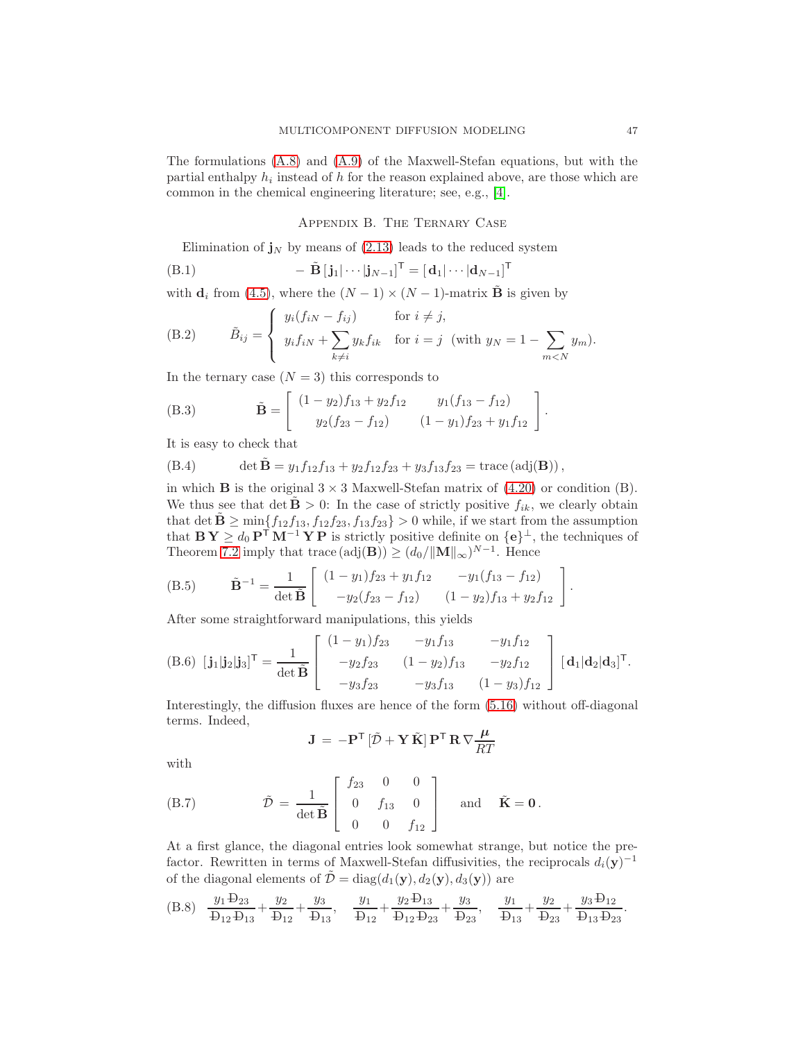The formulations (A.8) and (A.9) of the Maxwell-Stefan equations, but with the partial enthalpy $h_i$ instead of $h$ for the reason explained above, are those which are common in the chemical engineering literature; see, e.g., [4].

## Appendix B. The Ternary Case

Elimination of $\mathbf{j}_N$ by means of (2.13) leads to the reduced system

$$
-\tilde{\mathbf{B}}\,[\mathbf{j}_1|\cdots|\mathbf{j}_{N-1}]^{\mathsf{T}} = [\mathbf{d}_1|\cdots|\mathbf{d}_{N-1}]^{\mathsf{T}} \tag{B.1}
$$

with $\mathbf{d}_i$ from (4.5), where the $(N-1)\times(N-1)$-matrix $\tilde{\mathbf{B}}$ is given by

$$
\tilde{B}_{ij} = \begin{cases} y_i(f_{iN} - f_{ij}) & \text{for } i \neq j, \\ y_i f_{iN} + \sum_{k\neq i} y_k f_{ik} & \text{for } i = j \quad (\text{with } y_N = 1 - \sum_{m<N} y_m). \end{cases} \tag{B.2}
$$

In the ternary case ($N=3$) this corresponds to

$$
\tilde{\mathbf{B}} = \begin{bmatrix} (1-y_2)f_{13} + y_2 f_{12} & y_1(f_{13} - f_{12}) \\ y_2(f_{23} - f_{12}) & (1-y_1)f_{23} + y_1 f_{12} \end{bmatrix}. \tag{B.3}
$$

It is easy to check that

$$
\det\tilde{\mathbf{B}} = y_1 f_{12} f_{13} + y_2 f_{12} f_{23} + y_3 f_{13} f_{23} = \operatorname{trace}(\operatorname{adj}(\mathbf{B})), \tag{B.4}
$$

in which $\mathbf{B}$ is the original $3\times 3$ Maxwell-Stefan matrix of (4.20) or condition (B). We thus see that $\det\tilde{\mathbf{B}} > 0$: In the case of strictly positive $f_{ik}$, we clearly obtain that $\det\tilde{\mathbf{B}} \geq \min\{f_{12}f_{13}, f_{12}f_{23}, f_{13}f_{23}\} > 0$ while, if we start from the assumption that $\mathbf{B}\,\mathbf{Y} \geq d_0\,\mathbf{P}^{\mathsf{T}}\,\mathbf{M}^{-1}\,\mathbf{Y}\,\mathbf{P}$ is strictly positive definite on $\{\mathbf{e}\}^{\perp}$, the techniques of Theorem 7.2 imply that $\operatorname{trace}(\operatorname{adj}(\mathbf{B})) \geq (d_0/\|\mathbf{M}\|_\infty)^{N-1}$. Hence

$$
\tilde{\mathbf{B}}^{-1} = \frac{1}{\det\tilde{\mathbf{B}}} \begin{bmatrix} (1-y_1)f_{23} + y_1 f_{12} & -y_1(f_{13} - f_{12}) \\ -y_2(f_{23} - f_{12}) & (1-y_2)f_{13} + y_2 f_{12} \end{bmatrix}. \tag{B.5}
$$

After some straightforward manipulations, this yields

$$
[\mathbf{j}_1|\mathbf{j}_2|\mathbf{j}_3]^{\mathsf{T}} = \frac{1}{\det\tilde{\mathbf{B}}} \begin{bmatrix} (1-y_1)f_{23} & -y_1 f_{13} & -y_1 f_{12} \\ -y_2 f_{23} & (1-y_2)f_{13} & -y_2 f_{12} \\ -y_3 f_{23} & -y_3 f_{13} & (1-y_3)f_{12} \end{bmatrix} [\mathbf{d}_1|\mathbf{d}_2|\mathbf{d}_3]^{\mathsf{T}}. \tag{B.6}
$$

Interestingly, the diffusion fluxes are hence of the form (5.16) without off-diagonal terms. Indeed,

$$
\mathbf{J} = -\mathbf{P}^{\mathsf{T}}\,[\tilde{\mathcal{D}} + \mathbf{Y}\,\tilde{\mathbf{K}}]\,\mathbf{P}^{\mathsf{T}}\,\mathbf{R}\,\nabla\frac{\boldsymbol{\mu}}{RT}
$$

with

$$
\tilde{\mathcal{D}} = \frac{1}{\det\tilde{\mathbf{B}}} \begin{bmatrix} f_{23} & 0 & 0 \\ 0 & f_{13} & 0 \\ 0 & 0 & f_{12} \end{bmatrix} \quad \text{and} \quad \tilde{\mathbf{K}} = \mathbf{0}. \tag{B.7}
$$

At a first glance, the diagonal entries look somewhat strange, but notice the pre-factor. Rewritten in terms of Maxwell-Stefan diffusivities, the reciprocals $d_i(\mathbf{y})^{-1}$ of the diagonal elements of $\tilde{\mathcal{D}} = \operatorname{diag}(d_1(\mathbf{y}), d_2(\mathbf{y}), d_3(\mathbf{y}))$ are

$$
\frac{y_1 Đ_{23}}{Đ_{12}Đ_{13}} + \frac{y_2}{Đ_{12}} + \frac{y_3}{Đ_{13}}, \quad \frac{y_1}{Đ_{12}} + \frac{y_2 Đ_{13}}{Đ_{12}Đ_{23}} + \frac{y_3}{Đ_{23}}, \quad \frac{y_1}{Đ_{13}} + \frac{y_2}{Đ_{23}} + \frac{y_3 Đ_{12}}{Đ_{13}Đ_{23}}. \tag{B.8}
$$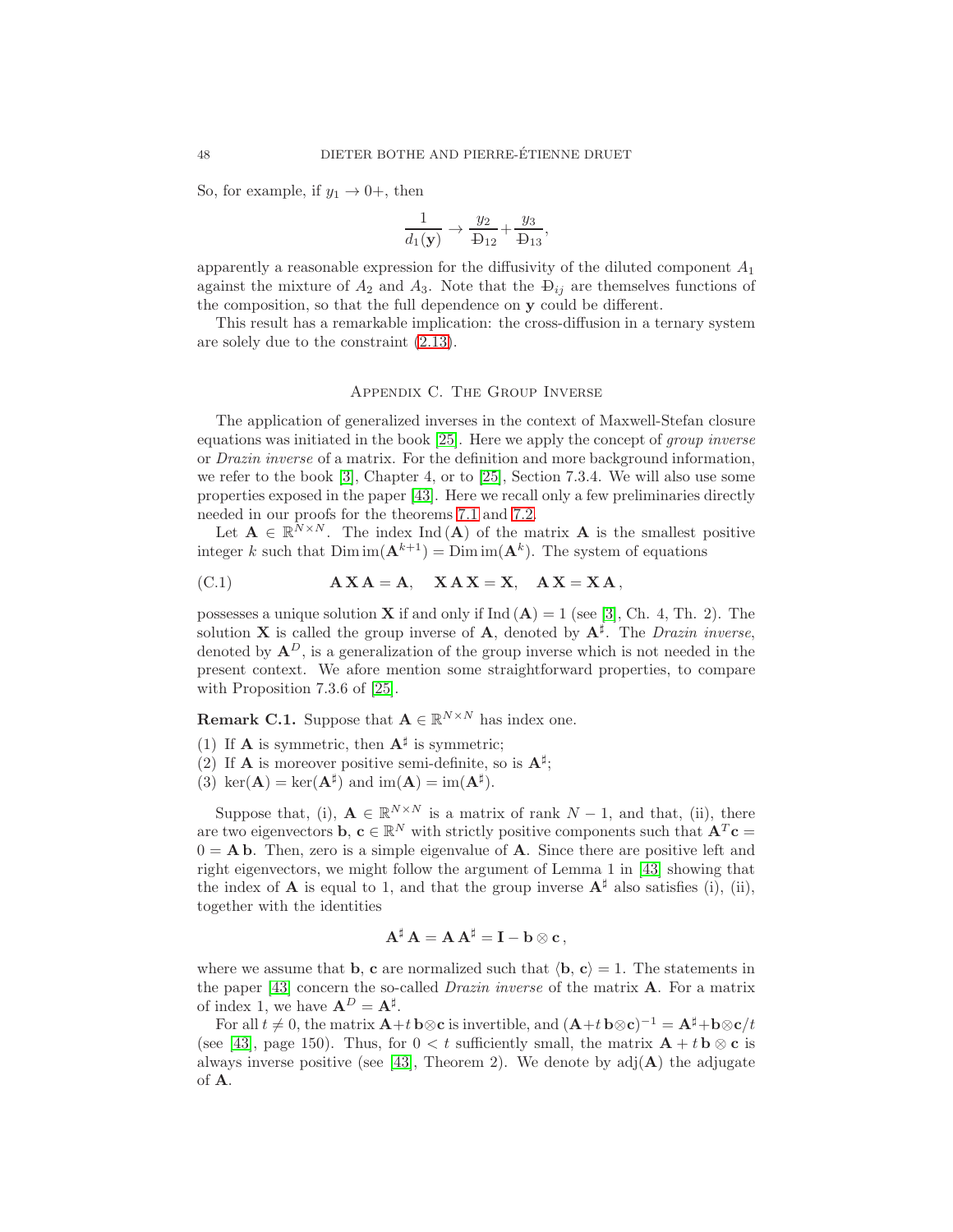So, for example, if $y_1 \to 0+$, then

$$\frac{1}{d_1(\mathbf{y})} \to \frac{y_2}{Đ_{12}} + \frac{y_3}{Đ_{13}},$$

apparently a reasonable expression for the diffusivity of the diluted component $A_1$ against the mixture of $A_2$ and $A_3$. Note that the $Đ_{ij}$ are themselves functions of the composition, so that the full dependence on $\mathbf{y}$ could be different.

This result has a remarkable implication: the cross-diffusion in a ternary system are solely due to the constraint (2.13).

## Appendix C. The Group Inverse

The application of generalized inverses in the context of Maxwell-Stefan closure equations was initiated in the book [25]. Here we apply the concept of *group inverse* or *Drazin inverse* of a matrix. For the definition and more background information, we refer to the book [3], Chapter 4, or to [25], Section 7.3.4. We will also use some properties exposed in the paper [43]. Here we recall only a few preliminaries directly needed in our proofs for the theorems 7.1 and 7.2.

Let $\mathbf{A} \in \mathbb{R}^{N\times N}$. The index $\text{Ind}(\mathbf{A})$ of the matrix $\mathbf{A}$ is the smallest positive integer $k$ such that $\text{Dim}\,\text{im}(\mathbf{A}^{k+1}) = \text{Dim}\,\text{im}(\mathbf{A}^k)$. The system of equations

$$\mathbf{A}\,\mathbf{X}\,\mathbf{A} = \mathbf{A}, \quad \mathbf{X}\,\mathbf{A}\,\mathbf{X} = \mathbf{X}, \quad \mathbf{A}\,\mathbf{X} = \mathbf{X}\,\mathbf{A}\,, \tag{C.1}$$

possesses a unique solution $\mathbf{X}$ if and only if $\text{Ind}(\mathbf{A}) = 1$ (see [3], Ch. 4, Th. 2). The solution $\mathbf{X}$ is called the group inverse of $\mathbf{A}$, denoted by $\mathbf{A}^\sharp$. The *Drazin inverse*, denoted by $\mathbf{A}^D$, is a generalization of the group inverse which is not needed in the present context. We afore mention some straightforward properties, to compare with Proposition 7.3.6 of [25].

**Remark C.1.** Suppose that $\mathbf{A} \in \mathbb{R}^{N\times N}$ has index one.

1. If $\mathbf{A}$ is symmetric, then $\mathbf{A}^\sharp$ is symmetric;
2. If $\mathbf{A}$ is moreover positive semi-definite, so is $\mathbf{A}^\sharp$;
3. $\ker(\mathbf{A}) = \ker(\mathbf{A}^\sharp)$ and $\text{im}(\mathbf{A}) = \text{im}(\mathbf{A}^\sharp)$.

Suppose that, (i), $\mathbf{A} \in \mathbb{R}^{N\times N}$ is a matrix of rank $N-1$, and that, (ii), there are two eigenvectors $\mathbf{b}$, $\mathbf{c} \in \mathbb{R}^N$ with strictly positive components such that $\mathbf{A}^T\mathbf{c} = 0 = \mathbf{A}\,\mathbf{b}$. Then, zero is a simple eigenvalue of $\mathbf{A}$. Since there are positive left and right eigenvectors, we might follow the argument of Lemma 1 in [43] showing that the index of $\mathbf{A}$ is equal to 1, and that the group inverse $\mathbf{A}^\sharp$ also satisfies (i), (ii), together with the identities

$$\mathbf{A}^\sharp\,\mathbf{A} = \mathbf{A}\,\mathbf{A}^\sharp = \mathbf{I} - \mathbf{b}\otimes\mathbf{c}\,,$$

where we assume that $\mathbf{b}$, $\mathbf{c}$ are normalized such that $\langle \mathbf{b},\, \mathbf{c}\rangle = 1$. The statements in the paper [43] concern the so-called *Drazin inverse* of the matrix $\mathbf{A}$. For a matrix of index 1, we have $\mathbf{A}^D = \mathbf{A}^\sharp$.

For all $t \neq 0$, the matrix $\mathbf{A}+t\,\mathbf{b}\otimes\mathbf{c}$ is invertible, and $(\mathbf{A}+t\,\mathbf{b}\otimes\mathbf{c})^{-1} = \mathbf{A}^\sharp+\mathbf{b}\otimes\mathbf{c}/t$ (see [43], page 150). Thus, for $0 < t$ sufficiently small, the matrix $\mathbf{A}+t\,\mathbf{b}\otimes\mathbf{c}$ is always inverse positive (see [43], Theorem 2). We denote by $\text{adj}(\mathbf{A})$ the adjugate of $\mathbf{A}$.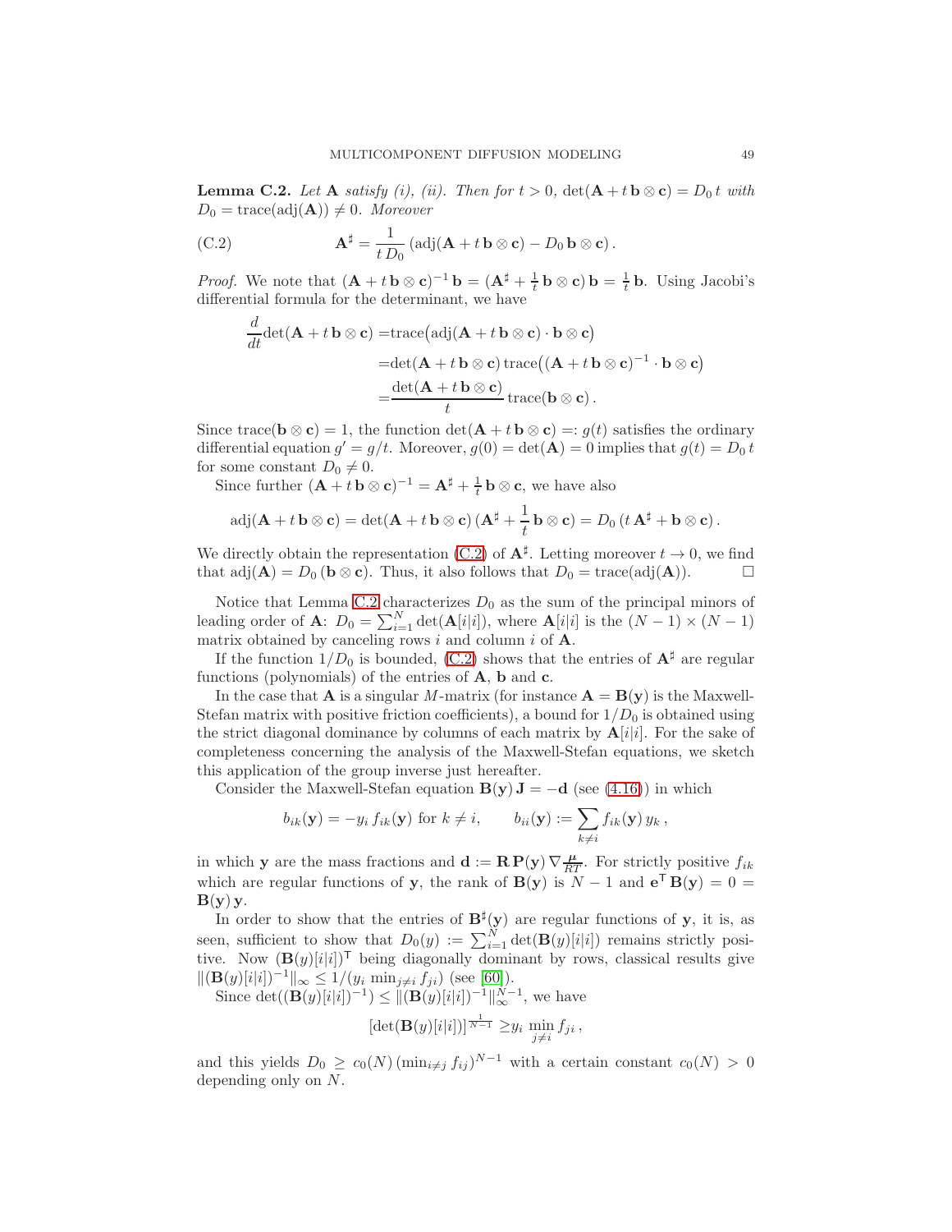**Lemma C.2.** *Let* $\mathbf{A}$ *satisfy (i), (ii). Then for* $t > 0$, $\det(\mathbf{A} + t\,\mathbf{b} \otimes \mathbf{c}) = D_0\, t$ *with* $D_0 = \operatorname{trace}(\operatorname{adj}(\mathbf{A})) \neq 0$. *Moreover*

$$
\mathbf{A}^\sharp = \frac{1}{t\, D_0} \left( \operatorname{adj}(\mathbf{A} + t\,\mathbf{b} \otimes \mathbf{c}) - D_0\, \mathbf{b} \otimes \mathbf{c} \right). \tag{C.2}
$$

*Proof.* We note that $(\mathbf{A} + t\,\mathbf{b} \otimes \mathbf{c})^{-1}\,\mathbf{b} = (\mathbf{A}^\sharp + \frac{1}{t}\,\mathbf{b} \otimes \mathbf{c})\,\mathbf{b} = \frac{1}{t}\,\mathbf{b}$. Using Jacobi's differential formula for the determinant, we have

$$
\begin{aligned}
\frac{d}{dt}\det(\mathbf{A} + t\,\mathbf{b} \otimes \mathbf{c}) =& \operatorname{trace}\big(\operatorname{adj}(\mathbf{A} + t\,\mathbf{b} \otimes \mathbf{c}) \cdot \mathbf{b} \otimes \mathbf{c}\big) \\
=& \det(\mathbf{A} + t\,\mathbf{b} \otimes \mathbf{c})\, \operatorname{trace}\big((\mathbf{A} + t\,\mathbf{b} \otimes \mathbf{c})^{-1} \cdot \mathbf{b} \otimes \mathbf{c}\big) \\
=& \frac{\det(\mathbf{A} + t\,\mathbf{b} \otimes \mathbf{c})}{t}\, \operatorname{trace}(\mathbf{b} \otimes \mathbf{c})\,.
\end{aligned}
$$

Since $\operatorname{trace}(\mathbf{b} \otimes \mathbf{c}) = 1$, the function $\det(\mathbf{A} + t\,\mathbf{b} \otimes \mathbf{c}) =: g(t)$ satisfies the ordinary differential equation $g' = g/t$. Moreover, $g(0) = \det(\mathbf{A}) = 0$ implies that $g(t) = D_0\, t$ for some constant $D_0 \neq 0$.

Since further $(\mathbf{A} + t\,\mathbf{b} \otimes \mathbf{c})^{-1} = \mathbf{A}^\sharp + \frac{1}{t}\,\mathbf{b} \otimes \mathbf{c}$, we have also

$$
\operatorname{adj}(\mathbf{A} + t\,\mathbf{b} \otimes \mathbf{c}) = \det(\mathbf{A} + t\,\mathbf{b} \otimes \mathbf{c})\,(\mathbf{A}^\sharp + \frac{1}{t}\,\mathbf{b} \otimes \mathbf{c}) = D_0\,(t\,\mathbf{A}^\sharp + \mathbf{b} \otimes \mathbf{c})\,.
$$

We directly obtain the representation (C.2) of $\mathbf{A}^\sharp$. Letting moreover $t \to 0$, we find that $\operatorname{adj}(\mathbf{A}) = D_0\,(\mathbf{b} \otimes \mathbf{c})$. Thus, it also follows that $D_0 = \operatorname{trace}(\operatorname{adj}(\mathbf{A}))$. $\square$

Notice that Lemma C.2 characterizes $D_0$ as the sum of the principal minors of leading order of $\mathbf{A}$: $D_0 = \sum_{i=1}^N \det(\mathbf{A}[i|i])$, where $\mathbf{A}[i|i]$ is the $(N-1) \times (N-1)$ matrix obtained by canceling rows $i$ and column $i$ of $\mathbf{A}$.

If the function $1/D_0$ is bounded, (C.2) shows that the entries of $\mathbf{A}^\sharp$ are regular functions (polynomials) of the entries of $\mathbf{A}$, $\mathbf{b}$ and $\mathbf{c}$.

In the case that $\mathbf{A}$ is a singular $M$-matrix (for instance $\mathbf{A} = \mathbf{B}(\mathbf{y})$ is the Maxwell-Stefan matrix with positive friction coefficients), a bound for $1/D_0$ is obtained using the strict diagonal dominance by columns of each matrix by $\mathbf{A}[i|i]$. For the sake of completeness concerning the analysis of the Maxwell-Stefan equations, we sketch this application of the group inverse just hereafter.

Consider the Maxwell-Stefan equation $\mathbf{B}(\mathbf{y})\,\mathbf{J} = -\mathbf{d}$ (see (4.16)) in which

$$
b_{ik}(\mathbf{y}) = -y_i\, f_{ik}(\mathbf{y}) \text{ for } k \neq i, \qquad b_{ii}(\mathbf{y}) := \sum_{k \neq i} f_{ik}(\mathbf{y})\, y_k\,,
$$

in which $\mathbf{y}$ are the mass fractions and $\mathbf{d} := \mathbf{R}\,\mathbf{P}(\mathbf{y})\,\nabla \frac{\boldsymbol{\mu}}{RT}$. For strictly positive $f_{ik}$ which are regular functions of $\mathbf{y}$, the rank of $\mathbf{B}(\mathbf{y})$ is $N-1$ and $\mathbf{e}^\mathsf{T}\,\mathbf{B}(\mathbf{y}) = 0 = \mathbf{B}(\mathbf{y})\,\mathbf{y}$.

In order to show that the entries of $\mathbf{B}^\sharp(\mathbf{y})$ are regular functions of $\mathbf{y}$, it is, as seen, sufficient to show that $D_0(y) := \sum_{i=1}^N \det(\mathbf{B}(y)[i|i])$ remains strictly positive. Now $(\mathbf{B}(y)[i|i])^\mathsf{T}$ being diagonally dominant by rows, classical results give $\|(\mathbf{B}(y)[i|i])^{-1}\|_\infty \leq 1/(y_i\, \min_{j \neq i} f_{ji})$ (see [60]).

Since $\det((\mathbf{B}(y)[i|i])^{-1}) \leq \|(\mathbf{B}(y)[i|i])^{-1}\|_\infty^{N-1}$, we have

$$
[\det(\mathbf{B}(y)[i|i])]^{\frac{1}{N-1}} \geq y_i\, \min_{j \neq i} f_{ji}\,,
$$

and this yields $D_0 \geq c_0(N)\,(\min_{i \neq j} f_{ij})^{N-1}$ with a certain constant $c_0(N) > 0$ depending only on $N$.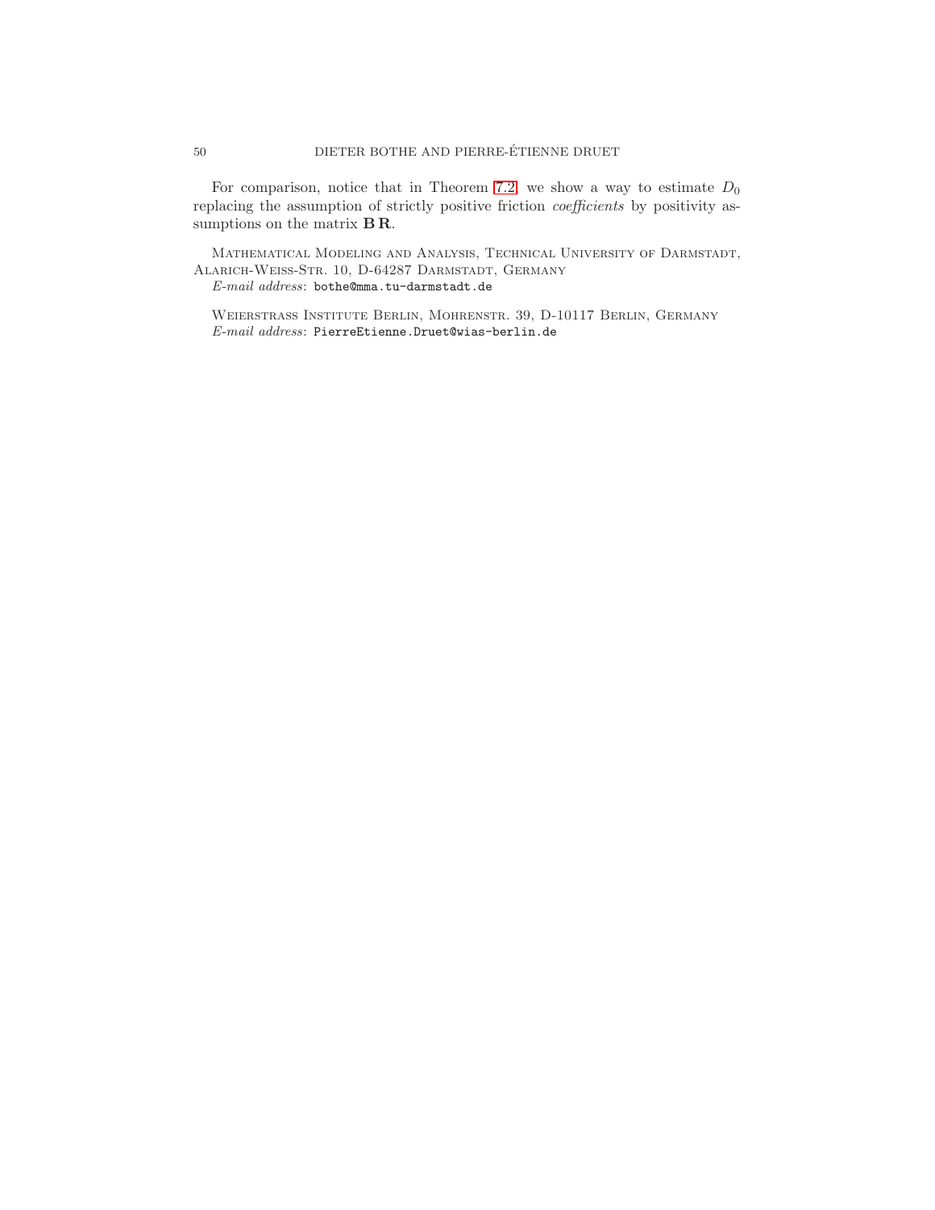For comparison, notice that in Theorem 7.2, we show a way to estimate $D_0$ replacing the assumption of strictly positive friction *coefficients* by positivity assumptions on the matrix $\mathbf{B}\,\mathbf{R}$.

Mathematical Modeling and Analysis, Technical University of Darmstadt, Alarich-Weiss-Str. 10, D-64287 Darmstadt, Germany
*E-mail address*: bothe@mma.tu-darmstadt.de

Weierstrass Institute Berlin, Mohrenstr. 39, D-10117 Berlin, Germany
*E-mail address*: PierreEtienne.Druet@wias-berlin.de